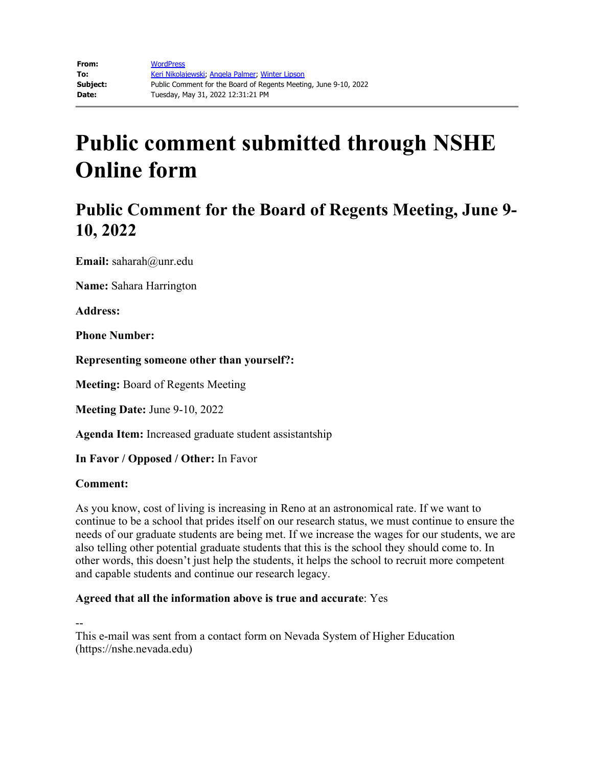| | |
|---|---|
| **From:** | WordPress |
| **To:** | Keri Nikolajewski; Angela Palmer; Winter Lipson |
| **Subject:** | Public Comment for the Board of Regents Meeting, June 9-10, 2022 |
| **Date:** | Tuesday, May 31, 2022 12:31:21 PM |

# Public comment submitted through NSHE Online form

## Public Comment for the Board of Regents Meeting, June 9-10, 2022

**Email:** saharah@unr.edu

**Name:** Sahara Harrington

**Address:**

**Phone Number:**

**Representing someone other than yourself?:**

**Meeting:** Board of Regents Meeting

**Meeting Date:** June 9-10, 2022

**Agenda Item:** Increased graduate student assistantship

**In Favor / Opposed / Other:** In Favor

**Comment:**

As you know, cost of living is increasing in Reno at an astronomical rate. If we want to continue to be a school that prides itself on our research status, we must continue to ensure the needs of our graduate students are being met. If we increase the wages for our students, we are also telling other potential graduate students that this is the school they should come to. In other words, this doesn't just help the students, it helps the school to recruit more competent and capable students and continue our research legacy.

**Agreed that all the information above is true and accurate**: Yes

--

This e-mail was sent from a contact form on Nevada System of Higher Education (https://nshe.nevada.edu)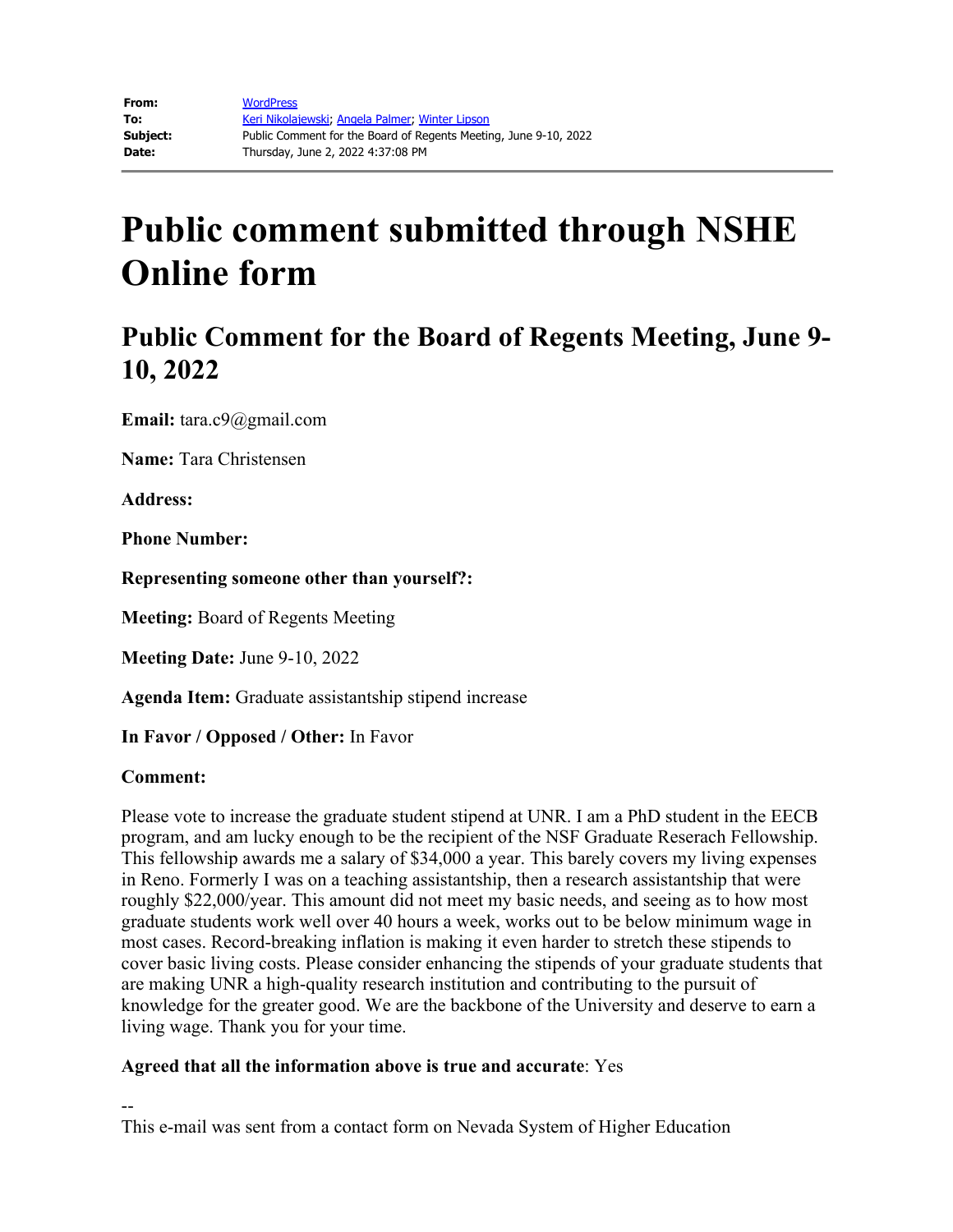| | |
|---|---|
| **From:** | WordPress |
| **To:** | Keri Nikolajewski; Angela Palmer; Winter Lipson |
| **Subject:** | Public Comment for the Board of Regents Meeting, June 9-10, 2022 |
| **Date:** | Thursday, June 2, 2022 4:37:08 PM |

# Public comment submitted through NSHE Online form

## Public Comment for the Board of Regents Meeting, June 9-10, 2022

**Email:** tara.c9@gmail.com

**Name:** Tara Christensen

**Address:**

**Phone Number:**

**Representing someone other than yourself?:**

**Meeting:** Board of Regents Meeting

**Meeting Date:** June 9-10, 2022

**Agenda Item:** Graduate assistantship stipend increase

**In Favor / Opposed / Other:** In Favor

**Comment:**

Please vote to increase the graduate student stipend at UNR. I am a PhD student in the EECB program, and am lucky enough to be the recipient of the NSF Graduate Reserach Fellowship. This fellowship awards me a salary of $34,000 a year. This barely covers my living expenses in Reno. Formerly I was on a teaching assistantship, then a research assistantship that were roughly $22,000/year. This amount did not meet my basic needs, and seeing as to how most graduate students work well over 40 hours a week, works out to be below minimum wage in most cases. Record-breaking inflation is making it even harder to stretch these stipends to cover basic living costs. Please consider enhancing the stipends of your graduate students that are making UNR a high-quality research institution and contributing to the pursuit of knowledge for the greater good. We are the backbone of the University and deserve to earn a living wage. Thank you for your time.

**Agreed that all the information above is true and accurate**: Yes

--
This e-mail was sent from a contact form on Nevada System of Higher Education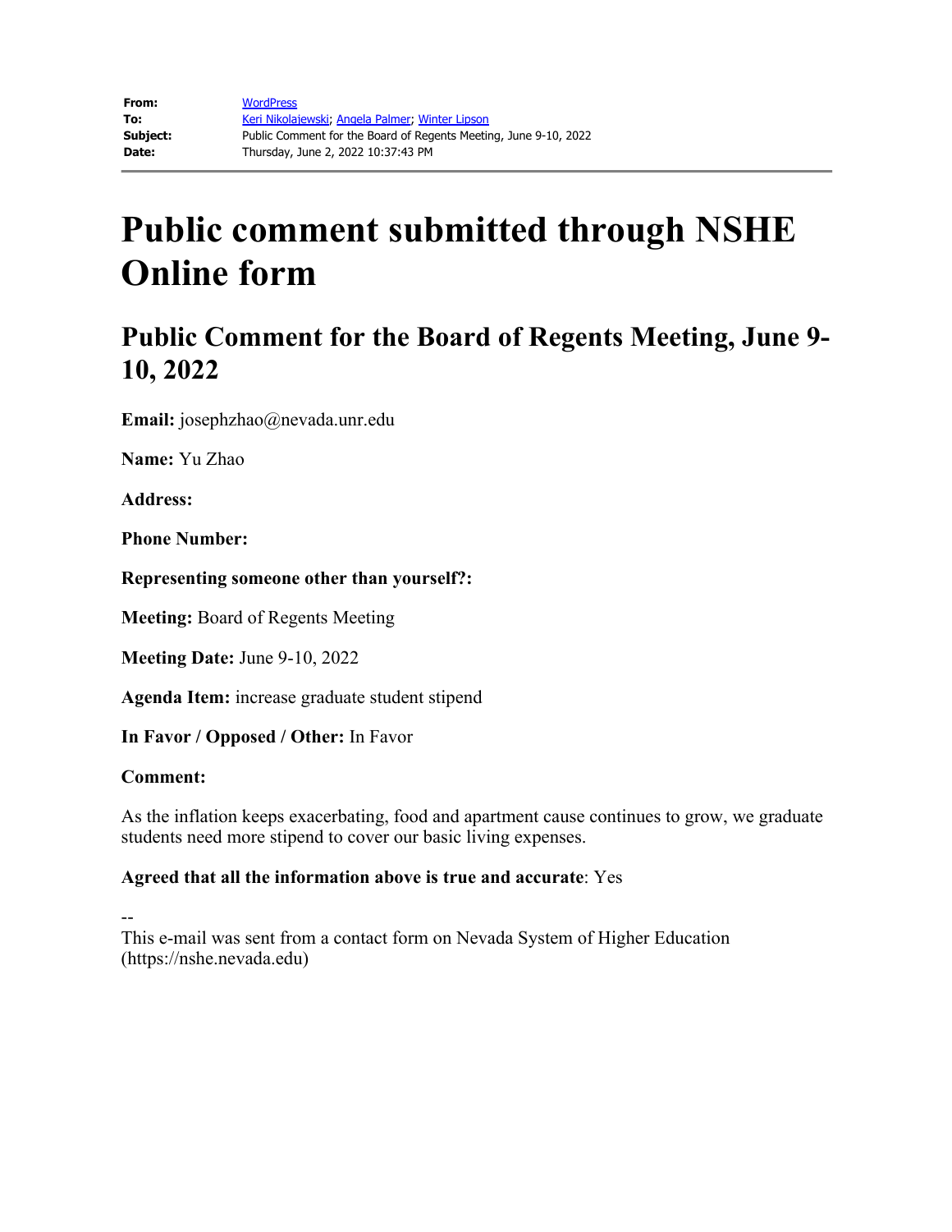| | |
|---|---|
| **From:** | WordPress |
| **To:** | Keri Nikolajewski; Angela Palmer; Winter Lipson |
| **Subject:** | Public Comment for the Board of Regents Meeting, June 9-10, 2022 |
| **Date:** | Thursday, June 2, 2022 10:37:43 PM |

# Public comment submitted through NSHE Online form

## Public Comment for the Board of Regents Meeting, June 9-10, 2022

**Email:** josephzhao@nevada.unr.edu

**Name:** Yu Zhao

**Address:**

**Phone Number:**

**Representing someone other than yourself?:**

**Meeting:** Board of Regents Meeting

**Meeting Date:** June 9-10, 2022

**Agenda Item:** increase graduate student stipend

**In Favor / Opposed / Other:** In Favor

**Comment:**

As the inflation keeps exacerbating, food and apartment cause continues to grow, we graduate students need more stipend to cover our basic living expenses.

**Agreed that all the information above is true and accurate**: Yes

--
This e-mail was sent from a contact form on Nevada System of Higher Education (https://nshe.nevada.edu)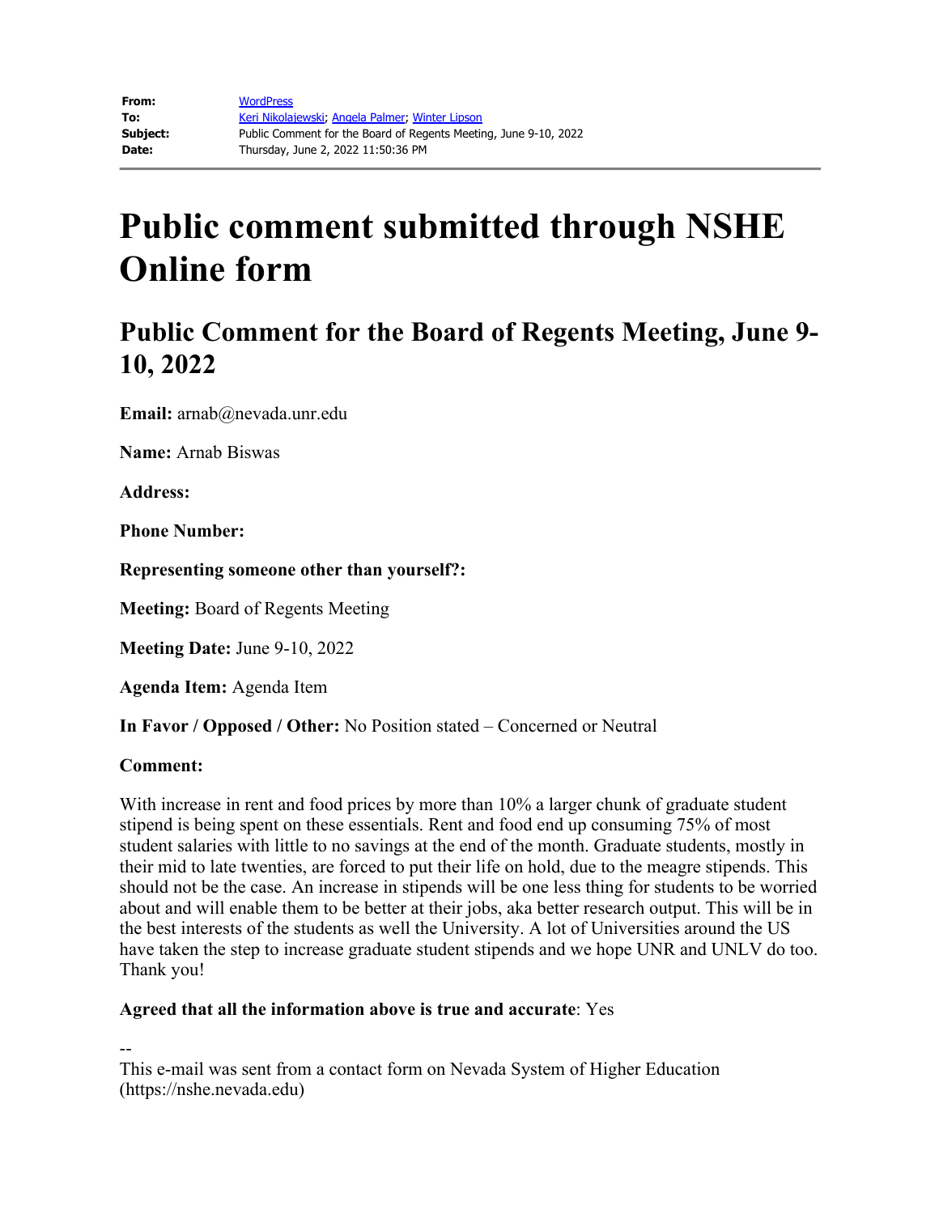| | |
|---|---|
| **From:** | WordPress |
| **To:** | Keri Nikolajewski; Angela Palmer; Winter Lipson |
| **Subject:** | Public Comment for the Board of Regents Meeting, June 9-10, 2022 |
| **Date:** | Thursday, June 2, 2022 11:50:36 PM |

# Public comment submitted through NSHE Online form

## Public Comment for the Board of Regents Meeting, June 9-10, 2022

**Email:** arnab@nevada.unr.edu

**Name:** Arnab Biswas

**Address:**

**Phone Number:**

**Representing someone other than yourself?:**

**Meeting:** Board of Regents Meeting

**Meeting Date:** June 9-10, 2022

**Agenda Item:** Agenda Item

**In Favor / Opposed / Other:** No Position stated – Concerned or Neutral

**Comment:**

With increase in rent and food prices by more than 10% a larger chunk of graduate student stipend is being spent on these essentials. Rent and food end up consuming 75% of most student salaries with little to no savings at the end of the month. Graduate students, mostly in their mid to late twenties, are forced to put their life on hold, due to the meagre stipends. This should not be the case. An increase in stipends will be one less thing for students to be worried about and will enable them to be better at their jobs, aka better research output. This will be in the best interests of the students as well the University. A lot of Universities around the US have taken the step to increase graduate student stipends and we hope UNR and UNLV do too. Thank you!

**Agreed that all the information above is true and accurate**: Yes

--
This e-mail was sent from a contact form on Nevada System of Higher Education (https://nshe.nevada.edu)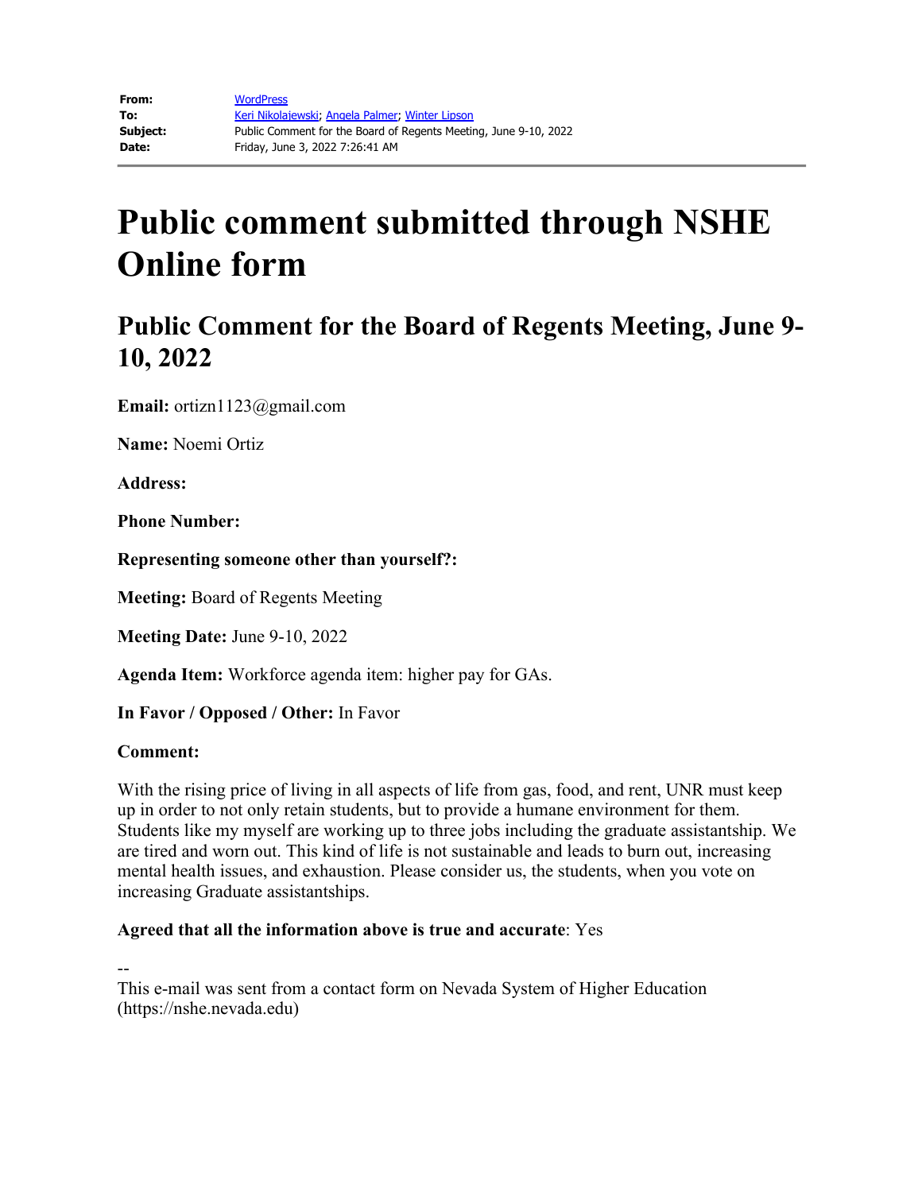| | |
|---|---|
| **From:** | WordPress |
| **To:** | Keri Nikolajewski; Angela Palmer; Winter Lipson |
| **Subject:** | Public Comment for the Board of Regents Meeting, June 9-10, 2022 |
| **Date:** | Friday, June 3, 2022 7:26:41 AM |

# Public comment submitted through NSHE Online form

## Public Comment for the Board of Regents Meeting, June 9-10, 2022

**Email:** ortizn1123@gmail.com

**Name:** Noemi Ortiz

**Address:**

**Phone Number:**

**Representing someone other than yourself?:**

**Meeting:** Board of Regents Meeting

**Meeting Date:** June 9-10, 2022

**Agenda Item:** Workforce agenda item: higher pay for GAs.

**In Favor / Opposed / Other:** In Favor

**Comment:**

With the rising price of living in all aspects of life from gas, food, and rent, UNR must keep up in order to not only retain students, but to provide a humane environment for them. Students like my myself are working up to three jobs including the graduate assistantship. We are tired and worn out. This kind of life is not sustainable and leads to burn out, increasing mental health issues, and exhaustion. Please consider us, the students, when you vote on increasing Graduate assistantships.

**Agreed that all the information above is true and accurate**: Yes

--
This e-mail was sent from a contact form on Nevada System of Higher Education (https://nshe.nevada.edu)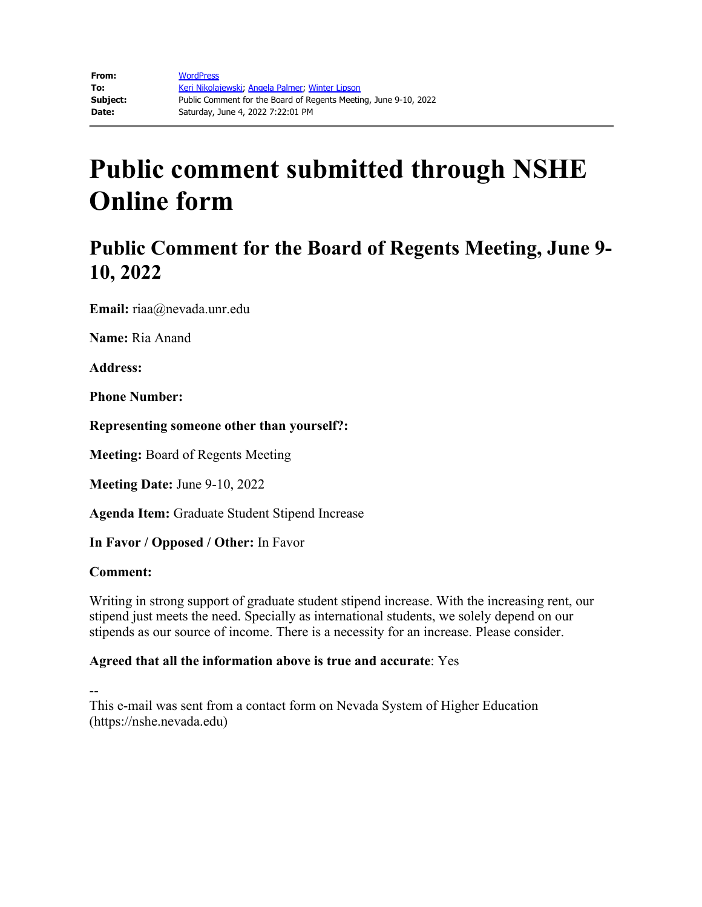| | |
|---|---|
| **From:** | WordPress |
| **To:** | Keri Nikolajewski; Angela Palmer; Winter Lipson |
| **Subject:** | Public Comment for the Board of Regents Meeting, June 9-10, 2022 |
| **Date:** | Saturday, June 4, 2022 7:22:01 PM |

# Public comment submitted through NSHE Online form

## Public Comment for the Board of Regents Meeting, June 9-10, 2022

**Email:** riaa@nevada.unr.edu

**Name:** Ria Anand

**Address:**

**Phone Number:**

**Representing someone other than yourself?:**

**Meeting:** Board of Regents Meeting

**Meeting Date:** June 9-10, 2022

**Agenda Item:** Graduate Student Stipend Increase

**In Favor / Opposed / Other:** In Favor

**Comment:**

Writing in strong support of graduate student stipend increase. With the increasing rent, our stipend just meets the need. Specially as international students, we solely depend on our stipends as our source of income. There is a necessity for an increase. Please consider.

**Agreed that all the information above is true and accurate**: Yes

--
This e-mail was sent from a contact form on Nevada System of Higher Education (https://nshe.nevada.edu)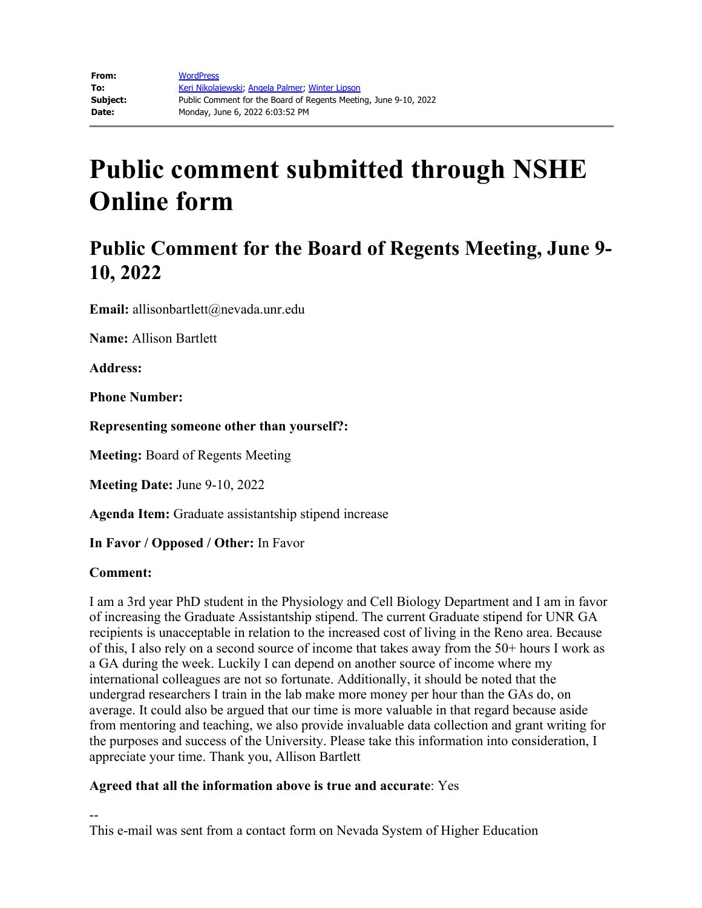**From:** WordPress
**To:** Keri Nikolajewski; Angela Palmer; Winter Lipson
**Subject:** Public Comment for the Board of Regents Meeting, June 9-10, 2022
**Date:** Monday, June 6, 2022 6:03:52 PM

# Public comment submitted through NSHE Online form

## Public Comment for the Board of Regents Meeting, June 9-10, 2022

**Email:** allisonbartlett@nevada.unr.edu

**Name:** Allison Bartlett

**Address:**

**Phone Number:**

**Representing someone other than yourself?:**

**Meeting:** Board of Regents Meeting

**Meeting Date:** June 9-10, 2022

**Agenda Item:** Graduate assistantship stipend increase

**In Favor / Opposed / Other:** In Favor

**Comment:**

I am a 3rd year PhD student in the Physiology and Cell Biology Department and I am in favor of increasing the Graduate Assistantship stipend. The current Graduate stipend for UNR GA recipients is unacceptable in relation to the increased cost of living in the Reno area. Because of this, I also rely on a second source of income that takes away from the 50+ hours I work as a GA during the week. Luckily I can depend on another source of income where my international colleagues are not so fortunate. Additionally, it should be noted that the undergrad researchers I train in the lab make more money per hour than the GAs do, on average. It could also be argued that our time is more valuable in that regard because aside from mentoring and teaching, we also provide invaluable data collection and grant writing for the purposes and success of the University. Please take this information into consideration, I appreciate your time. Thank you, Allison Bartlett

**Agreed that all the information above is true and accurate**: Yes

--
This e-mail was sent from a contact form on Nevada System of Higher Education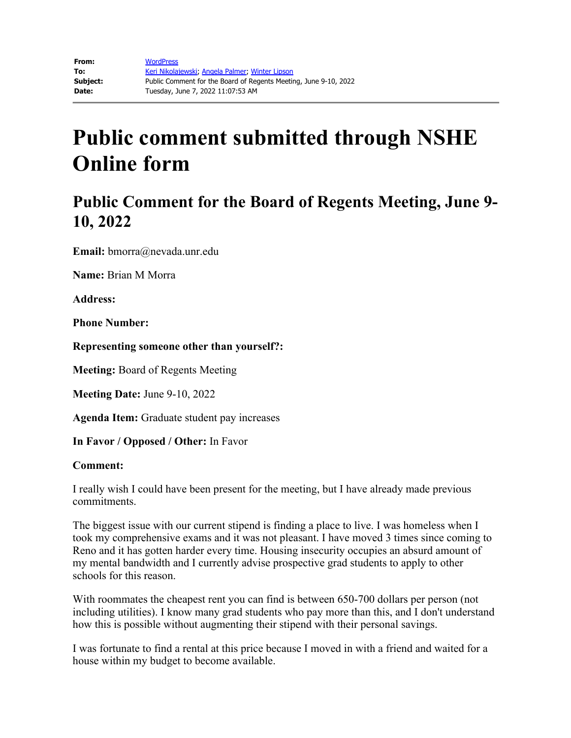|  |  |
| --- | --- |
| **From:** | WordPress |
| **To:** | Keri Nikolajewski; Angela Palmer; Winter Lipson |
| **Subject:** | Public Comment for the Board of Regents Meeting, June 9-10, 2022 |
| **Date:** | Tuesday, June 7, 2022 11:07:53 AM |

# Public comment submitted through NSHE Online form

## Public Comment for the Board of Regents Meeting, June 9-10, 2022

**Email:** bmorra@nevada.unr.edu

**Name:** Brian M Morra

**Address:**

**Phone Number:**

**Representing someone other than yourself?:**

**Meeting:** Board of Regents Meeting

**Meeting Date:** June 9-10, 2022

**Agenda Item:** Graduate student pay increases

**In Favor / Opposed / Other:** In Favor

**Comment:**

I really wish I could have been present for the meeting, but I have already made previous commitments.

The biggest issue with our current stipend is finding a place to live. I was homeless when I took my comprehensive exams and it was not pleasant. I have moved 3 times since coming to Reno and it has gotten harder every time. Housing insecurity occupies an absurd amount of my mental bandwidth and I currently advise prospective grad students to apply to other schools for this reason.

With roommates the cheapest rent you can find is between 650-700 dollars per person (not including utilities). I know many grad students who pay more than this, and I don't understand how this is possible without augmenting their stipend with their personal savings.

I was fortunate to find a rental at this price because I moved in with a friend and waited for a house within my budget to become available.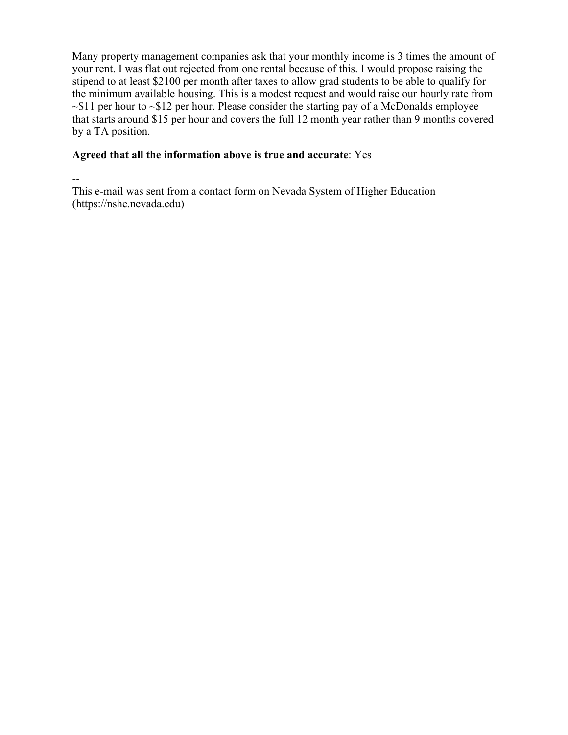Many property management companies ask that your monthly income is 3 times the amount of your rent. I was flat out rejected from one rental because of this. I would propose raising the stipend to at least $2100 per month after taxes to allow grad students to be able to qualify for the minimum available housing. This is a modest request and would raise our hourly rate from ~$11 per hour to ~$12 per hour. Please consider the starting pay of a McDonalds employee that starts around $15 per hour and covers the full 12 month year rather than 9 months covered by a TA position.

**Agreed that all the information above is true and accurate**: Yes

--
This e-mail was sent from a contact form on Nevada System of Higher Education (https://nshe.nevada.edu)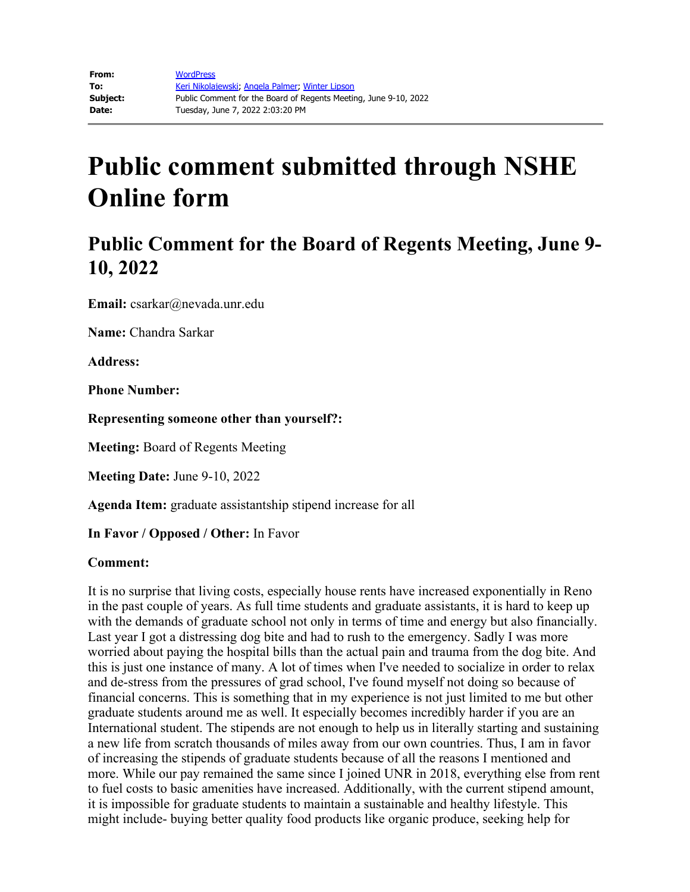| | |
|---|---|
| **From:** | WordPress |
| **To:** | Keri Nikolajewski; Angela Palmer; Winter Lipson |
| **Subject:** | Public Comment for the Board of Regents Meeting, June 9-10, 2022 |
| **Date:** | Tuesday, June 7, 2022 2:03:20 PM |

# Public comment submitted through NSHE Online form

## Public Comment for the Board of Regents Meeting, June 9-10, 2022

**Email:** csarkar@nevada.unr.edu

**Name:** Chandra Sarkar

**Address:**

**Phone Number:**

**Representing someone other than yourself?:**

**Meeting:** Board of Regents Meeting

**Meeting Date:** June 9-10, 2022

**Agenda Item:** graduate assistantship stipend increase for all

**In Favor / Opposed / Other:** In Favor

**Comment:**

It is no surprise that living costs, especially house rents have increased exponentially in Reno in the past couple of years. As full time students and graduate assistants, it is hard to keep up with the demands of graduate school not only in terms of time and energy but also financially. Last year I got a distressing dog bite and had to rush to the emergency. Sadly I was more worried about paying the hospital bills than the actual pain and trauma from the dog bite. And this is just one instance of many. A lot of times when I've needed to socialize in order to relax and de-stress from the pressures of grad school, I've found myself not doing so because of financial concerns. This is something that in my experience is not just limited to me but other graduate students around me as well. It especially becomes incredibly harder if you are an International student. The stipends are not enough to help us in literally starting and sustaining a new life from scratch thousands of miles away from our own countries. Thus, I am in favor of increasing the stipends of graduate students because of all the reasons I mentioned and more. While our pay remained the same since I joined UNR in 2018, everything else from rent to fuel costs to basic amenities have increased. Additionally, with the current stipend amount, it is impossible for graduate students to maintain a sustainable and healthy lifestyle. This might include- buying better quality food products like organic produce, seeking help for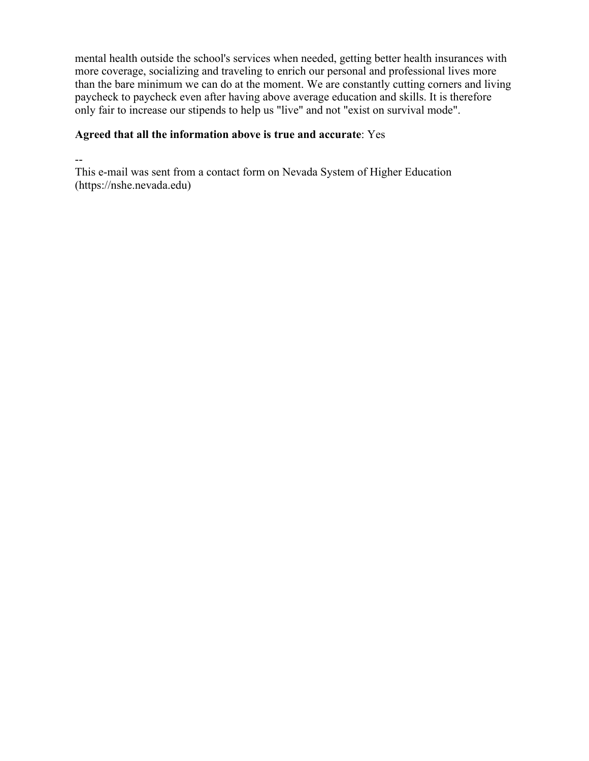mental health outside the school's services when needed, getting better health insurances with more coverage, socializing and traveling to enrich our personal and professional lives more than the bare minimum we can do at the moment. We are constantly cutting corners and living paycheck to paycheck even after having above average education and skills. It is therefore only fair to increase our stipends to help us "live" and not "exist on survival mode".

**Agreed that all the information above is true and accurate**: Yes

--
This e-mail was sent from a contact form on Nevada System of Higher Education (https://nshe.nevada.edu)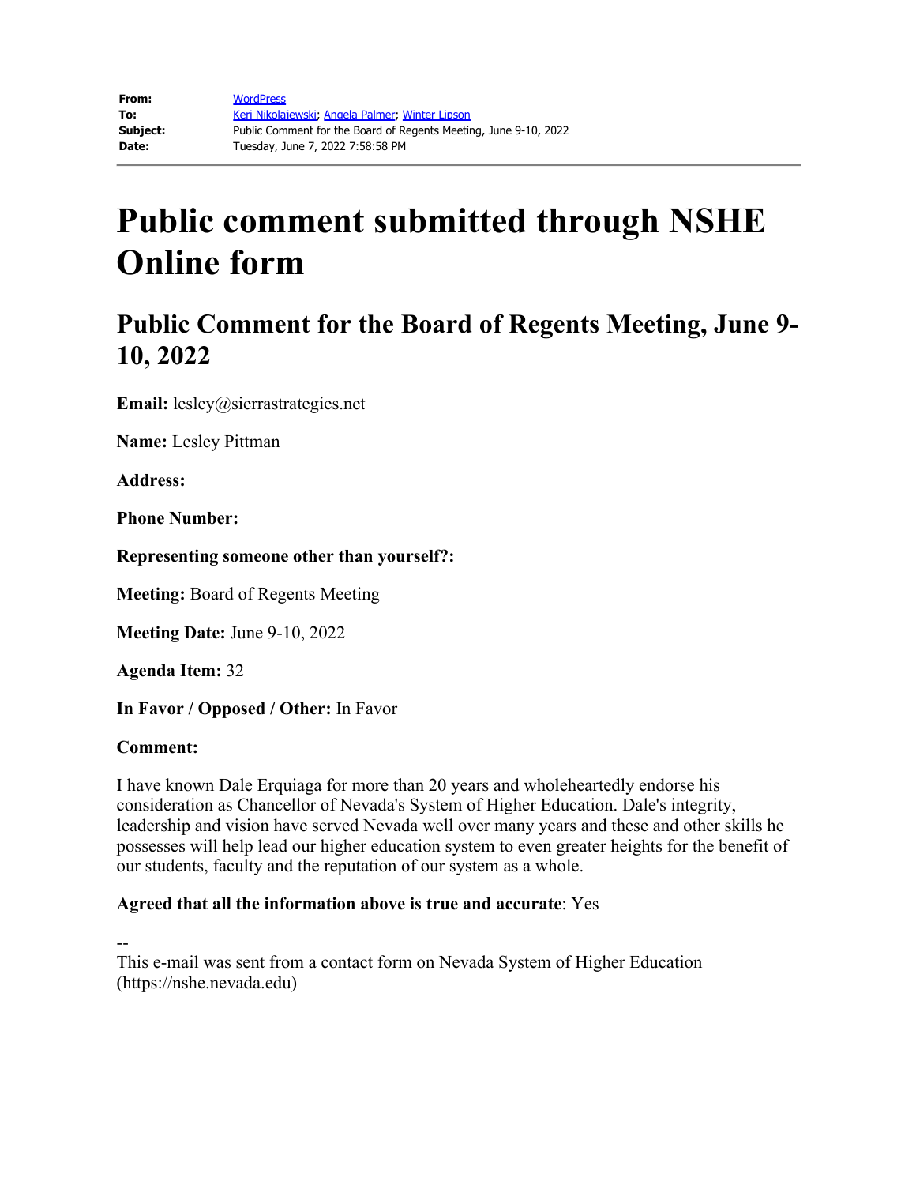| | |
|---|---|
| **From:** | WordPress |
| **To:** | Keri Nikolajewski; Angela Palmer; Winter Lipson |
| **Subject:** | Public Comment for the Board of Regents Meeting, June 9-10, 2022 |
| **Date:** | Tuesday, June 7, 2022 7:58:58 PM |

# Public comment submitted through NSHE Online form

## Public Comment for the Board of Regents Meeting, June 9-10, 2022

**Email:** lesley@sierrastrategies.net

**Name:** Lesley Pittman

**Address:**

**Phone Number:**

**Representing someone other than yourself?:**

**Meeting:** Board of Regents Meeting

**Meeting Date:** June 9-10, 2022

**Agenda Item:** 32

**In Favor / Opposed / Other:** In Favor

**Comment:**

I have known Dale Erquiaga for more than 20 years and wholeheartedly endorse his consideration as Chancellor of Nevada's System of Higher Education. Dale's integrity, leadership and vision have served Nevada well over many years and these and other skills he possesses will help lead our higher education system to even greater heights for the benefit of our students, faculty and the reputation of our system as a whole.

**Agreed that all the information above is true and accurate**: Yes

--
This e-mail was sent from a contact form on Nevada System of Higher Education (https://nshe.nevada.edu)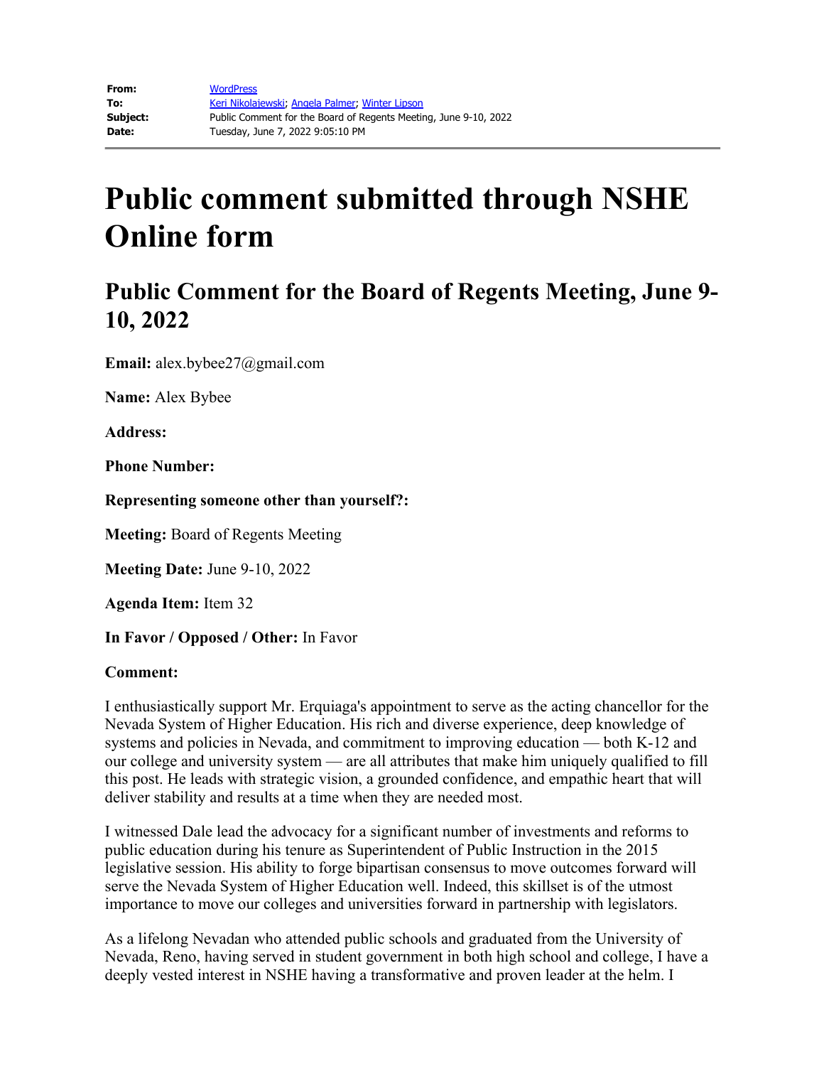| | |
|---|---|
| **From:** | WordPress |
| **To:** | Keri Nikolajewski; Angela Palmer; Winter Lipson |
| **Subject:** | Public Comment for the Board of Regents Meeting, June 9-10, 2022 |
| **Date:** | Tuesday, June 7, 2022 9:05:10 PM |

# Public comment submitted through NSHE Online form

## Public Comment for the Board of Regents Meeting, June 9-10, 2022

**Email:** alex.bybee27@gmail.com

**Name:** Alex Bybee

**Address:**

**Phone Number:**

**Representing someone other than yourself?:**

**Meeting:** Board of Regents Meeting

**Meeting Date:** June 9-10, 2022

**Agenda Item:** Item 32

**In Favor / Opposed / Other:** In Favor

**Comment:**

I enthusiastically support Mr. Erquiaga's appointment to serve as the acting chancellor for the Nevada System of Higher Education. His rich and diverse experience, deep knowledge of systems and policies in Nevada, and commitment to improving education — both K-12 and our college and university system — are all attributes that make him uniquely qualified to fill this post. He leads with strategic vision, a grounded confidence, and empathic heart that will deliver stability and results at a time when they are needed most.

I witnessed Dale lead the advocacy for a significant number of investments and reforms to public education during his tenure as Superintendent of Public Instruction in the 2015 legislative session. His ability to forge bipartisan consensus to move outcomes forward will serve the Nevada System of Higher Education well. Indeed, this skillset is of the utmost importance to move our colleges and universities forward in partnership with legislators.

As a lifelong Nevadan who attended public schools and graduated from the University of Nevada, Reno, having served in student government in both high school and college, I have a deeply vested interest in NSHE having a transformative and proven leader at the helm. I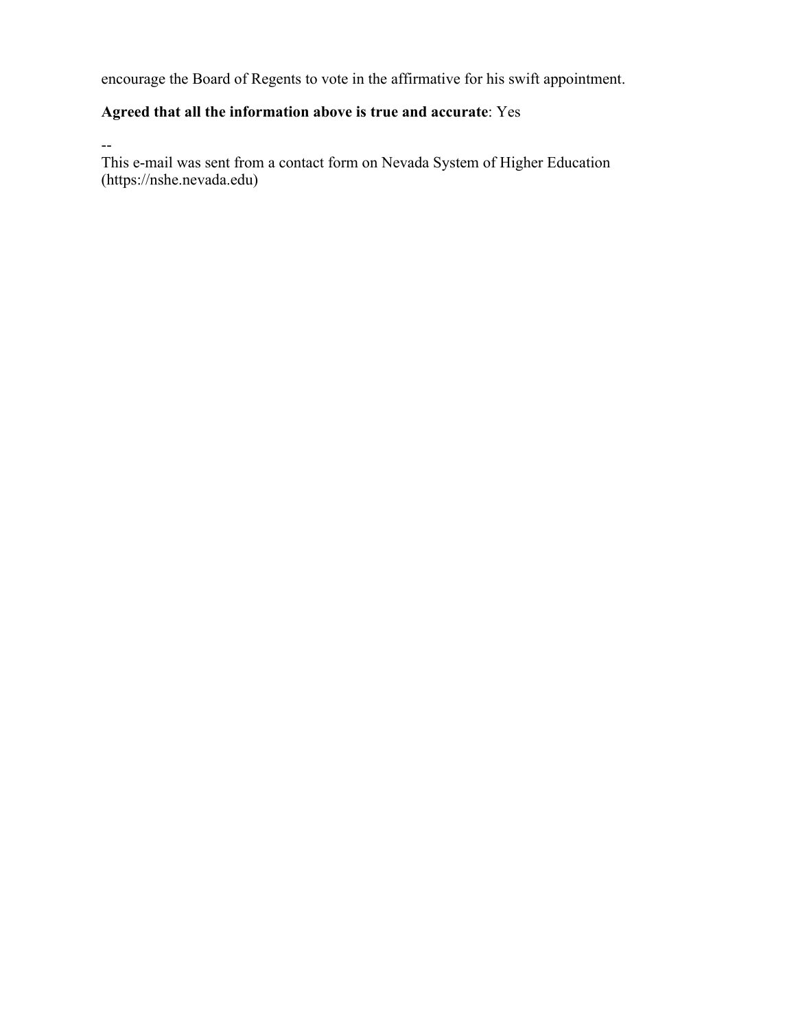encourage the Board of Regents to vote in the affirmative for his swift appointment.

**Agreed that all the information above is true and accurate**: Yes

--
This e-mail was sent from a contact form on Nevada System of Higher Education (https://nshe.nevada.edu)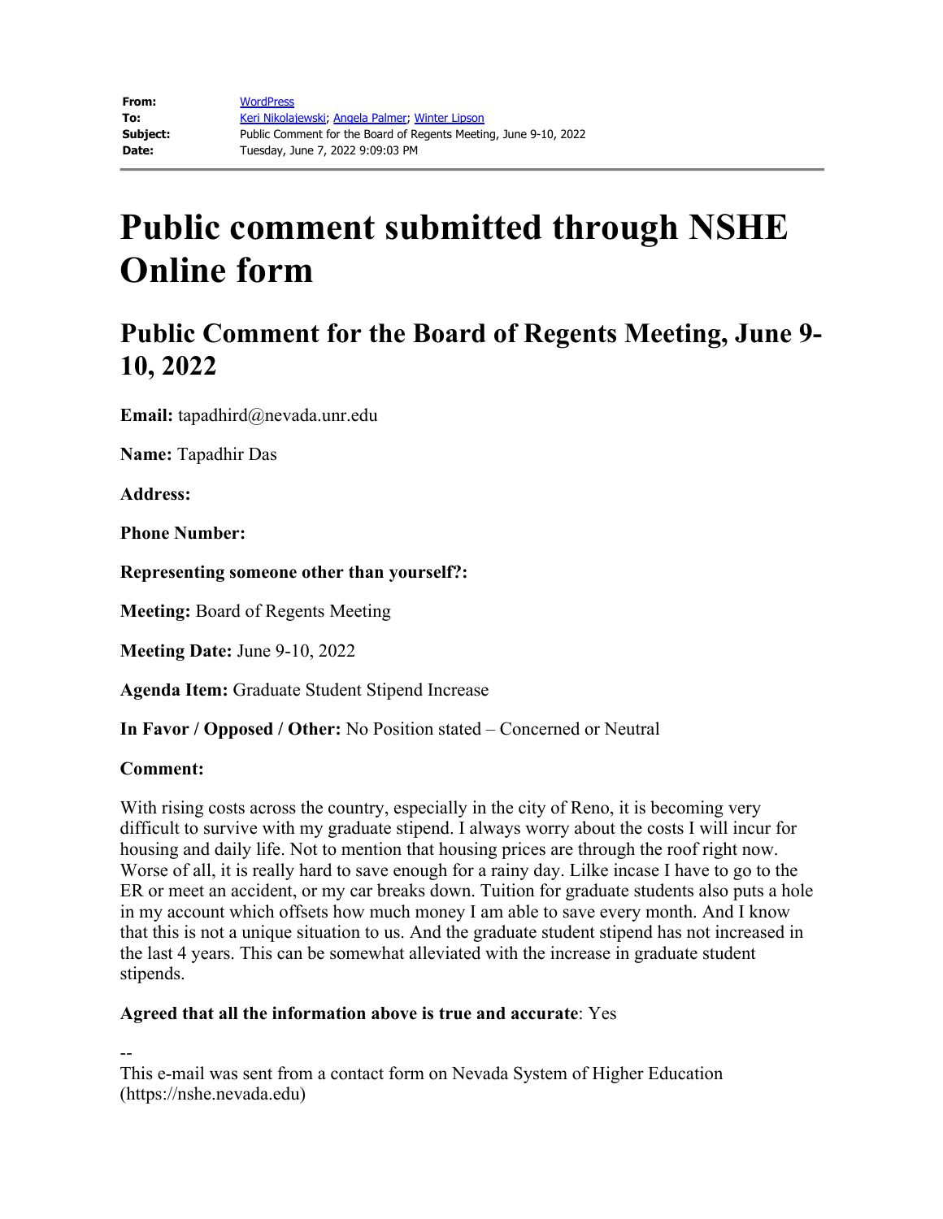| | |
|---|---|
| **From:** | WordPress |
| **To:** | Keri Nikolajewski; Angela Palmer; Winter Lipson |
| **Subject:** | Public Comment for the Board of Regents Meeting, June 9-10, 2022 |
| **Date:** | Tuesday, June 7, 2022 9:09:03 PM |

# Public comment submitted through NSHE Online form

## Public Comment for the Board of Regents Meeting, June 9-10, 2022

**Email:** tapadhird@nevada.unr.edu

**Name:** Tapadhir Das

**Address:**

**Phone Number:**

**Representing someone other than yourself?:**

**Meeting:** Board of Regents Meeting

**Meeting Date:** June 9-10, 2022

**Agenda Item:** Graduate Student Stipend Increase

**In Favor / Opposed / Other:** No Position stated – Concerned or Neutral

**Comment:**

With rising costs across the country, especially in the city of Reno, it is becoming very difficult to survive with my graduate stipend. I always worry about the costs I will incur for housing and daily life. Not to mention that housing prices are through the roof right now. Worse of all, it is really hard to save enough for a rainy day. Lilke incase I have to go to the ER or meet an accident, or my car breaks down. Tuition for graduate students also puts a hole in my account which offsets how much money I am able to save every month. And I know that this is not a unique situation to us. And the graduate student stipend has not increased in the last 4 years. This can be somewhat alleviated with the increase in graduate student stipends.

**Agreed that all the information above is true and accurate**: Yes

--
This e-mail was sent from a contact form on Nevada System of Higher Education (https://nshe.nevada.edu)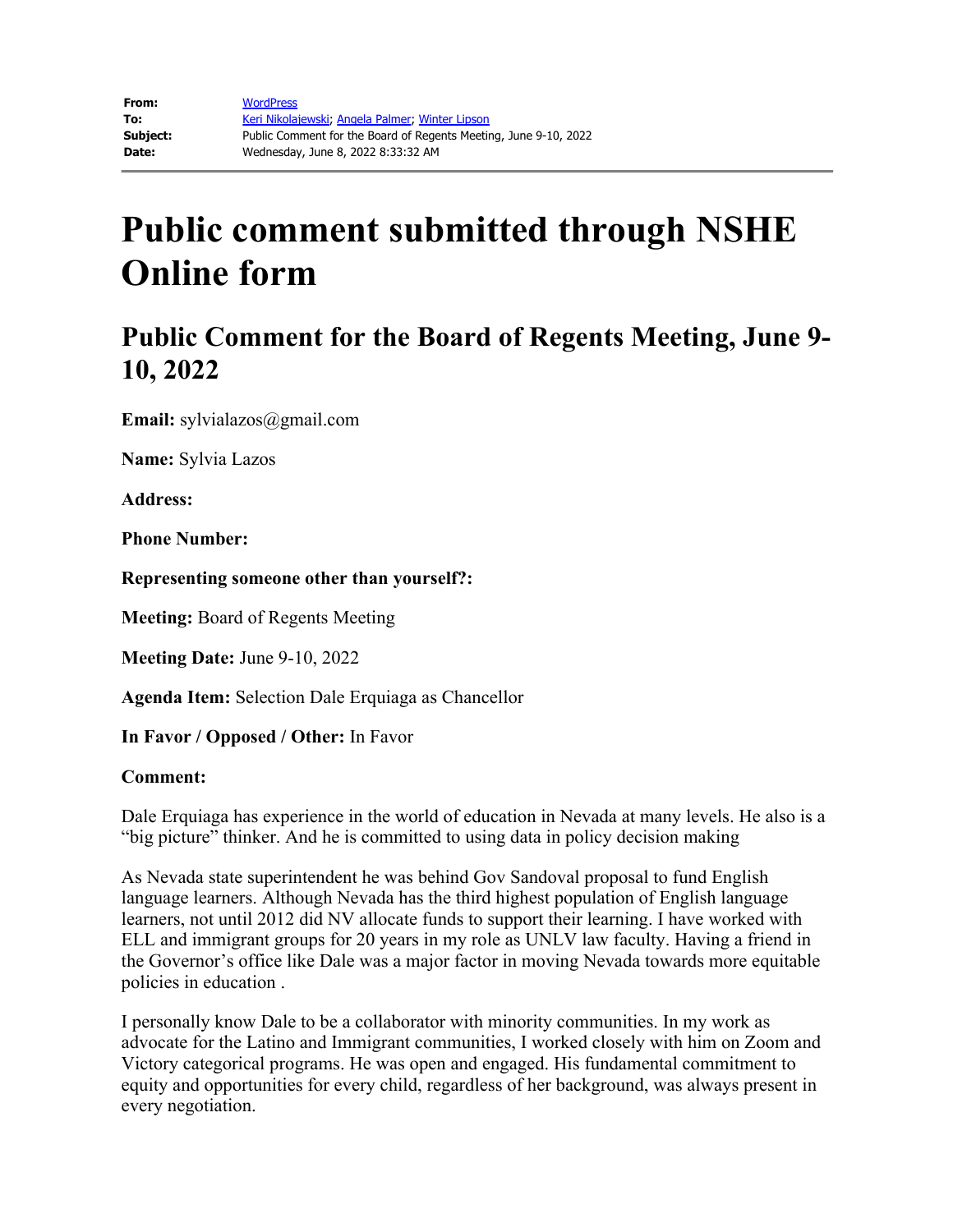| | |
|---|---|
| **From:** | WordPress |
| **To:** | Keri Nikolajewski; Angela Palmer; Winter Lipson |
| **Subject:** | Public Comment for the Board of Regents Meeting, June 9-10, 2022 |
| **Date:** | Wednesday, June 8, 2022 8:33:32 AM |

# Public comment submitted through NSHE Online form

## Public Comment for the Board of Regents Meeting, June 9-10, 2022

**Email:** sylvialazos@gmail.com

**Name:** Sylvia Lazos

**Address:**

**Phone Number:**

**Representing someone other than yourself?:**

**Meeting:** Board of Regents Meeting

**Meeting Date:** June 9-10, 2022

**Agenda Item:** Selection Dale Erquiaga as Chancellor

**In Favor / Opposed / Other:** In Favor

**Comment:**

Dale Erquiaga has experience in the world of education in Nevada at many levels. He also is a "big picture" thinker. And he is committed to using data in policy decision making

As Nevada state superintendent he was behind Gov Sandoval proposal to fund English language learners. Although Nevada has the third highest population of English language learners, not until 2012 did NV allocate funds to support their learning. I have worked with ELL and immigrant groups for 20 years in my role as UNLV law faculty. Having a friend in the Governor's office like Dale was a major factor in moving Nevada towards more equitable policies in education .

I personally know Dale to be a collaborator with minority communities. In my work as advocate for the Latino and Immigrant communities, I worked closely with him on Zoom and Victory categorical programs. He was open and engaged. His fundamental commitment to equity and opportunities for every child, regardless of her background, was always present in every negotiation.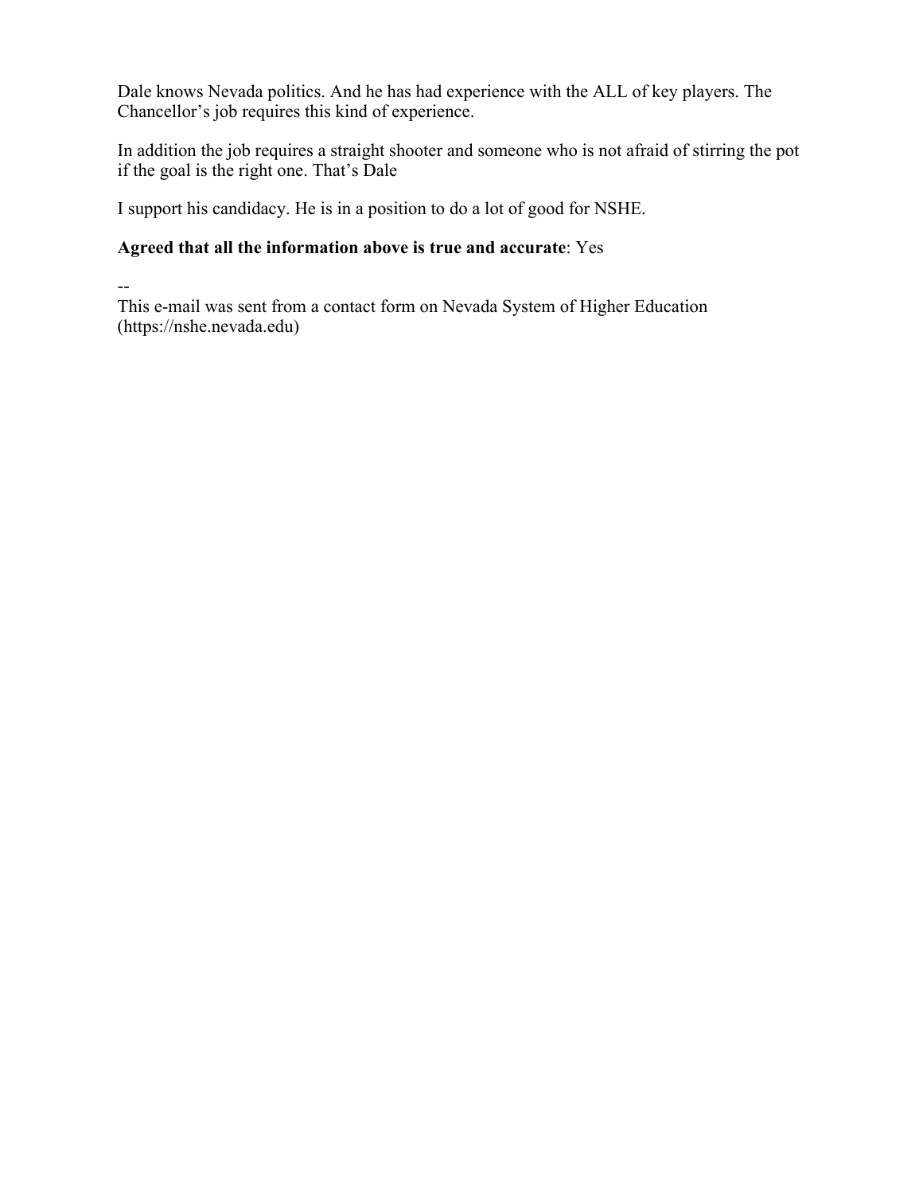Dale knows Nevada politics. And he has had experience with the ALL of key players. The Chancellor's job requires this kind of experience.

In addition the job requires a straight shooter and someone who is not afraid of stirring the pot if the goal is the right one. That's Dale

I support his candidacy. He is in a position to do a lot of good for NSHE.

**Agreed that all the information above is true and accurate**: Yes

--
This e-mail was sent from a contact form on Nevada System of Higher Education (https://nshe.nevada.edu)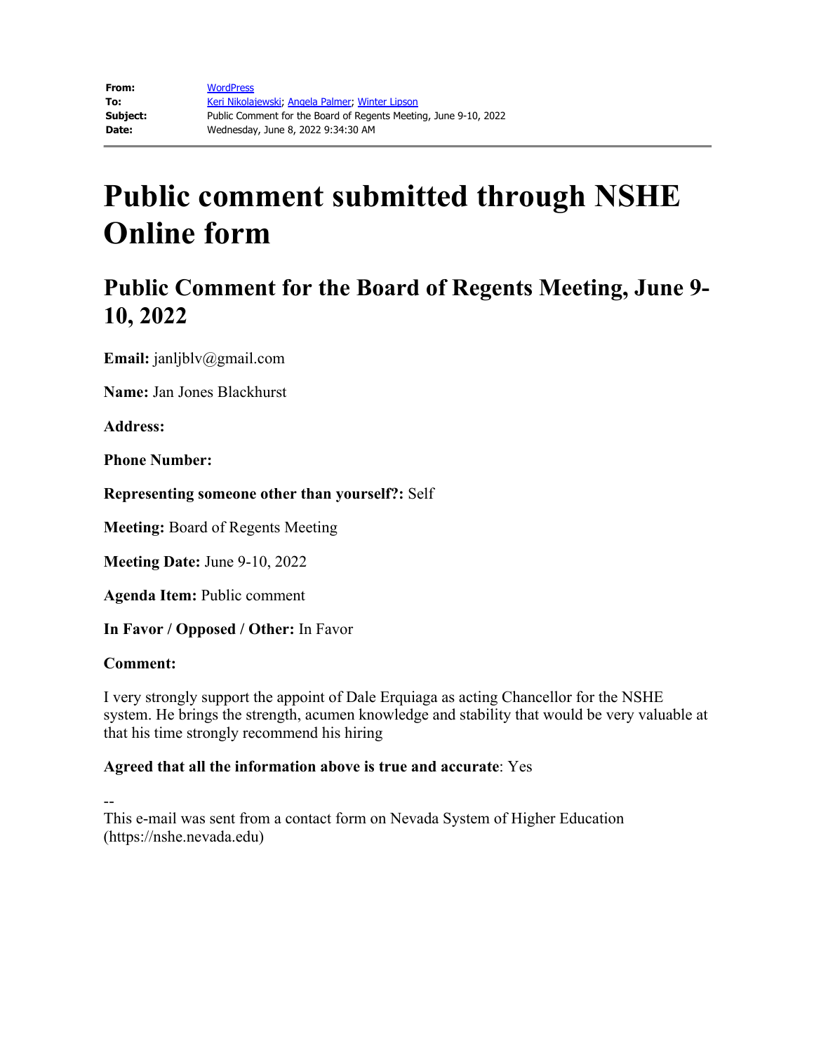| | |
|---|---|
| **From:** | WordPress |
| **To:** | Keri Nikolajewski; Angela Palmer; Winter Lipson |
| **Subject:** | Public Comment for the Board of Regents Meeting, June 9-10, 2022 |
| **Date:** | Wednesday, June 8, 2022 9:34:30 AM |

# Public comment submitted through NSHE Online form

## Public Comment for the Board of Regents Meeting, June 9-10, 2022

**Email:** janljblv@gmail.com

**Name:** Jan Jones Blackhurst

**Address:**

**Phone Number:**

**Representing someone other than yourself?:** Self

**Meeting:** Board of Regents Meeting

**Meeting Date:** June 9-10, 2022

**Agenda Item:** Public comment

**In Favor / Opposed / Other:** In Favor

**Comment:**

I very strongly support the appoint of Dale Erquiaga as acting Chancellor for the NSHE system. He brings the strength, acumen knowledge and stability that would be very valuable at that his time strongly recommend his hiring

**Agreed that all the information above is true and accurate**: Yes

--
This e-mail was sent from a contact form on Nevada System of Higher Education (https://nshe.nevada.edu)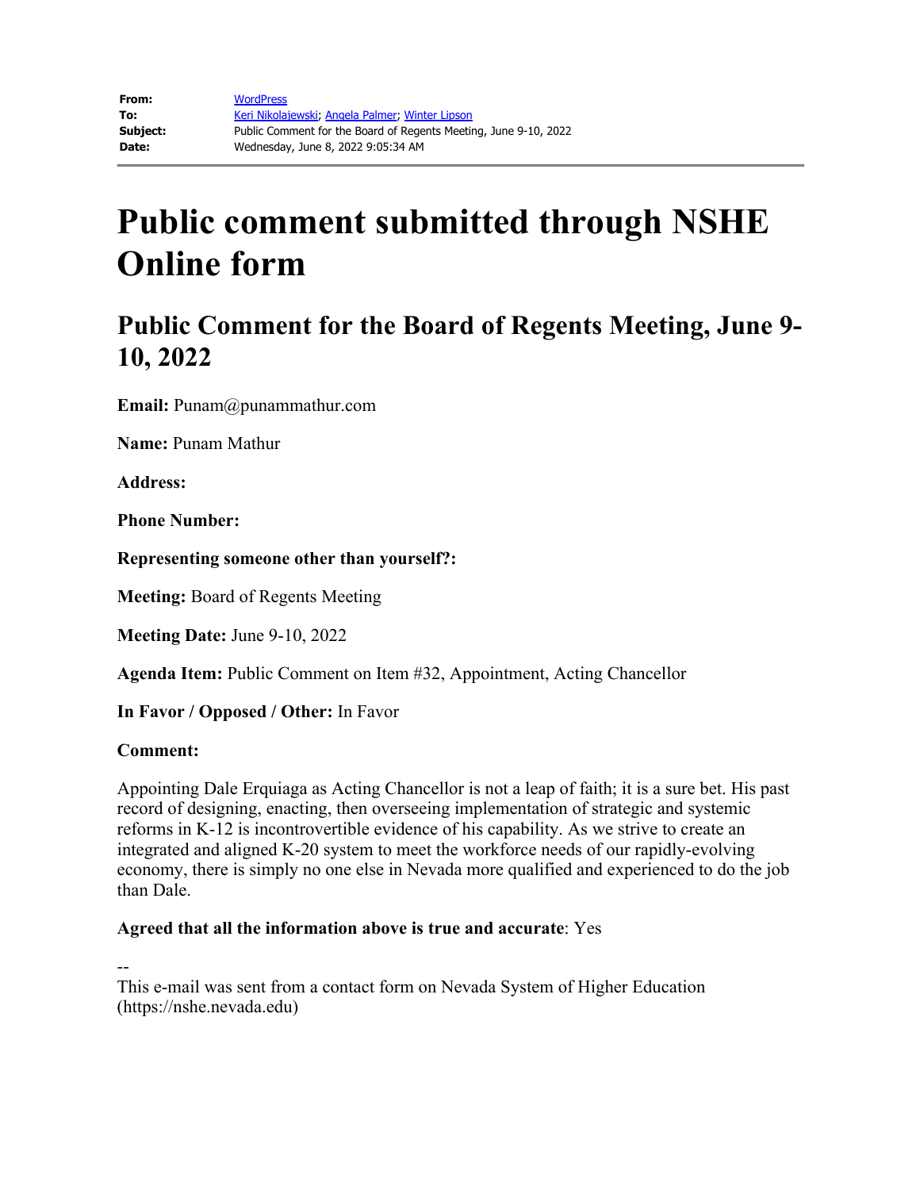**From:** WordPress
**To:** Keri Nikolajewski; Angela Palmer; Winter Lipson
**Subject:** Public Comment for the Board of Regents Meeting, June 9-10, 2022
**Date:** Wednesday, June 8, 2022 9:05:34 AM

# Public comment submitted through NSHE Online form

## Public Comment for the Board of Regents Meeting, June 9-10, 2022

**Email:** Punam@punammathur.com

**Name:** Punam Mathur

**Address:**

**Phone Number:**

**Representing someone other than yourself?:**

**Meeting:** Board of Regents Meeting

**Meeting Date:** June 9-10, 2022

**Agenda Item:** Public Comment on Item #32, Appointment, Acting Chancellor

**In Favor / Opposed / Other:** In Favor

**Comment:**

Appointing Dale Erquiaga as Acting Chancellor is not a leap of faith; it is a sure bet. His past record of designing, enacting, then overseeing implementation of strategic and systemic reforms in K-12 is incontrovertible evidence of his capability. As we strive to create an integrated and aligned K-20 system to meet the workforce needs of our rapidly-evolving economy, there is simply no one else in Nevada more qualified and experienced to do the job than Dale.

**Agreed that all the information above is true and accurate**: Yes

--
This e-mail was sent from a contact form on Nevada System of Higher Education (https://nshe.nevada.edu)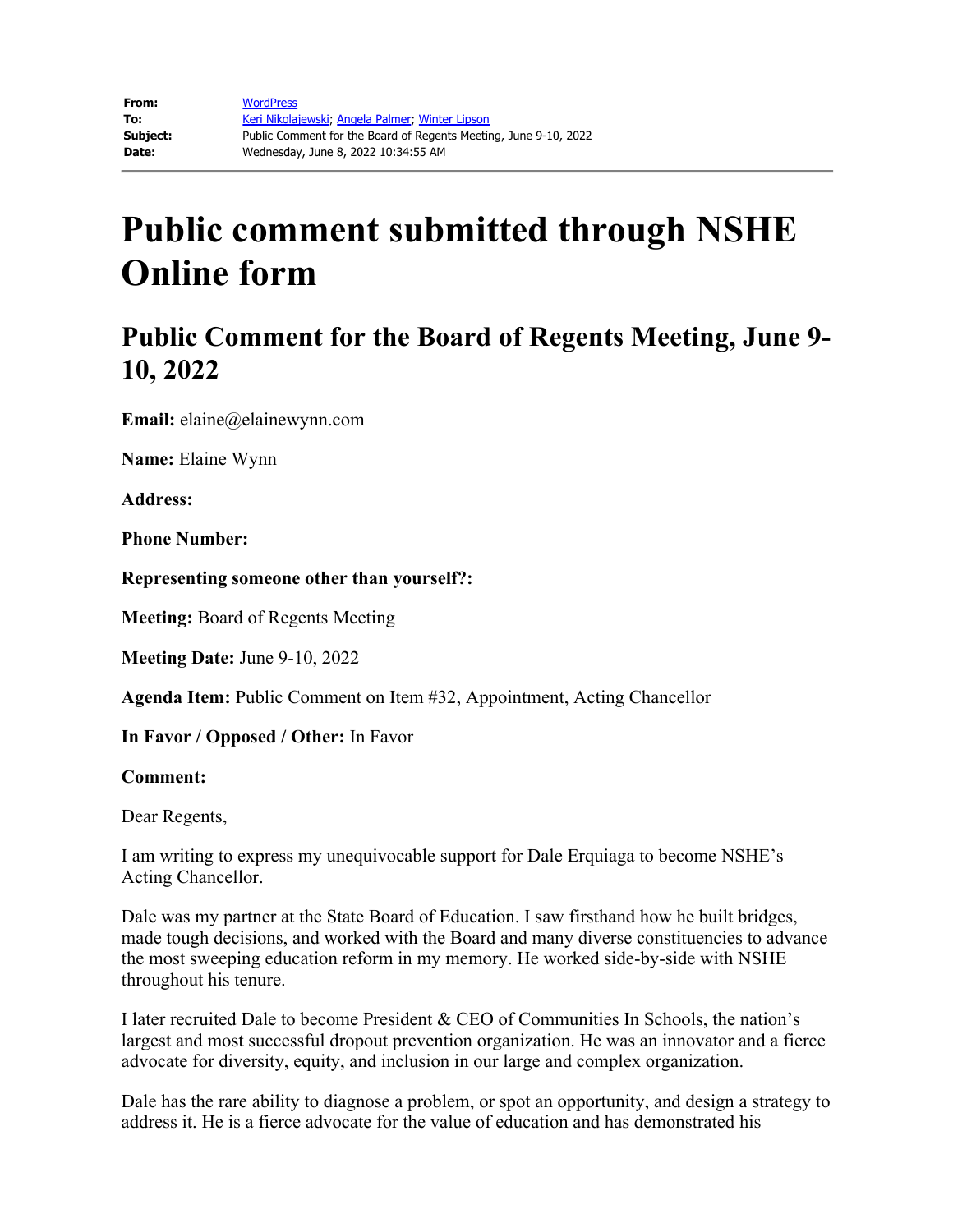| | |
|---|---|
| **From:** | WordPress |
| **To:** | Keri Nikolajewski; Angela Palmer; Winter Lipson |
| **Subject:** | Public Comment for the Board of Regents Meeting, June 9-10, 2022 |
| **Date:** | Wednesday, June 8, 2022 10:34:55 AM |

# Public comment submitted through NSHE Online form

## Public Comment for the Board of Regents Meeting, June 9-10, 2022

**Email:** elaine@elainewynn.com

**Name:** Elaine Wynn

**Address:**

**Phone Number:**

**Representing someone other than yourself?:**

**Meeting:** Board of Regents Meeting

**Meeting Date:** June 9-10, 2022

**Agenda Item:** Public Comment on Item #32, Appointment, Acting Chancellor

**In Favor / Opposed / Other:** In Favor

**Comment:**

Dear Regents,

I am writing to express my unequivocable support for Dale Erquiaga to become NSHE's Acting Chancellor.

Dale was my partner at the State Board of Education. I saw firsthand how he built bridges, made tough decisions, and worked with the Board and many diverse constituencies to advance the most sweeping education reform in my memory. He worked side-by-side with NSHE throughout his tenure.

I later recruited Dale to become President & CEO of Communities In Schools, the nation's largest and most successful dropout prevention organization. He was an innovator and a fierce advocate for diversity, equity, and inclusion in our large and complex organization.

Dale has the rare ability to diagnose a problem, or spot an opportunity, and design a strategy to address it. He is a fierce advocate for the value of education and has demonstrated his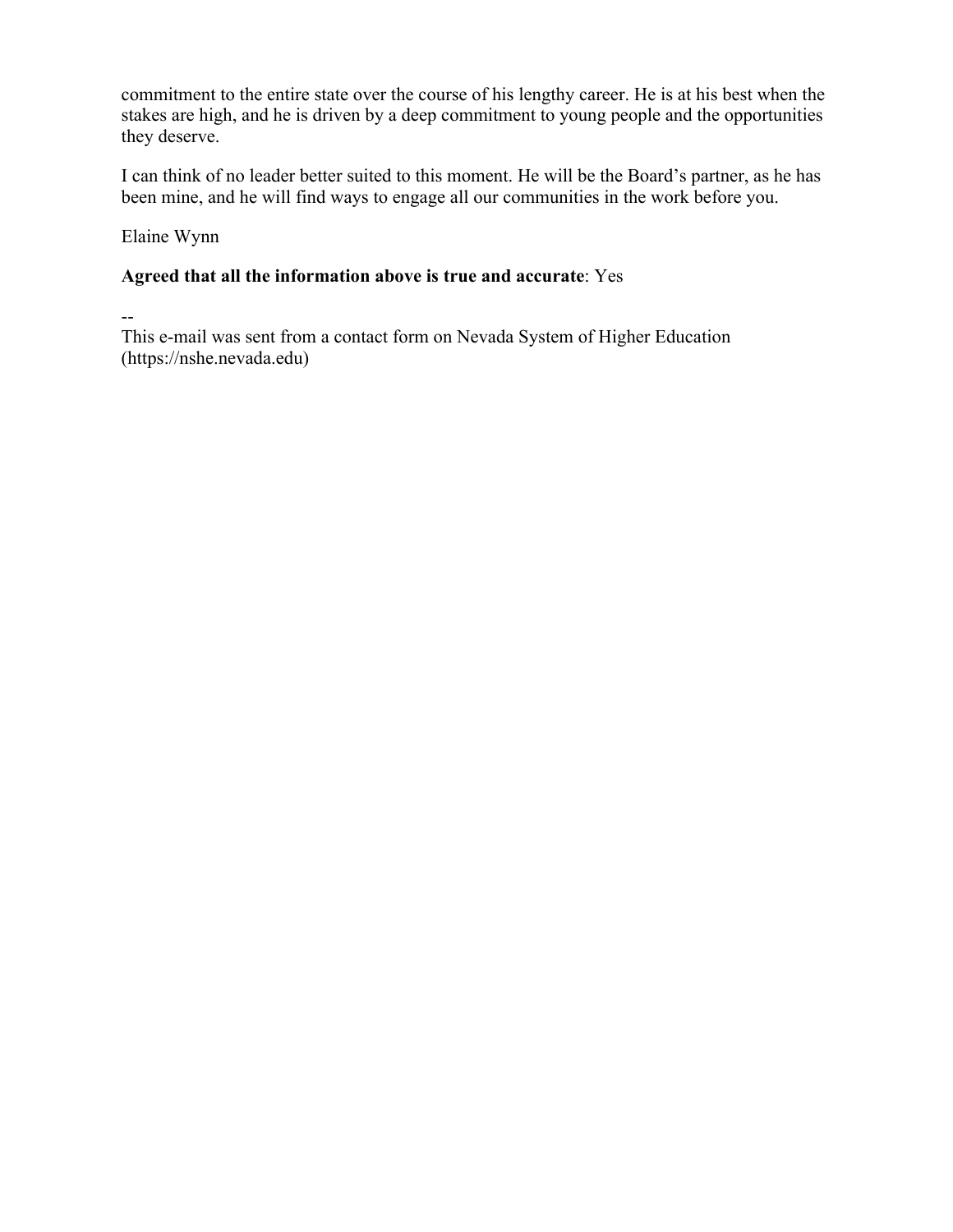commitment to the entire state over the course of his lengthy career. He is at his best when the stakes are high, and he is driven by a deep commitment to young people and the opportunities they deserve.

I can think of no leader better suited to this moment. He will be the Board's partner, as he has been mine, and he will find ways to engage all our communities in the work before you.

Elaine Wynn

**Agreed that all the information above is true and accurate**: Yes

--
This e-mail was sent from a contact form on Nevada System of Higher Education (https://nshe.nevada.edu)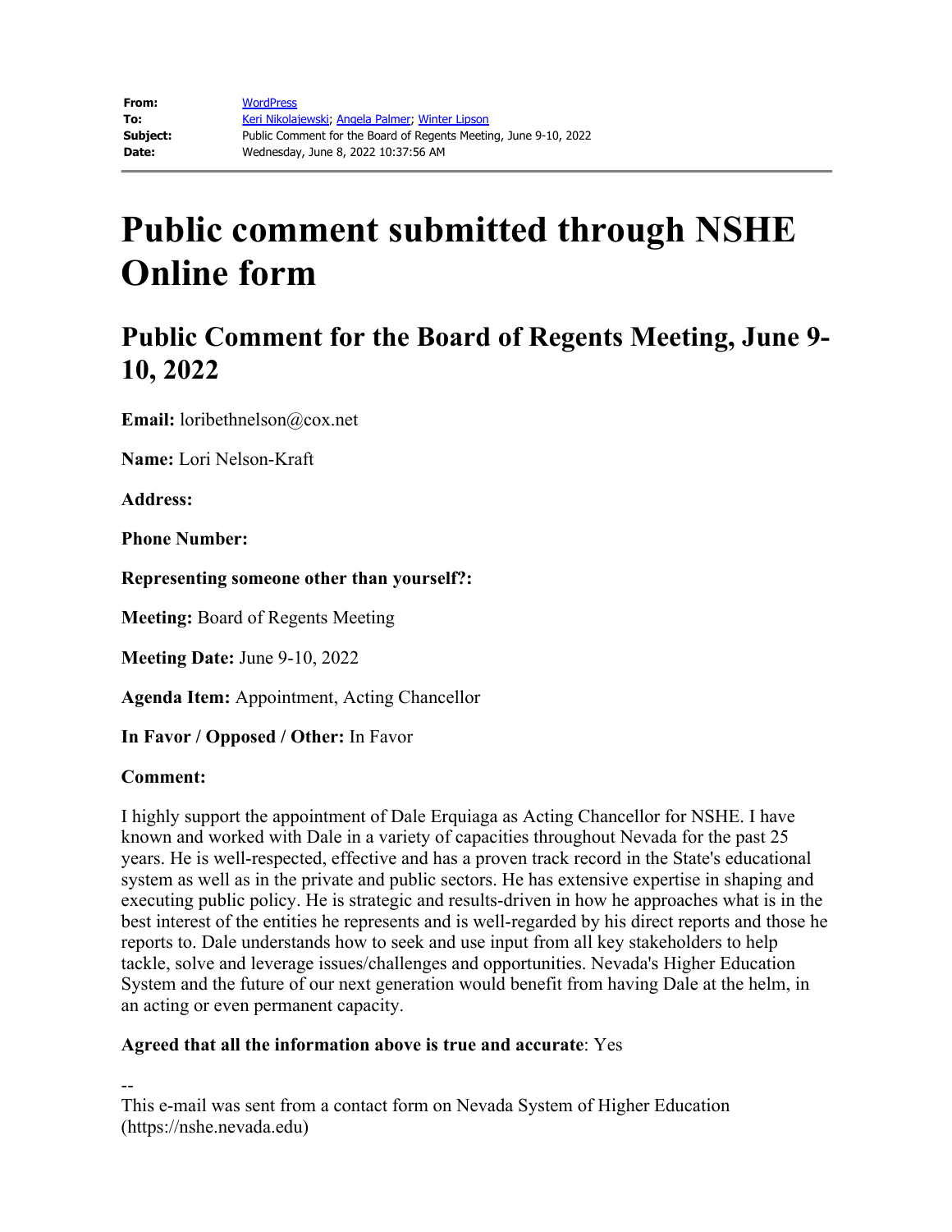**From:** WordPress
**To:** Keri Nikolajewski; Angela Palmer; Winter Lipson
**Subject:** Public Comment for the Board of Regents Meeting, June 9-10, 2022
**Date:** Wednesday, June 8, 2022 10:37:56 AM

---

# Public comment submitted through NSHE Online form

## Public Comment for the Board of Regents Meeting, June 9-10, 2022

**Email:** loribethnelson@cox.net

**Name:** Lori Nelson-Kraft

**Address:**

**Phone Number:**

**Representing someone other than yourself?:**

**Meeting:** Board of Regents Meeting

**Meeting Date:** June 9-10, 2022

**Agenda Item:** Appointment, Acting Chancellor

**In Favor / Opposed / Other:** In Favor

**Comment:**

I highly support the appointment of Dale Erquiaga as Acting Chancellor for NSHE. I have known and worked with Dale in a variety of capacities throughout Nevada for the past 25 years. He is well-respected, effective and has a proven track record in the State's educational system as well as in the private and public sectors. He has extensive expertise in shaping and executing public policy. He is strategic and results-driven in how he approaches what is in the best interest of the entities he represents and is well-regarded by his direct reports and those he reports to. Dale understands how to seek and use input from all key stakeholders to help tackle, solve and leverage issues/challenges and opportunities. Nevada's Higher Education System and the future of our next generation would benefit from having Dale at the helm, in an acting or even permanent capacity.

**Agreed that all the information above is true and accurate**: Yes

--
This e-mail was sent from a contact form on Nevada System of Higher Education (https://nshe.nevada.edu)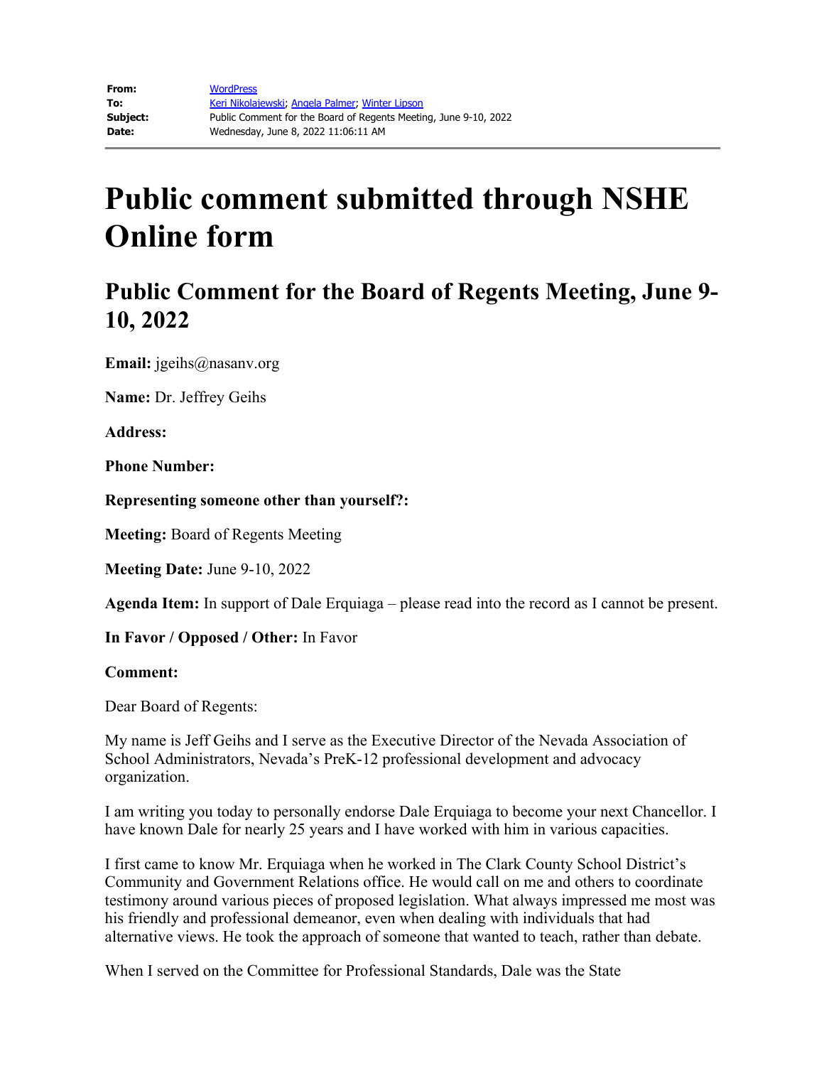| | |
|---|---|
| **From:** | WordPress |
| **To:** | Keri Nikolajewski; Angela Palmer; Winter Lipson |
| **Subject:** | Public Comment for the Board of Regents Meeting, June 9-10, 2022 |
| **Date:** | Wednesday, June 8, 2022 11:06:11 AM |

# Public comment submitted through NSHE Online form

## Public Comment for the Board of Regents Meeting, June 9-10, 2022

**Email:** jgeihs@nasanv.org

**Name:** Dr. Jeffrey Geihs

**Address:**

**Phone Number:**

**Representing someone other than yourself?:**

**Meeting:** Board of Regents Meeting

**Meeting Date:** June 9-10, 2022

**Agenda Item:** In support of Dale Erquiaga – please read into the record as I cannot be present.

**In Favor / Opposed / Other:** In Favor

**Comment:**

Dear Board of Regents:

My name is Jeff Geihs and I serve as the Executive Director of the Nevada Association of School Administrators, Nevada's PreK-12 professional development and advocacy organization.

I am writing you today to personally endorse Dale Erquiaga to become your next Chancellor. I have known Dale for nearly 25 years and I have worked with him in various capacities.

I first came to know Mr. Erquiaga when he worked in The Clark County School District's Community and Government Relations office. He would call on me and others to coordinate testimony around various pieces of proposed legislation. What always impressed me most was his friendly and professional demeanor, even when dealing with individuals that had alternative views. He took the approach of someone that wanted to teach, rather than debate.

When I served on the Committee for Professional Standards, Dale was the State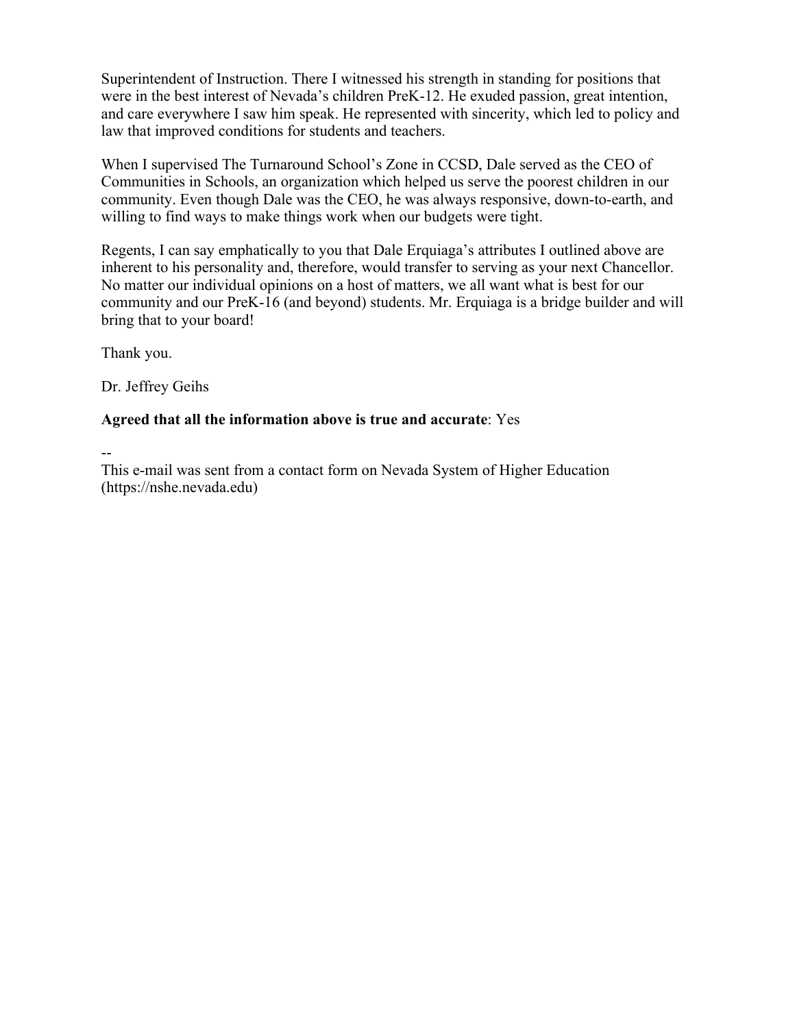Superintendent of Instruction. There I witnessed his strength in standing for positions that were in the best interest of Nevada's children PreK-12. He exuded passion, great intention, and care everywhere I saw him speak. He represented with sincerity, which led to policy and law that improved conditions for students and teachers.

When I supervised The Turnaround School's Zone in CCSD, Dale served as the CEO of Communities in Schools, an organization which helped us serve the poorest children in our community. Even though Dale was the CEO, he was always responsive, down-to-earth, and willing to find ways to make things work when our budgets were tight.

Regents, I can say emphatically to you that Dale Erquiaga's attributes I outlined above are inherent to his personality and, therefore, would transfer to serving as your next Chancellor. No matter our individual opinions on a host of matters, we all want what is best for our community and our PreK-16 (and beyond) students. Mr. Erquiaga is a bridge builder and will bring that to your board!

Thank you.

Dr. Jeffrey Geihs

**Agreed that all the information above is true and accurate**: Yes

--
This e-mail was sent from a contact form on Nevada System of Higher Education (https://nshe.nevada.edu)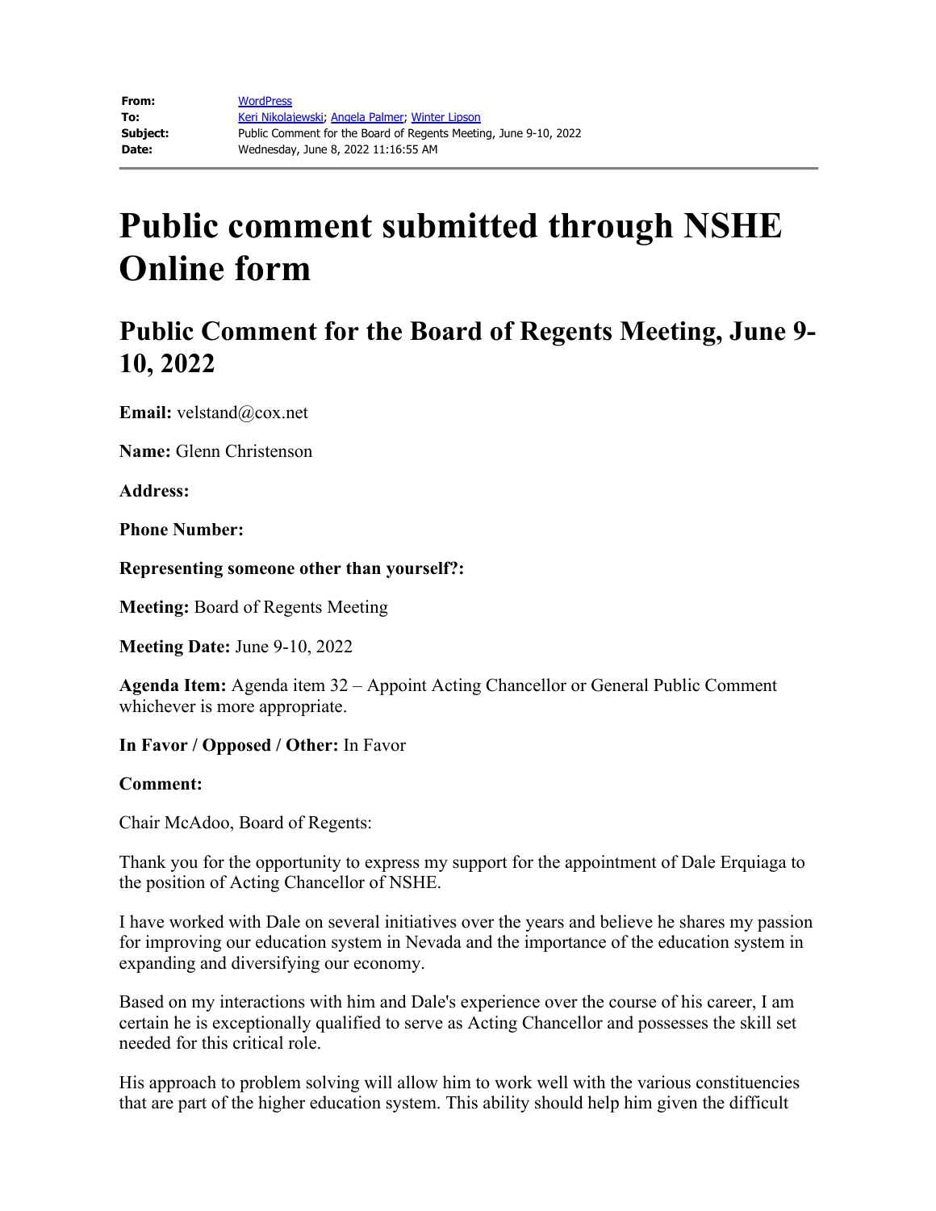**From:** WordPress
**To:** Keri Nikolajewski; Angela Palmer; Winter Lipson
**Subject:** Public Comment for the Board of Regents Meeting, June 9-10, 2022
**Date:** Wednesday, June 8, 2022 11:16:55 AM

# Public comment submitted through NSHE Online form

## Public Comment for the Board of Regents Meeting, June 9-10, 2022

**Email:** velstand@cox.net

**Name:** Glenn Christenson

**Address:**

**Phone Number:**

**Representing someone other than yourself?:**

**Meeting:** Board of Regents Meeting

**Meeting Date:** June 9-10, 2022

**Agenda Item:** Agenda item 32 – Appoint Acting Chancellor or General Public Comment whichever is more appropriate.

**In Favor / Opposed / Other:** In Favor

**Comment:**

Chair McAdoo, Board of Regents:

Thank you for the opportunity to express my support for the appointment of Dale Erquiaga to the position of Acting Chancellor of NSHE.

I have worked with Dale on several initiatives over the years and believe he shares my passion for improving our education system in Nevada and the importance of the education system in expanding and diversifying our economy.

Based on my interactions with him and Dale's experience over the course of his career, I am certain he is exceptionally qualified to serve as Acting Chancellor and possesses the skill set needed for this critical role.

His approach to problem solving will allow him to work well with the various constituencies that are part of the higher education system. This ability should help him given the difficult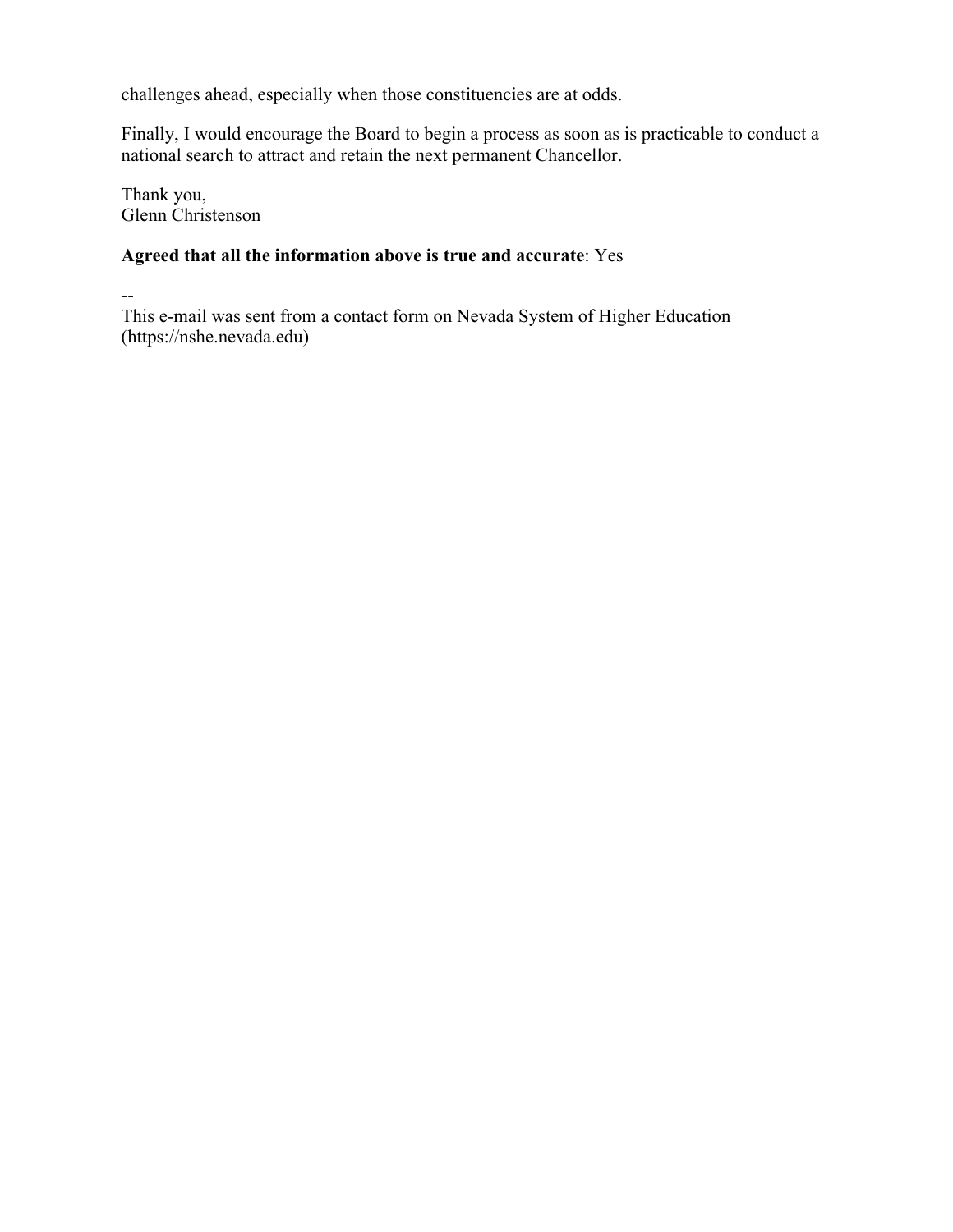challenges ahead, especially when those constituencies are at odds.

Finally, I would encourage the Board to begin a process as soon as is practicable to conduct a national search to attract and retain the next permanent Chancellor.

Thank you,
Glenn Christenson

**Agreed that all the information above is true and accurate**: Yes

--
This e-mail was sent from a contact form on Nevada System of Higher Education (https://nshe.nevada.edu)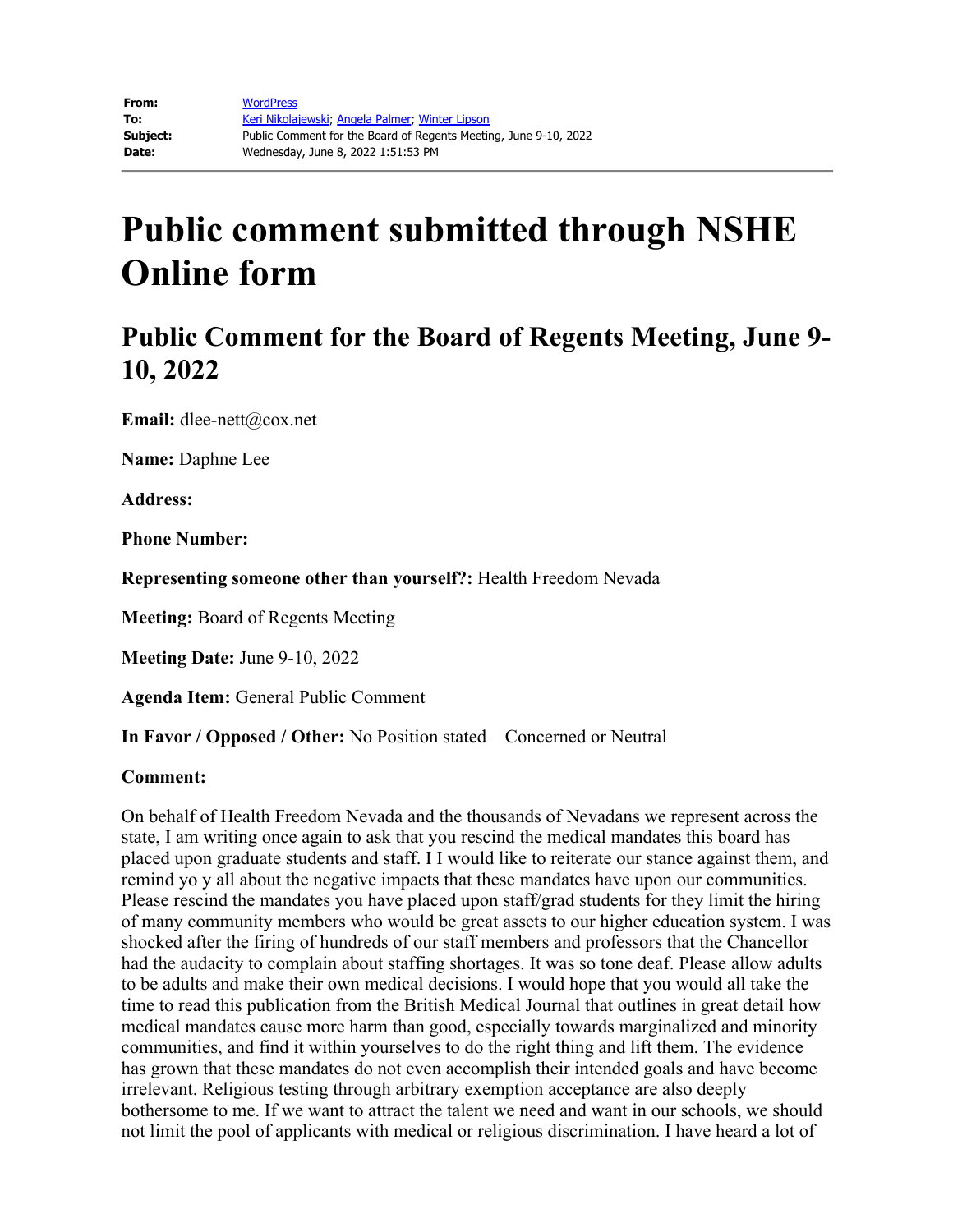| | |
|---|---|
| **From:** | WordPress |
| **To:** | Keri Nikolajewski; Angela Palmer; Winter Lipson |
| **Subject:** | Public Comment for the Board of Regents Meeting, June 9-10, 2022 |
| **Date:** | Wednesday, June 8, 2022 1:51:53 PM |

# Public comment submitted through NSHE Online form

## Public Comment for the Board of Regents Meeting, June 9-10, 2022

**Email:** dlee-nett@cox.net

**Name:** Daphne Lee

**Address:**

**Phone Number:**

**Representing someone other than yourself?:** Health Freedom Nevada

**Meeting:** Board of Regents Meeting

**Meeting Date:** June 9-10, 2022

**Agenda Item:** General Public Comment

**In Favor / Opposed / Other:** No Position stated – Concerned or Neutral

**Comment:**

On behalf of Health Freedom Nevada and the thousands of Nevadans we represent across the state, I am writing once again to ask that you rescind the medical mandates this board has placed upon graduate students and staff. I I would like to reiterate our stance against them, and remind yo y all about the negative impacts that these mandates have upon our communities. Please rescind the mandates you have placed upon staff/grad students for they limit the hiring of many community members who would be great assets to our higher education system. I was shocked after the firing of hundreds of our staff members and professors that the Chancellor had the audacity to complain about staffing shortages. It was so tone deaf. Please allow adults to be adults and make their own medical decisions. I would hope that you would all take the time to read this publication from the British Medical Journal that outlines in great detail how medical mandates cause more harm than good, especially towards marginalized and minority communities, and find it within yourselves to do the right thing and lift them. The evidence has grown that these mandates do not even accomplish their intended goals and have become irrelevant. Religious testing through arbitrary exemption acceptance are also deeply bothersome to me. If we want to attract the talent we need and want in our schools, we should not limit the pool of applicants with medical or religious discrimination. I have heard a lot of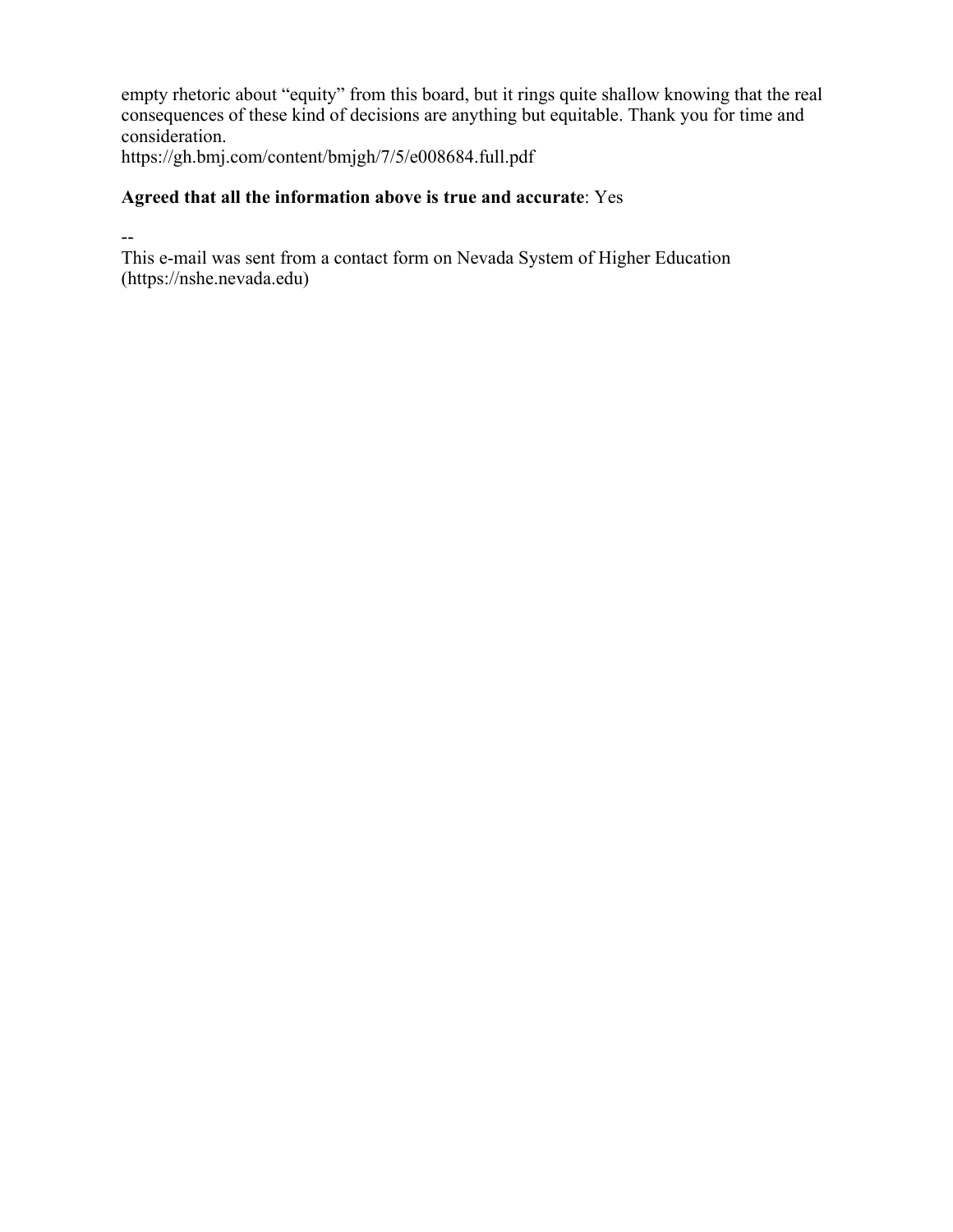empty rhetoric about "equity" from this board, but it rings quite shallow knowing that the real consequences of these kind of decisions are anything but equitable. Thank you for time and consideration.
https://gh.bmj.com/content/bmjgh/7/5/e008684.full.pdf

**Agreed that all the information above is true and accurate**: Yes

--
This e-mail was sent from a contact form on Nevada System of Higher Education (https://nshe.nevada.edu)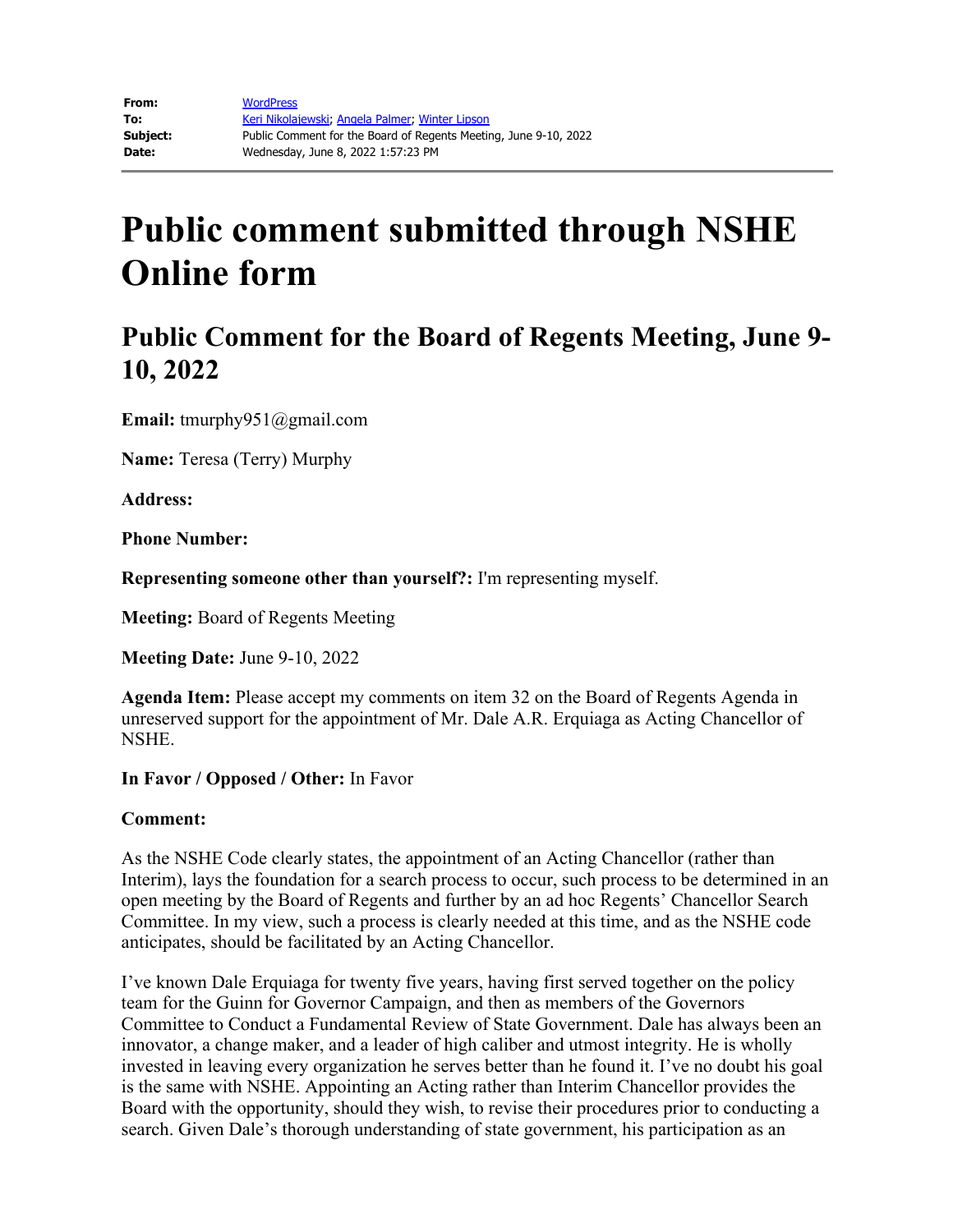| | |
|---|---|
| **From:** | WordPress |
| **To:** | Keri Nikolajewski; Angela Palmer; Winter Lipson |
| **Subject:** | Public Comment for the Board of Regents Meeting, June 9-10, 2022 |
| **Date:** | Wednesday, June 8, 2022 1:57:23 PM |

# Public comment submitted through NSHE Online form

## Public Comment for the Board of Regents Meeting, June 9-10, 2022

**Email:** tmurphy951@gmail.com

**Name:** Teresa (Terry) Murphy

**Address:**

**Phone Number:**

**Representing someone other than yourself?:** I'm representing myself.

**Meeting:** Board of Regents Meeting

**Meeting Date:** June 9-10, 2022

**Agenda Item:** Please accept my comments on item 32 on the Board of Regents Agenda in unreserved support for the appointment of Mr. Dale A.R. Erquiaga as Acting Chancellor of NSHE.

**In Favor / Opposed / Other:** In Favor

**Comment:**

As the NSHE Code clearly states, the appointment of an Acting Chancellor (rather than Interim), lays the foundation for a search process to occur, such process to be determined in an open meeting by the Board of Regents and further by an ad hoc Regents' Chancellor Search Committee. In my view, such a process is clearly needed at this time, and as the NSHE code anticipates, should be facilitated by an Acting Chancellor.

I've known Dale Erquiaga for twenty five years, having first served together on the policy team for the Guinn for Governor Campaign, and then as members of the Governors Committee to Conduct a Fundamental Review of State Government. Dale has always been an innovator, a change maker, and a leader of high caliber and utmost integrity. He is wholly invested in leaving every organization he serves better than he found it. I've no doubt his goal is the same with NSHE. Appointing an Acting rather than Interim Chancellor provides the Board with the opportunity, should they wish, to revise their procedures prior to conducting a search. Given Dale's thorough understanding of state government, his participation as an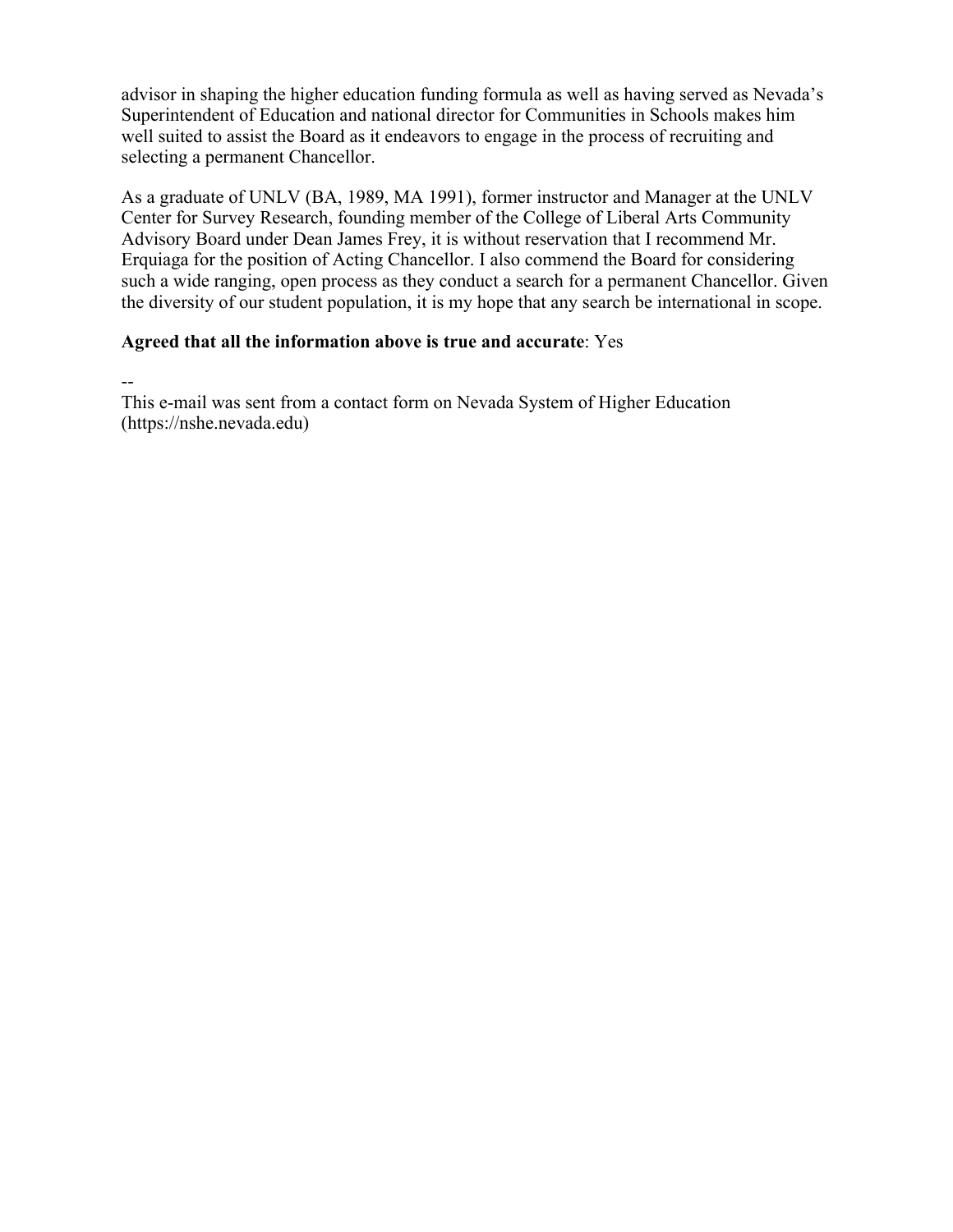advisor in shaping the higher education funding formula as well as having served as Nevada's Superintendent of Education and national director for Communities in Schools makes him well suited to assist the Board as it endeavors to engage in the process of recruiting and selecting a permanent Chancellor.

As a graduate of UNLV (BA, 1989, MA 1991), former instructor and Manager at the UNLV Center for Survey Research, founding member of the College of Liberal Arts Community Advisory Board under Dean James Frey, it is without reservation that I recommend Mr. Erquiaga for the position of Acting Chancellor. I also commend the Board for considering such a wide ranging, open process as they conduct a search for a permanent Chancellor. Given the diversity of our student population, it is my hope that any search be international in scope.

**Agreed that all the information above is true and accurate**: Yes

--
This e-mail was sent from a contact form on Nevada System of Higher Education (https://nshe.nevada.edu)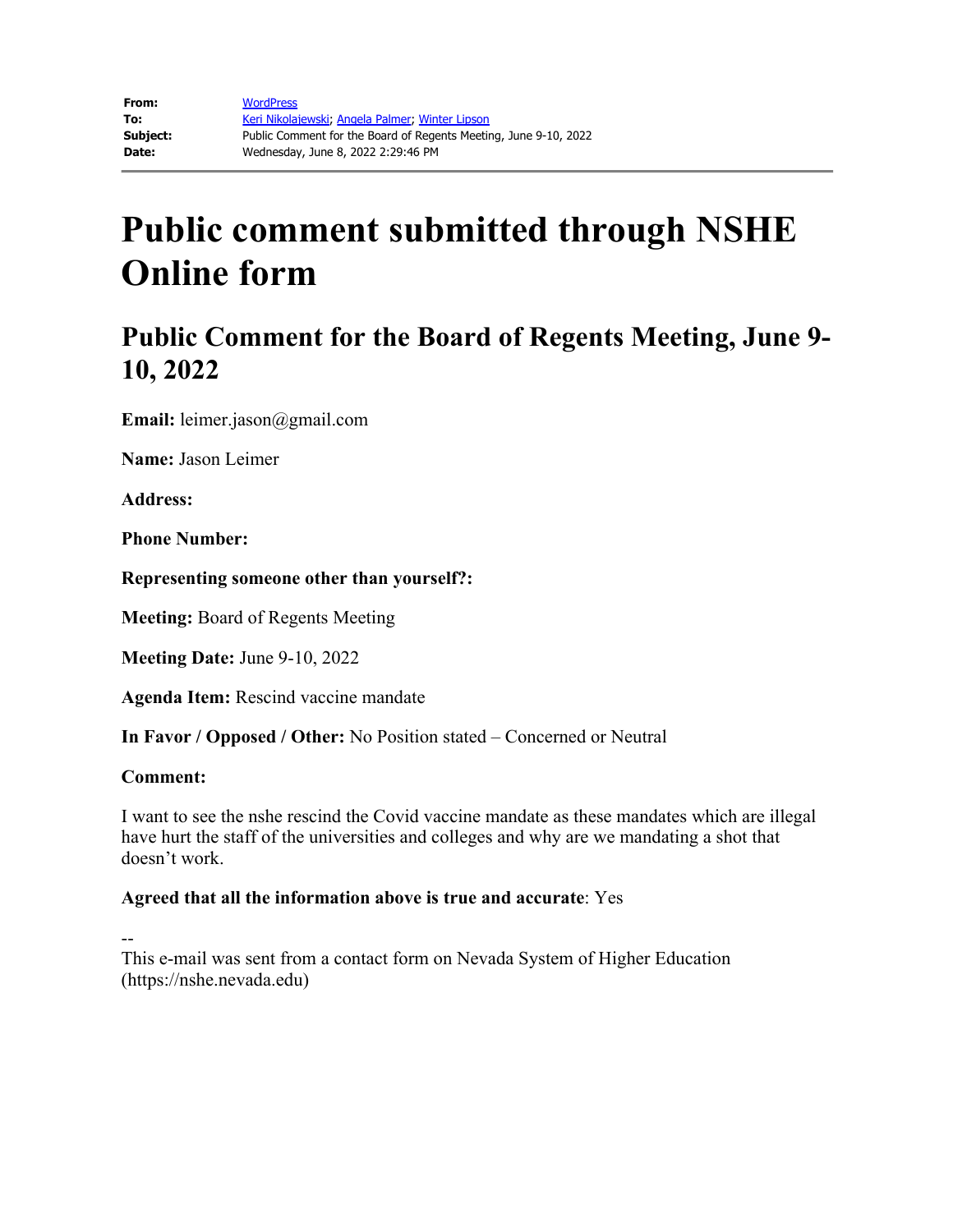| | |
|---|---|
| **From:** | WordPress |
| **To:** | Keri Nikolajewski; Angela Palmer; Winter Lipson |
| **Subject:** | Public Comment for the Board of Regents Meeting, June 9-10, 2022 |
| **Date:** | Wednesday, June 8, 2022 2:29:46 PM |

# Public comment submitted through NSHE Online form

## Public Comment for the Board of Regents Meeting, June 9-10, 2022

**Email:** leimer.jason@gmail.com

**Name:** Jason Leimer

**Address:**

**Phone Number:**

**Representing someone other than yourself?:**

**Meeting:** Board of Regents Meeting

**Meeting Date:** June 9-10, 2022

**Agenda Item:** Rescind vaccine mandate

**In Favor / Opposed / Other:** No Position stated – Concerned or Neutral

**Comment:**

I want to see the nshe rescind the Covid vaccine mandate as these mandates which are illegal have hurt the staff of the universities and colleges and why are we mandating a shot that doesn't work.

**Agreed that all the information above is true and accurate**: Yes

--
This e-mail was sent from a contact form on Nevada System of Higher Education (https://nshe.nevada.edu)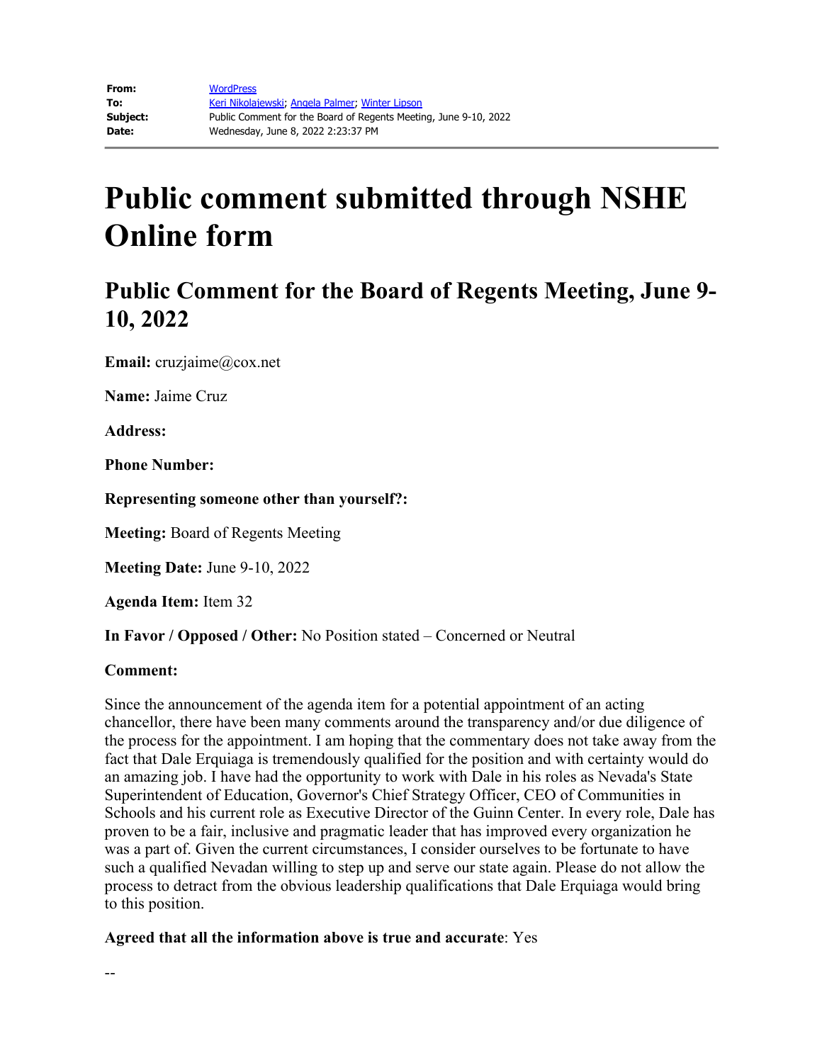| | |
|---|---|
| **From:** | WordPress |
| **To:** | Keri Nikolajewski; Angela Palmer; Winter Lipson |
| **Subject:** | Public Comment for the Board of Regents Meeting, June 9-10, 2022 |
| **Date:** | Wednesday, June 8, 2022 2:23:37 PM |

# Public comment submitted through NSHE Online form

## Public Comment for the Board of Regents Meeting, June 9-10, 2022

**Email:** cruzjaime@cox.net

**Name:** Jaime Cruz

**Address:**

**Phone Number:**

**Representing someone other than yourself?:**

**Meeting:** Board of Regents Meeting

**Meeting Date:** June 9-10, 2022

**Agenda Item:** Item 32

**In Favor / Opposed / Other:** No Position stated – Concerned or Neutral

**Comment:**

Since the announcement of the agenda item for a potential appointment of an acting chancellor, there have been many comments around the transparency and/or due diligence of the process for the appointment. I am hoping that the commentary does not take away from the fact that Dale Erquiaga is tremendously qualified for the position and with certainty would do an amazing job. I have had the opportunity to work with Dale in his roles as Nevada's State Superintendent of Education, Governor's Chief Strategy Officer, CEO of Communities in Schools and his current role as Executive Director of the Guinn Center. In every role, Dale has proven to be a fair, inclusive and pragmatic leader that has improved every organization he was a part of. Given the current circumstances, I consider ourselves to be fortunate to have such a qualified Nevadan willing to step up and serve our state again. Please do not allow the process to detract from the obvious leadership qualifications that Dale Erquiaga would bring to this position.

**Agreed that all the information above is true and accurate**: Yes

--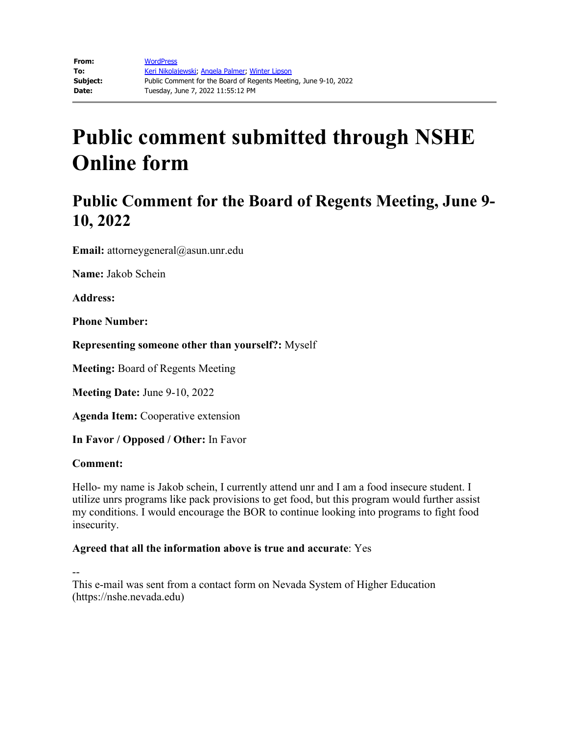| | |
|---|---|
| **From:** | WordPress |
| **To:** | Keri Nikolajewski; Angela Palmer; Winter Lipson |
| **Subject:** | Public Comment for the Board of Regents Meeting, June 9-10, 2022 |
| **Date:** | Tuesday, June 7, 2022 11:55:12 PM |

# Public comment submitted through NSHE Online form

## Public Comment for the Board of Regents Meeting, June 9-10, 2022

**Email:** attorneygeneral@asun.unr.edu

**Name:** Jakob Schein

**Address:**

**Phone Number:**

**Representing someone other than yourself?:** Myself

**Meeting:** Board of Regents Meeting

**Meeting Date:** June 9-10, 2022

**Agenda Item:** Cooperative extension

**In Favor / Opposed / Other:** In Favor

**Comment:**

Hello- my name is Jakob schein, I currently attend unr and I am a food insecure student. I utilize unrs programs like pack provisions to get food, but this program would further assist my conditions. I would encourage the BOR to continue looking into programs to fight food insecurity.

**Agreed that all the information above is true and accurate**: Yes

--
This e-mail was sent from a contact form on Nevada System of Higher Education (https://nshe.nevada.edu)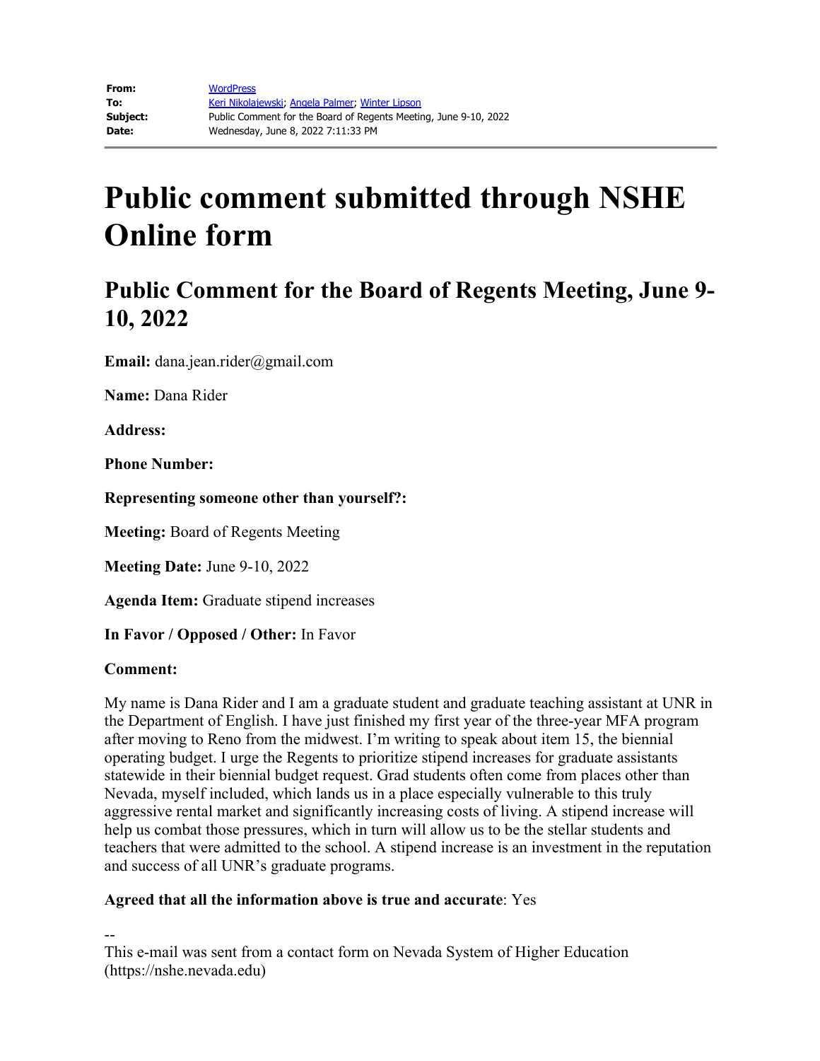| | |
|---|---|
| **From:** | WordPress |
| **To:** | Keri Nikolajewski; Angela Palmer; Winter Lipson |
| **Subject:** | Public Comment for the Board of Regents Meeting, June 9-10, 2022 |
| **Date:** | Wednesday, June 8, 2022 7:11:33 PM |

# Public comment submitted through NSHE Online form

## Public Comment for the Board of Regents Meeting, June 9-10, 2022

**Email:** dana.jean.rider@gmail.com

**Name:** Dana Rider

**Address:**

**Phone Number:**

**Representing someone other than yourself?:**

**Meeting:** Board of Regents Meeting

**Meeting Date:** June 9-10, 2022

**Agenda Item:** Graduate stipend increases

**In Favor / Opposed / Other:** In Favor

**Comment:**

My name is Dana Rider and I am a graduate student and graduate teaching assistant at UNR in the Department of English. I have just finished my first year of the three-year MFA program after moving to Reno from the midwest. I'm writing to speak about item 15, the biennial operating budget. I urge the Regents to prioritize stipend increases for graduate assistants statewide in their biennial budget request. Grad students often come from places other than Nevada, myself included, which lands us in a place especially vulnerable to this truly aggressive rental market and significantly increasing costs of living. A stipend increase will help us combat those pressures, which in turn will allow us to be the stellar students and teachers that were admitted to the school. A stipend increase is an investment in the reputation and success of all UNR's graduate programs.

**Agreed that all the information above is true and accurate**: Yes

--
This e-mail was sent from a contact form on Nevada System of Higher Education (https://nshe.nevada.edu)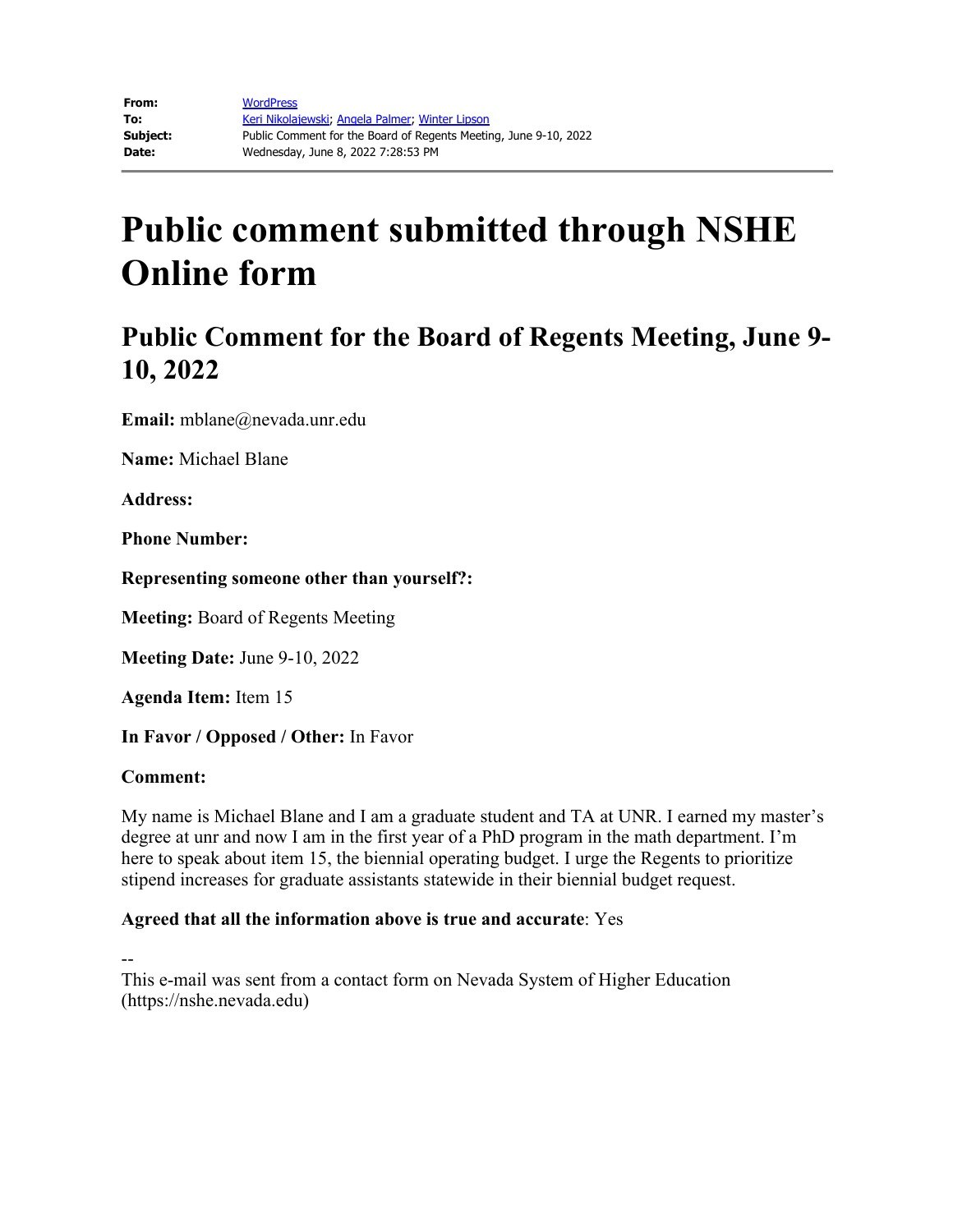| | |
|---|---|
| **From:** | WordPress |
| **To:** | Keri Nikolajewski; Angela Palmer; Winter Lipson |
| **Subject:** | Public Comment for the Board of Regents Meeting, June 9-10, 2022 |
| **Date:** | Wednesday, June 8, 2022 7:28:53 PM |

# Public comment submitted through NSHE Online form

## Public Comment for the Board of Regents Meeting, June 9-10, 2022

**Email:** mblane@nevada.unr.edu

**Name:** Michael Blane

**Address:**

**Phone Number:**

**Representing someone other than yourself?:**

**Meeting:** Board of Regents Meeting

**Meeting Date:** June 9-10, 2022

**Agenda Item:** Item 15

**In Favor / Opposed / Other:** In Favor

**Comment:**

My name is Michael Blane and I am a graduate student and TA at UNR. I earned my master's degree at unr and now I am in the first year of a PhD program in the math department. I'm here to speak about item 15, the biennial operating budget. I urge the Regents to prioritize stipend increases for graduate assistants statewide in their biennial budget request.

**Agreed that all the information above is true and accurate**: Yes

--
This e-mail was sent from a contact form on Nevada System of Higher Education (https://nshe.nevada.edu)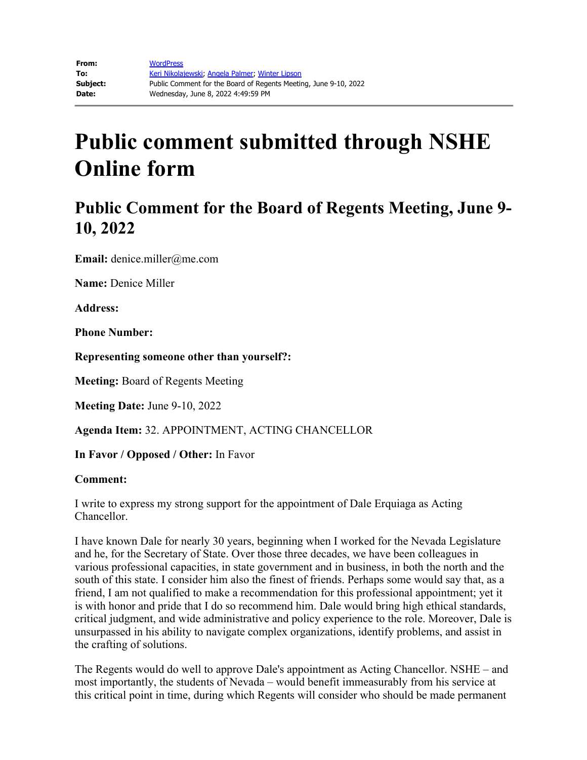**From:** WordPress
**To:** Keri Nikolajewski; Angela Palmer; Winter Lipson
**Subject:** Public Comment for the Board of Regents Meeting, June 9-10, 2022
**Date:** Wednesday, June 8, 2022 4:49:59 PM

# Public comment submitted through NSHE Online form

## Public Comment for the Board of Regents Meeting, June 9-10, 2022

**Email:** denice.miller@me.com

**Name:** Denice Miller

**Address:**

**Phone Number:**

**Representing someone other than yourself?:**

**Meeting:** Board of Regents Meeting

**Meeting Date:** June 9-10, 2022

**Agenda Item:** 32. APPOINTMENT, ACTING CHANCELLOR

**In Favor / Opposed / Other:** In Favor

**Comment:**

I write to express my strong support for the appointment of Dale Erquiaga as Acting Chancellor.

I have known Dale for nearly 30 years, beginning when I worked for the Nevada Legislature and he, for the Secretary of State. Over those three decades, we have been colleagues in various professional capacities, in state government and in business, in both the north and the south of this state. I consider him also the finest of friends. Perhaps some would say that, as a friend, I am not qualified to make a recommendation for this professional appointment; yet it is with honor and pride that I do so recommend him. Dale would bring high ethical standards, critical judgment, and wide administrative and policy experience to the role. Moreover, Dale is unsurpassed in his ability to navigate complex organizations, identify problems, and assist in the crafting of solutions.

The Regents would do well to approve Dale's appointment as Acting Chancellor. NSHE – and most importantly, the students of Nevada – would benefit immeasurably from his service at this critical point in time, during which Regents will consider who should be made permanent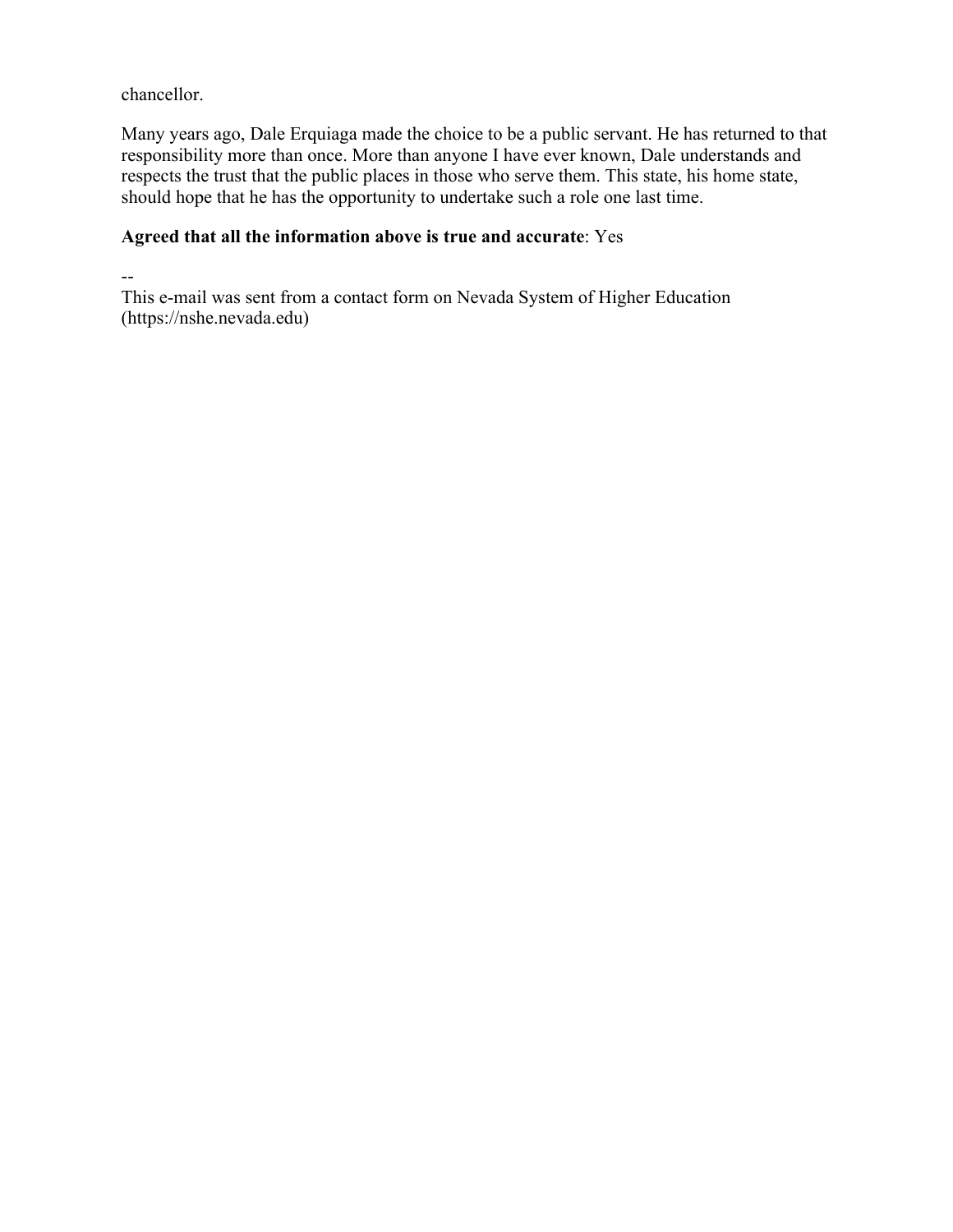chancellor.

Many years ago, Dale Erquiaga made the choice to be a public servant. He has returned to that responsibility more than once. More than anyone I have ever known, Dale understands and respects the trust that the public places in those who serve them. This state, his home state, should hope that he has the opportunity to undertake such a role one last time.

**Agreed that all the information above is true and accurate**: Yes

--
This e-mail was sent from a contact form on Nevada System of Higher Education (https://nshe.nevada.edu)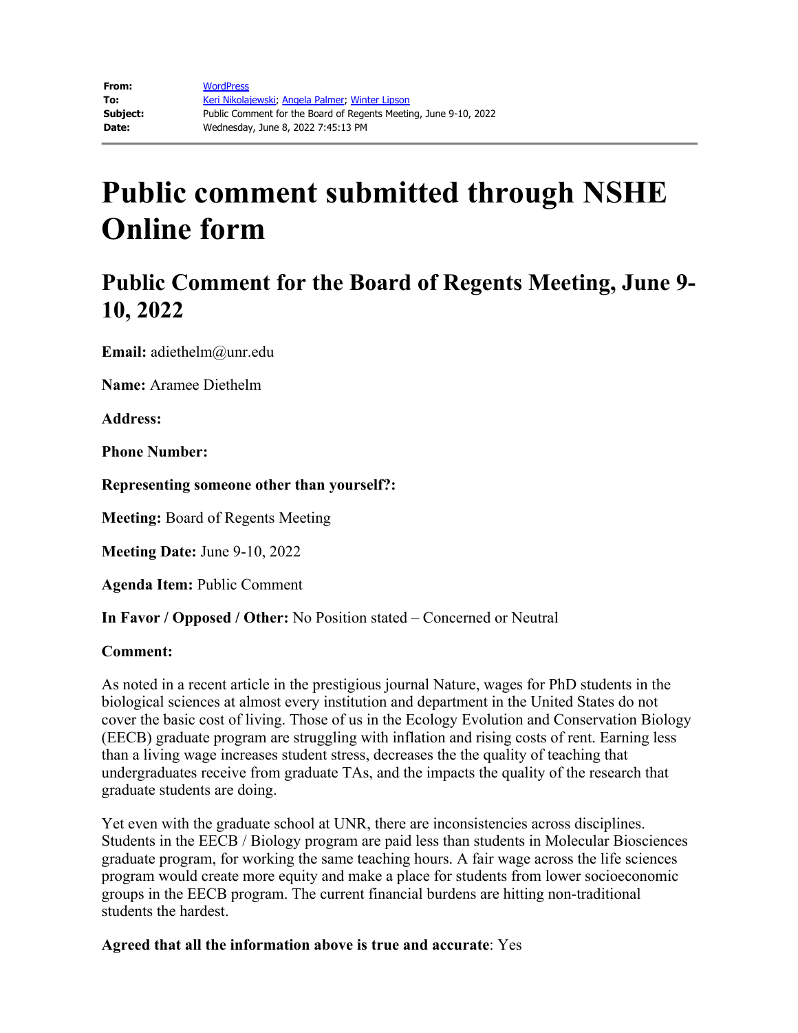**From:** WordPress
**To:** Keri Nikolajewski; Angela Palmer; Winter Lipson
**Subject:** Public Comment for the Board of Regents Meeting, June 9-10, 2022
**Date:** Wednesday, June 8, 2022 7:45:13 PM

# Public comment submitted through NSHE Online form

## Public Comment for the Board of Regents Meeting, June 9-10, 2022

**Email:** adiethelm@unr.edu

**Name:** Aramee Diethelm

**Address:**

**Phone Number:**

**Representing someone other than yourself?:**

**Meeting:** Board of Regents Meeting

**Meeting Date:** June 9-10, 2022

**Agenda Item:** Public Comment

**In Favor / Opposed / Other:** No Position stated – Concerned or Neutral

**Comment:**

As noted in a recent article in the prestigious journal Nature, wages for PhD students in the biological sciences at almost every institution and department in the United States do not cover the basic cost of living. Those of us in the Ecology Evolution and Conservation Biology (EECB) graduate program are struggling with inflation and rising costs of rent. Earning less than a living wage increases student stress, decreases the the quality of teaching that undergraduates receive from graduate TAs, and the impacts the quality of the research that graduate students are doing.

Yet even with the graduate school at UNR, there are inconsistencies across disciplines. Students in the EECB / Biology program are paid less than students in Molecular Biosciences graduate program, for working the same teaching hours. A fair wage across the life sciences program would create more equity and make a place for students from lower socioeconomic groups in the EECB program. The current financial burdens are hitting non-traditional students the hardest.

**Agreed that all the information above is true and accurate**: Yes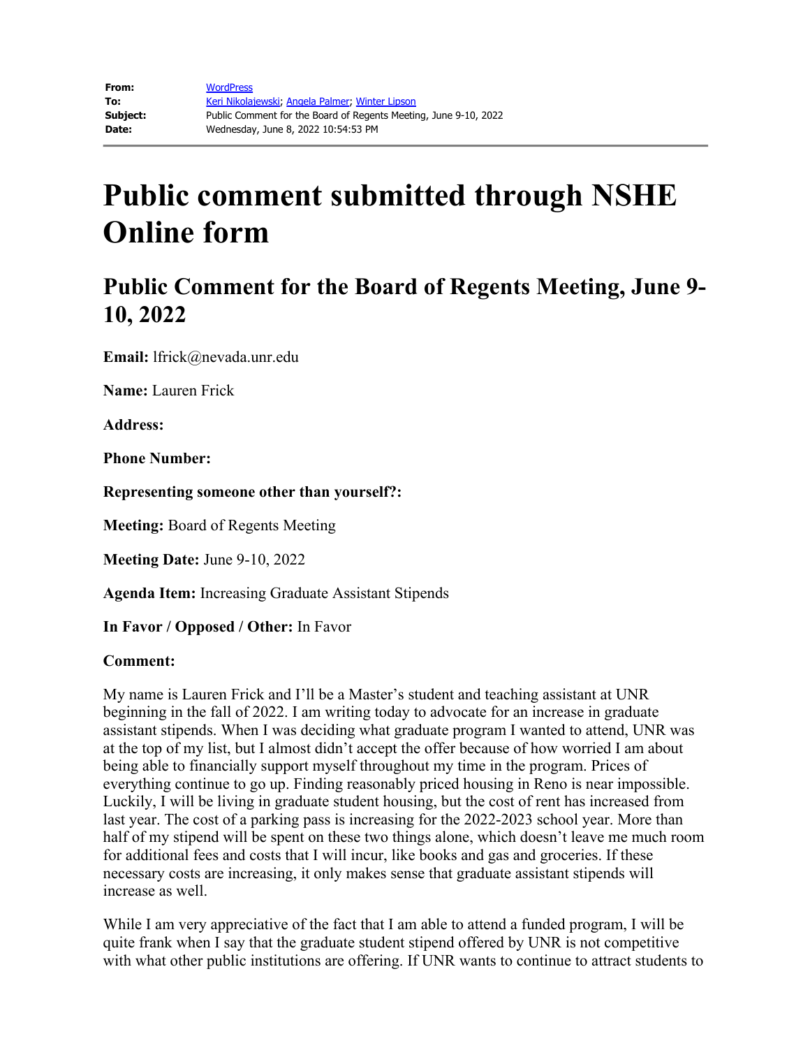| | |
|---|---|
| **From:** | WordPress |
| **To:** | Keri Nikolajewski; Angela Palmer; Winter Lipson |
| **Subject:** | Public Comment for the Board of Regents Meeting, June 9-10, 2022 |
| **Date:** | Wednesday, June 8, 2022 10:54:53 PM |

# Public comment submitted through NSHE Online form

## Public Comment for the Board of Regents Meeting, June 9-10, 2022

**Email:** lfrick@nevada.unr.edu

**Name:** Lauren Frick

**Address:**

**Phone Number:**

**Representing someone other than yourself?:**

**Meeting:** Board of Regents Meeting

**Meeting Date:** June 9-10, 2022

**Agenda Item:** Increasing Graduate Assistant Stipends

**In Favor / Opposed / Other:** In Favor

**Comment:**

My name is Lauren Frick and I'll be a Master's student and teaching assistant at UNR beginning in the fall of 2022. I am writing today to advocate for an increase in graduate assistant stipends. When I was deciding what graduate program I wanted to attend, UNR was at the top of my list, but I almost didn't accept the offer because of how worried I am about being able to financially support myself throughout my time in the program. Prices of everything continue to go up. Finding reasonably priced housing in Reno is near impossible. Luckily, I will be living in graduate student housing, but the cost of rent has increased from last year. The cost of a parking pass is increasing for the 2022-2023 school year. More than half of my stipend will be spent on these two things alone, which doesn't leave me much room for additional fees and costs that I will incur, like books and gas and groceries. If these necessary costs are increasing, it only makes sense that graduate assistant stipends will increase as well.

While I am very appreciative of the fact that I am able to attend a funded program, I will be quite frank when I say that the graduate student stipend offered by UNR is not competitive with what other public institutions are offering. If UNR wants to continue to attract students to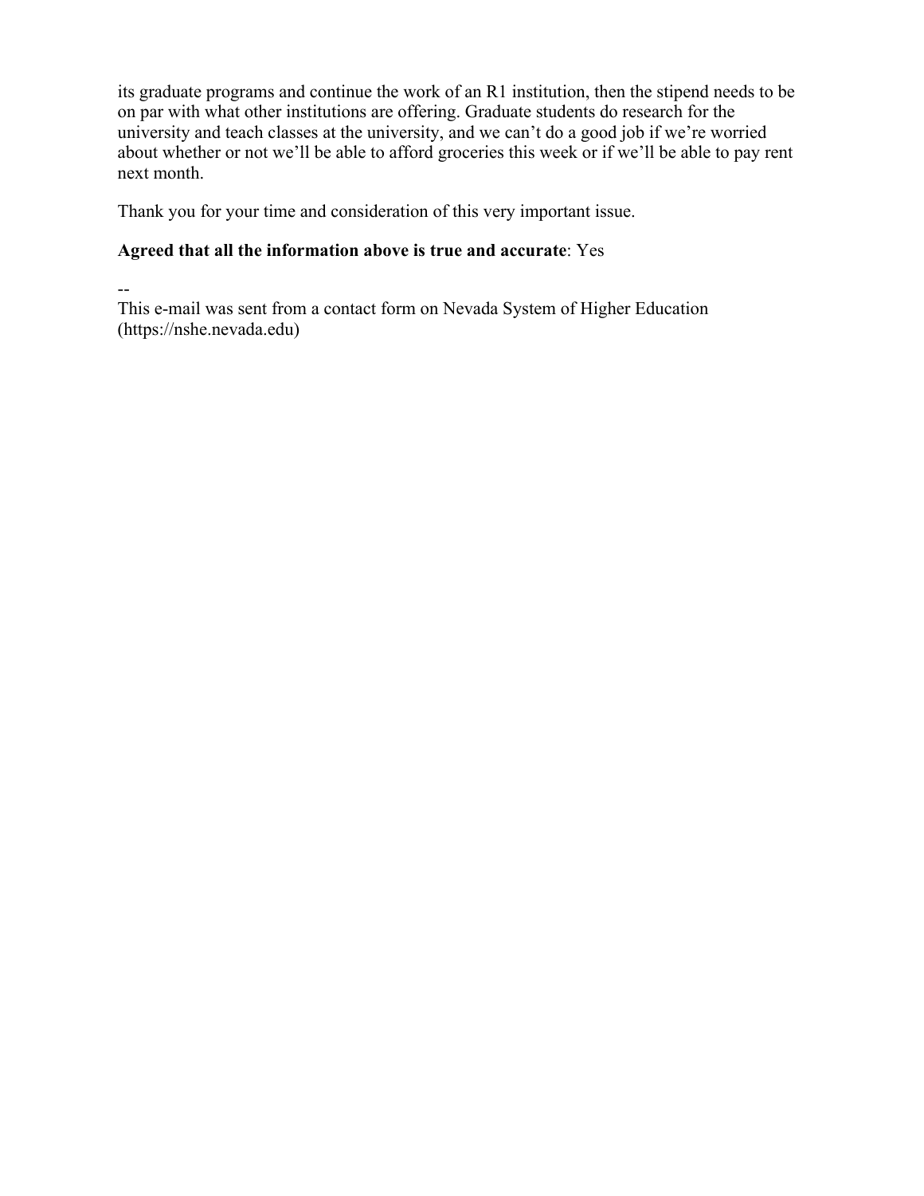its graduate programs and continue the work of an R1 institution, then the stipend needs to be on par with what other institutions are offering. Graduate students do research for the university and teach classes at the university, and we can't do a good job if we're worried about whether or not we'll be able to afford groceries this week or if we'll be able to pay rent next month.

Thank you for your time and consideration of this very important issue.

**Agreed that all the information above is true and accurate**: Yes

--
This e-mail was sent from a contact form on Nevada System of Higher Education (https://nshe.nevada.edu)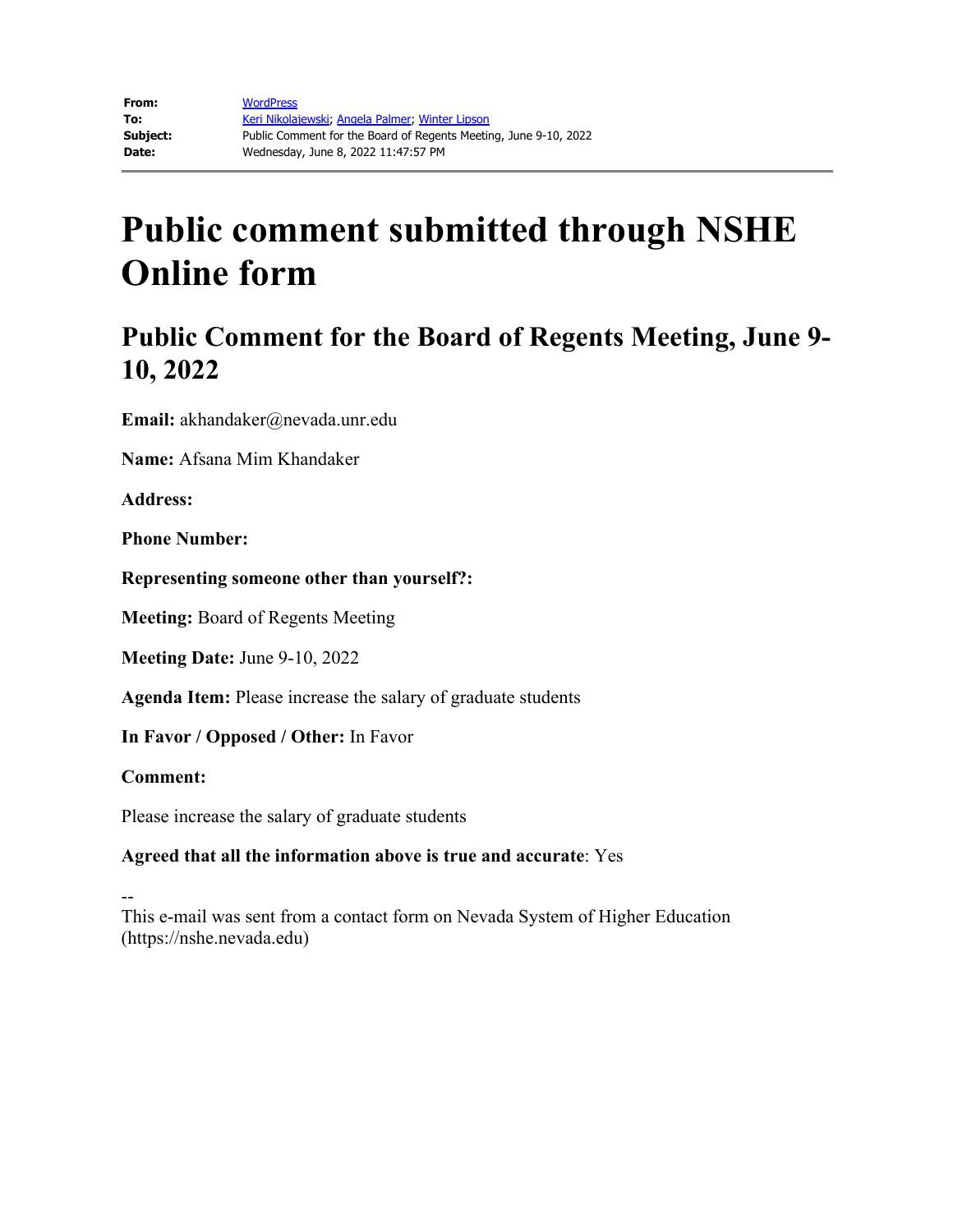| | |
|---|---|
| **From:** | WordPress |
| **To:** | Keri Nikolajewski; Angela Palmer; Winter Lipson |
| **Subject:** | Public Comment for the Board of Regents Meeting, June 9-10, 2022 |
| **Date:** | Wednesday, June 8, 2022 11:47:57 PM |

# Public comment submitted through NSHE Online form

## Public Comment for the Board of Regents Meeting, June 9-10, 2022

**Email:** akhandaker@nevada.unr.edu

**Name:** Afsana Mim Khandaker

**Address:**

**Phone Number:**

**Representing someone other than yourself?:**

**Meeting:** Board of Regents Meeting

**Meeting Date:** June 9-10, 2022

**Agenda Item:** Please increase the salary of graduate students

**In Favor / Opposed / Other:** In Favor

**Comment:**

Please increase the salary of graduate students

**Agreed that all the information above is true and accurate**: Yes

--
This e-mail was sent from a contact form on Nevada System of Higher Education (https://nshe.nevada.edu)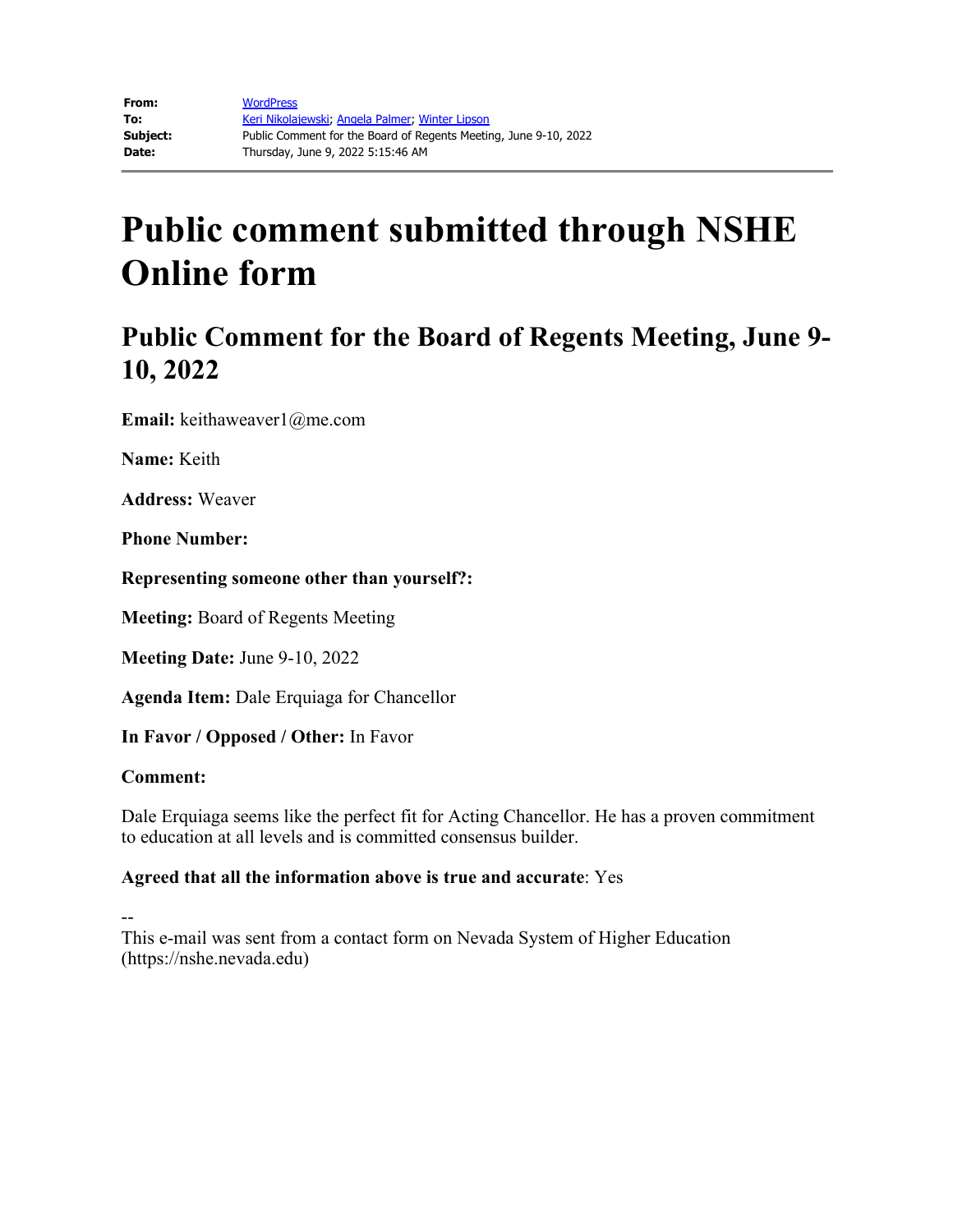| | |
|---|---|
| **From:** | WordPress |
| **To:** | Keri Nikolajewski; Angela Palmer; Winter Lipson |
| **Subject:** | Public Comment for the Board of Regents Meeting, June 9-10, 2022 |
| **Date:** | Thursday, June 9, 2022 5:15:46 AM |

# Public comment submitted through NSHE Online form

## Public Comment for the Board of Regents Meeting, June 9-10, 2022

**Email:** keithaweaver1@me.com

**Name:** Keith

**Address:** Weaver

**Phone Number:**

**Representing someone other than yourself?:**

**Meeting:** Board of Regents Meeting

**Meeting Date:** June 9-10, 2022

**Agenda Item:** Dale Erquiaga for Chancellor

**In Favor / Opposed / Other:** In Favor

**Comment:**

Dale Erquiaga seems like the perfect fit for Acting Chancellor. He has a proven commitment to education at all levels and is committed consensus builder.

**Agreed that all the information above is true and accurate**: Yes

--
This e-mail was sent from a contact form on Nevada System of Higher Education (https://nshe.nevada.edu)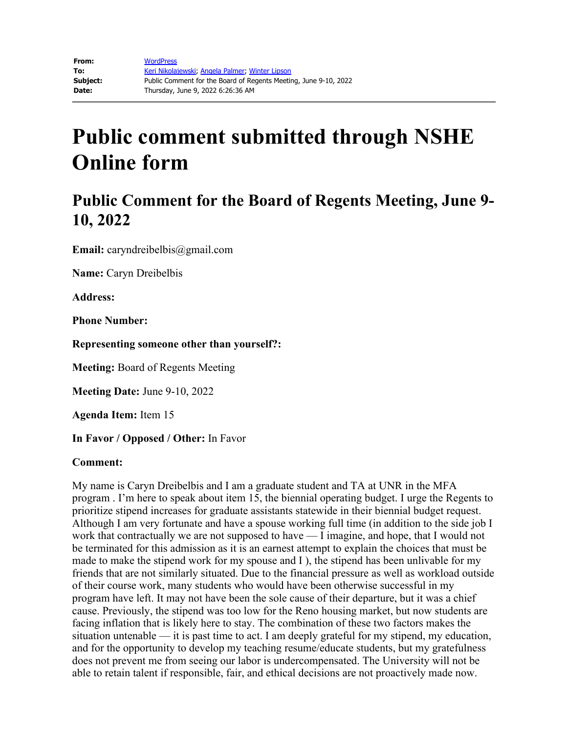| | |
|---|---|
| **From:** | WordPress |
| **To:** | Keri Nikolajewski; Angela Palmer; Winter Lipson |
| **Subject:** | Public Comment for the Board of Regents Meeting, June 9-10, 2022 |
| **Date:** | Thursday, June 9, 2022 6:26:36 AM |

# Public comment submitted through NSHE Online form

## Public Comment for the Board of Regents Meeting, June 9-10, 2022

**Email:** caryndreibelbis@gmail.com

**Name:** Caryn Dreibelbis

**Address:**

**Phone Number:**

**Representing someone other than yourself?:**

**Meeting:** Board of Regents Meeting

**Meeting Date:** June 9-10, 2022

**Agenda Item:** Item 15

**In Favor / Opposed / Other:** In Favor

**Comment:**

My name is Caryn Dreibelbis and I am a graduate student and TA at UNR in the MFA program . I'm here to speak about item 15, the biennial operating budget. I urge the Regents to prioritize stipend increases for graduate assistants statewide in their biennial budget request. Although I am very fortunate and have a spouse working full time (in addition to the side job I work that contractually we are not supposed to have — I imagine, and hope, that I would not be terminated for this admission as it is an earnest attempt to explain the choices that must be made to make the stipend work for my spouse and I ), the stipend has been unlivable for my friends that are not similarly situated. Due to the financial pressure as well as workload outside of their course work, many students who would have been otherwise successful in my program have left. It may not have been the sole cause of their departure, but it was a chief cause. Previously, the stipend was too low for the Reno housing market, but now students are facing inflation that is likely here to stay. The combination of these two factors makes the situation untenable — it is past time to act. I am deeply grateful for my stipend, my education, and for the opportunity to develop my teaching resume/educate students, but my gratefulness does not prevent me from seeing our labor is undercompensated. The University will not be able to retain talent if responsible, fair, and ethical decisions are not proactively made now.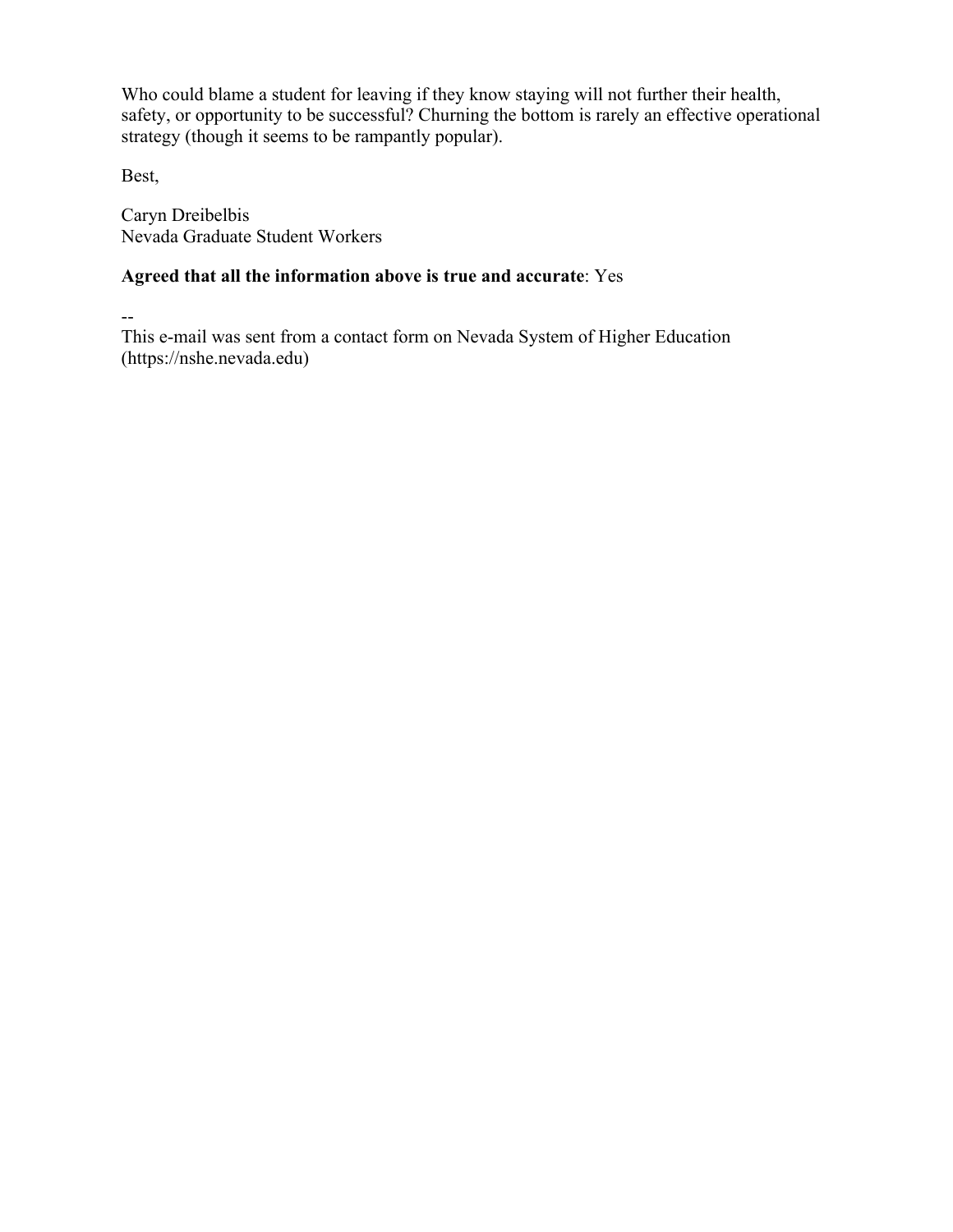Who could blame a student for leaving if they know staying will not further their health, safety, or opportunity to be successful? Churning the bottom is rarely an effective operational strategy (though it seems to be rampantly popular).

Best,

Caryn Dreibelbis
Nevada Graduate Student Workers

**Agreed that all the information above is true and accurate**: Yes

--
This e-mail was sent from a contact form on Nevada System of Higher Education (https://nshe.nevada.edu)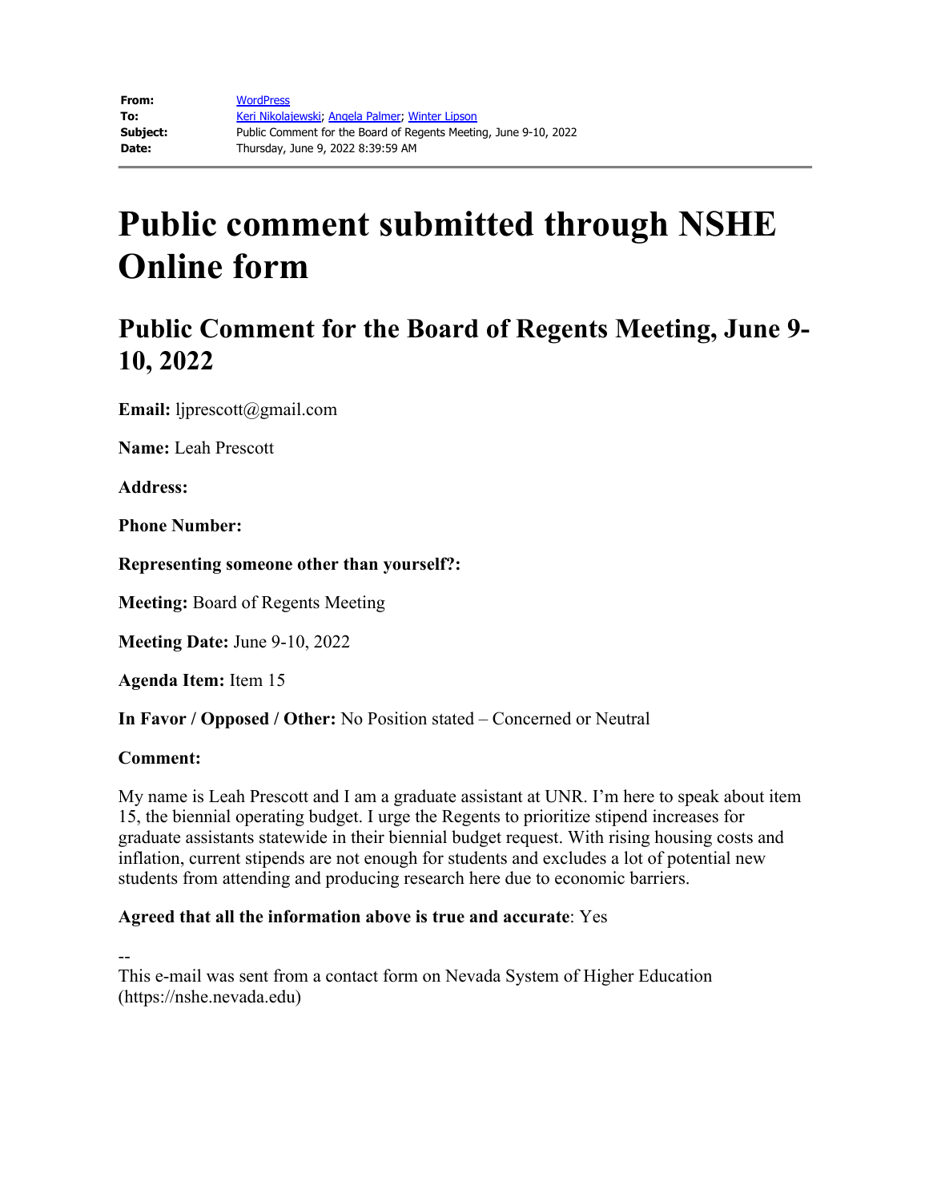| | |
|---|---|
| **From:** | WordPress |
| **To:** | Keri Nikolajewski; Angela Palmer; Winter Lipson |
| **Subject:** | Public Comment for the Board of Regents Meeting, June 9-10, 2022 |
| **Date:** | Thursday, June 9, 2022 8:39:59 AM |

# Public comment submitted through NSHE Online form

## Public Comment for the Board of Regents Meeting, June 9-10, 2022

**Email:** ljprescott@gmail.com

**Name:** Leah Prescott

**Address:**

**Phone Number:**

**Representing someone other than yourself?:**

**Meeting:** Board of Regents Meeting

**Meeting Date:** June 9-10, 2022

**Agenda Item:** Item 15

**In Favor / Opposed / Other:** No Position stated – Concerned or Neutral

**Comment:**

My name is Leah Prescott and I am a graduate assistant at UNR. I'm here to speak about item 15, the biennial operating budget. I urge the Regents to prioritize stipend increases for graduate assistants statewide in their biennial budget request. With rising housing costs and inflation, current stipends are not enough for students and excludes a lot of potential new students from attending and producing research here due to economic barriers.

**Agreed that all the information above is true and accurate**: Yes

--
This e-mail was sent from a contact form on Nevada System of Higher Education (https://nshe.nevada.edu)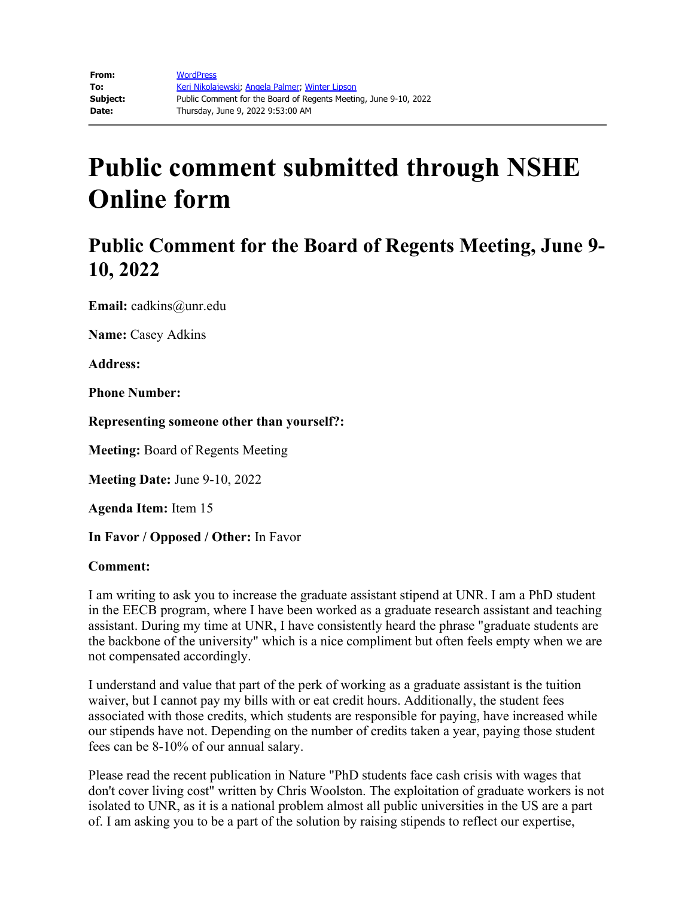| | |
|---|---|
| **From:** | WordPress |
| **To:** | Keri Nikolajewski; Angela Palmer; Winter Lipson |
| **Subject:** | Public Comment for the Board of Regents Meeting, June 9-10, 2022 |
| **Date:** | Thursday, June 9, 2022 9:53:00 AM |

# Public comment submitted through NSHE Online form

## Public Comment for the Board of Regents Meeting, June 9-10, 2022

**Email:** cadkins@unr.edu

**Name:** Casey Adkins

**Address:**

**Phone Number:**

**Representing someone other than yourself?:**

**Meeting:** Board of Regents Meeting

**Meeting Date:** June 9-10, 2022

**Agenda Item:** Item 15

**In Favor / Opposed / Other:** In Favor

**Comment:**

I am writing to ask you to increase the graduate assistant stipend at UNR. I am a PhD student in the EECB program, where I have been worked as a graduate research assistant and teaching assistant. During my time at UNR, I have consistently heard the phrase "graduate students are the backbone of the university" which is a nice compliment but often feels empty when we are not compensated accordingly.

I understand and value that part of the perk of working as a graduate assistant is the tuition waiver, but I cannot pay my bills with or eat credit hours. Additionally, the student fees associated with those credits, which students are responsible for paying, have increased while our stipends have not. Depending on the number of credits taken a year, paying those student fees can be 8-10% of our annual salary.

Please read the recent publication in Nature "PhD students face cash crisis with wages that don't cover living cost" written by Chris Woolston. The exploitation of graduate workers is not isolated to UNR, as it is a national problem almost all public universities in the US are a part of. I am asking you to be a part of the solution by raising stipends to reflect our expertise,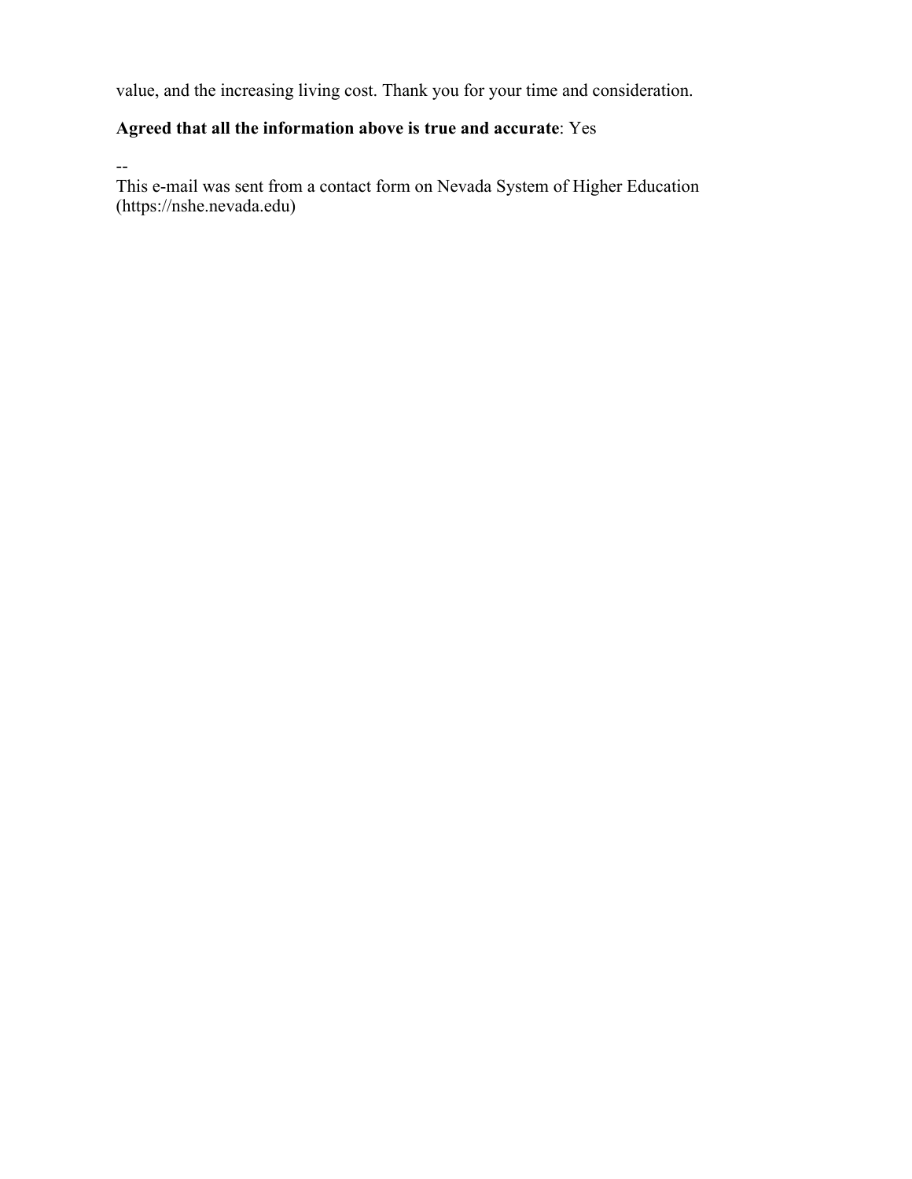value, and the increasing living cost. Thank you for your time and consideration.

**Agreed that all the information above is true and accurate**: Yes

--
This e-mail was sent from a contact form on Nevada System of Higher Education (https://nshe.nevada.edu)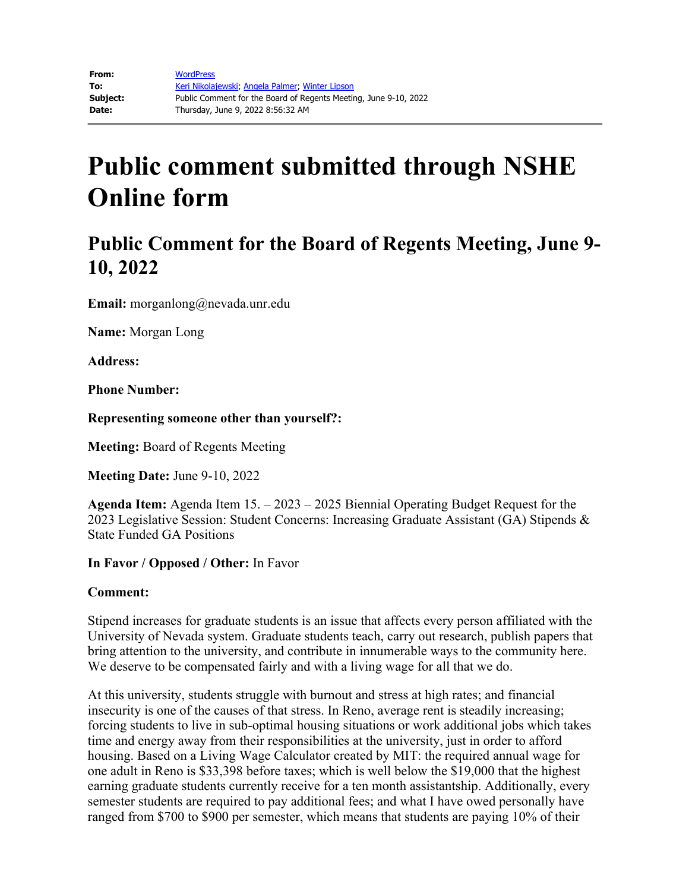| | |
|---|---|
| **From:** | WordPress |
| **To:** | Keri Nikolajewski; Angela Palmer; Winter Lipson |
| **Subject:** | Public Comment for the Board of Regents Meeting, June 9-10, 2022 |
| **Date:** | Thursday, June 9, 2022 8:56:32 AM |

# Public comment submitted through NSHE Online form

## Public Comment for the Board of Regents Meeting, June 9-10, 2022

**Email:** morganlong@nevada.unr.edu

**Name:** Morgan Long

**Address:**

**Phone Number:**

**Representing someone other than yourself?:**

**Meeting:** Board of Regents Meeting

**Meeting Date:** June 9-10, 2022

**Agenda Item:** Agenda Item 15. – 2023 – 2025 Biennial Operating Budget Request for the 2023 Legislative Session: Student Concerns: Increasing Graduate Assistant (GA) Stipends & State Funded GA Positions

**In Favor / Opposed / Other:** In Favor

**Comment:**

Stipend increases for graduate students is an issue that affects every person affiliated with the University of Nevada system. Graduate students teach, carry out research, publish papers that bring attention to the university, and contribute in innumerable ways to the community here. We deserve to be compensated fairly and with a living wage for all that we do.

At this university, students struggle with burnout and stress at high rates; and financial insecurity is one of the causes of that stress. In Reno, average rent is steadily increasing; forcing students to live in sub-optimal housing situations or work additional jobs which takes time and energy away from their responsibilities at the university, just in order to afford housing. Based on a Living Wage Calculator created by MIT: the required annual wage for one adult in Reno is $33,398 before taxes; which is well below the $19,000 that the highest earning graduate students currently receive for a ten month assistantship. Additionally, every semester students are required to pay additional fees; and what I have owed personally have ranged from $700 to $900 per semester, which means that students are paying 10% of their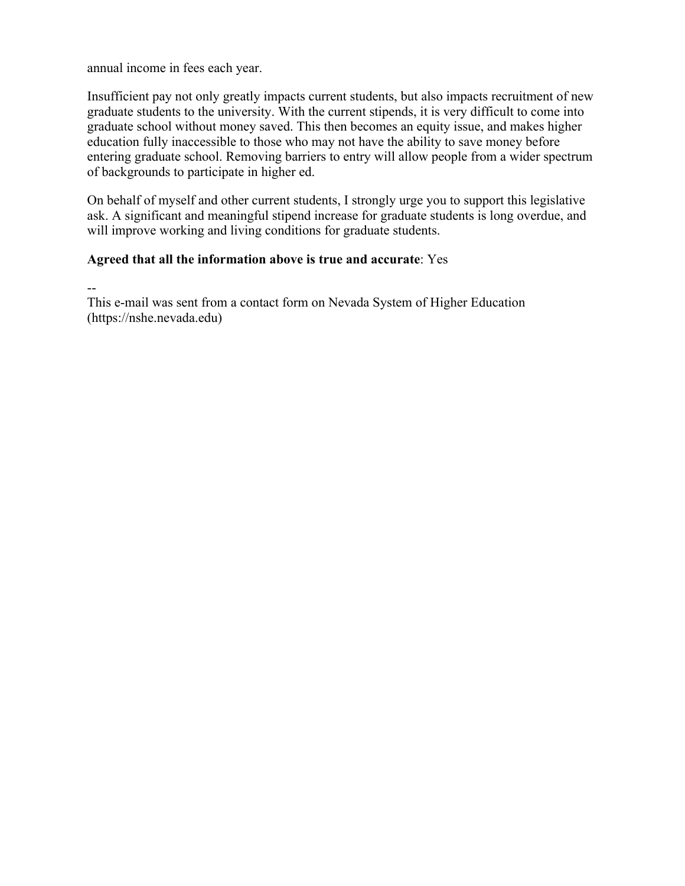annual income in fees each year.

Insufficient pay not only greatly impacts current students, but also impacts recruitment of new graduate students to the university. With the current stipends, it is very difficult to come into graduate school without money saved. This then becomes an equity issue, and makes higher education fully inaccessible to those who may not have the ability to save money before entering graduate school. Removing barriers to entry will allow people from a wider spectrum of backgrounds to participate in higher ed.

On behalf of myself and other current students, I strongly urge you to support this legislative ask. A significant and meaningful stipend increase for graduate students is long overdue, and will improve working and living conditions for graduate students.

**Agreed that all the information above is true and accurate**: Yes

--
This e-mail was sent from a contact form on Nevada System of Higher Education (https://nshe.nevada.edu)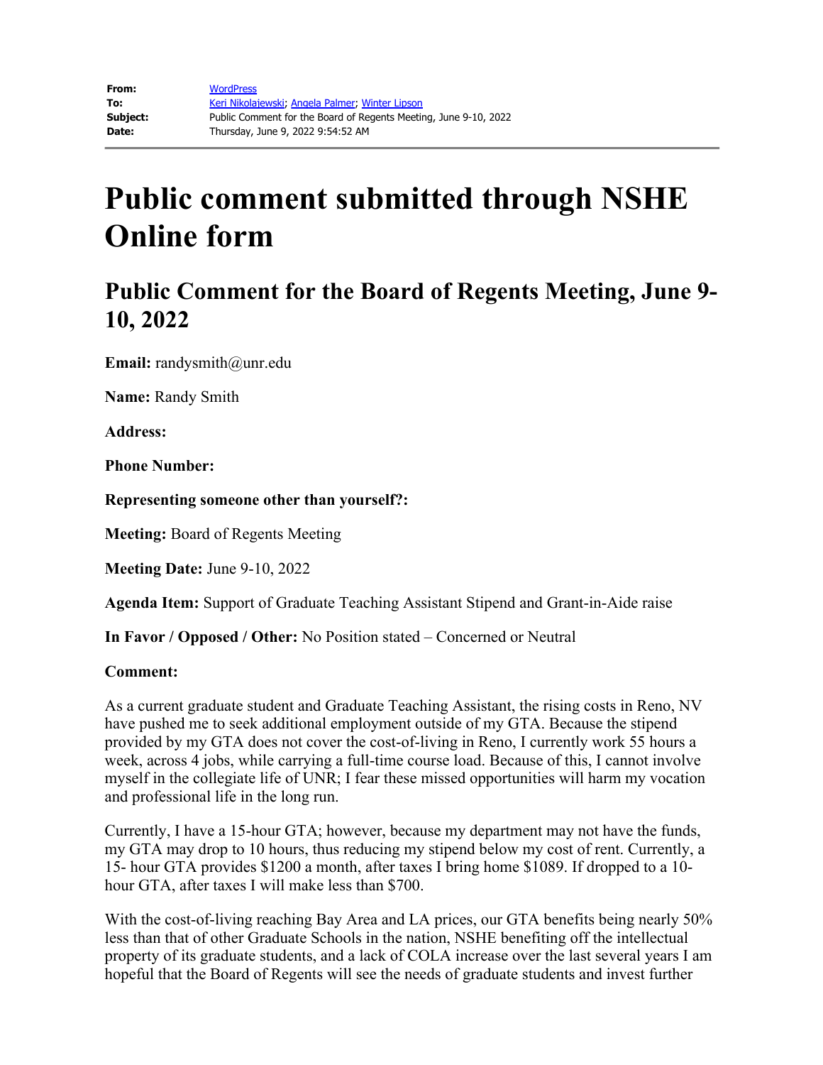| | |
|---|---|
| **From:** | WordPress |
| **To:** | Keri Nikolajewski; Angela Palmer; Winter Lipson |
| **Subject:** | Public Comment for the Board of Regents Meeting, June 9-10, 2022 |
| **Date:** | Thursday, June 9, 2022 9:54:52 AM |

# Public comment submitted through NSHE Online form

## Public Comment for the Board of Regents Meeting, June 9-10, 2022

**Email:** randysmith@unr.edu

**Name:** Randy Smith

**Address:**

**Phone Number:**

**Representing someone other than yourself?:**

**Meeting:** Board of Regents Meeting

**Meeting Date:** June 9-10, 2022

**Agenda Item:** Support of Graduate Teaching Assistant Stipend and Grant-in-Aide raise

**In Favor / Opposed / Other:** No Position stated – Concerned or Neutral

**Comment:**

As a current graduate student and Graduate Teaching Assistant, the rising costs in Reno, NV have pushed me to seek additional employment outside of my GTA. Because the stipend provided by my GTA does not cover the cost-of-living in Reno, I currently work 55 hours a week, across 4 jobs, while carrying a full-time course load. Because of this, I cannot involve myself in the collegiate life of UNR; I fear these missed opportunities will harm my vocation and professional life in the long run.

Currently, I have a 15-hour GTA; however, because my department may not have the funds, my GTA may drop to 10 hours, thus reducing my stipend below my cost of rent. Currently, a 15- hour GTA provides $1200 a month, after taxes I bring home $1089. If dropped to a 10-hour GTA, after taxes I will make less than $700.

With the cost-of-living reaching Bay Area and LA prices, our GTA benefits being nearly 50% less than that of other Graduate Schools in the nation, NSHE benefiting off the intellectual property of its graduate students, and a lack of COLA increase over the last several years I am hopeful that the Board of Regents will see the needs of graduate students and invest further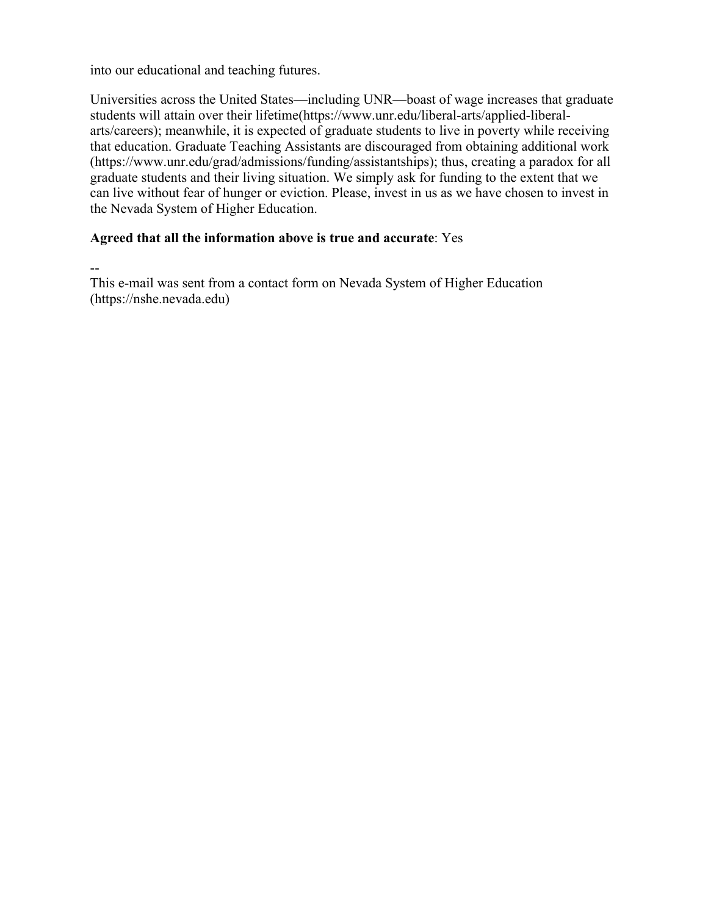into our educational and teaching futures.

Universities across the United States—including UNR—boast of wage increases that graduate students will attain over their lifetime(https://www.unr.edu/liberal-arts/applied-liberal-arts/careers); meanwhile, it is expected of graduate students to live in poverty while receiving that education. Graduate Teaching Assistants are discouraged from obtaining additional work (https://www.unr.edu/grad/admissions/funding/assistantships); thus, creating a paradox for all graduate students and their living situation. We simply ask for funding to the extent that we can live without fear of hunger or eviction. Please, invest in us as we have chosen to invest in the Nevada System of Higher Education.

**Agreed that all the information above is true and accurate**: Yes

--
This e-mail was sent from a contact form on Nevada System of Higher Education (https://nshe.nevada.edu)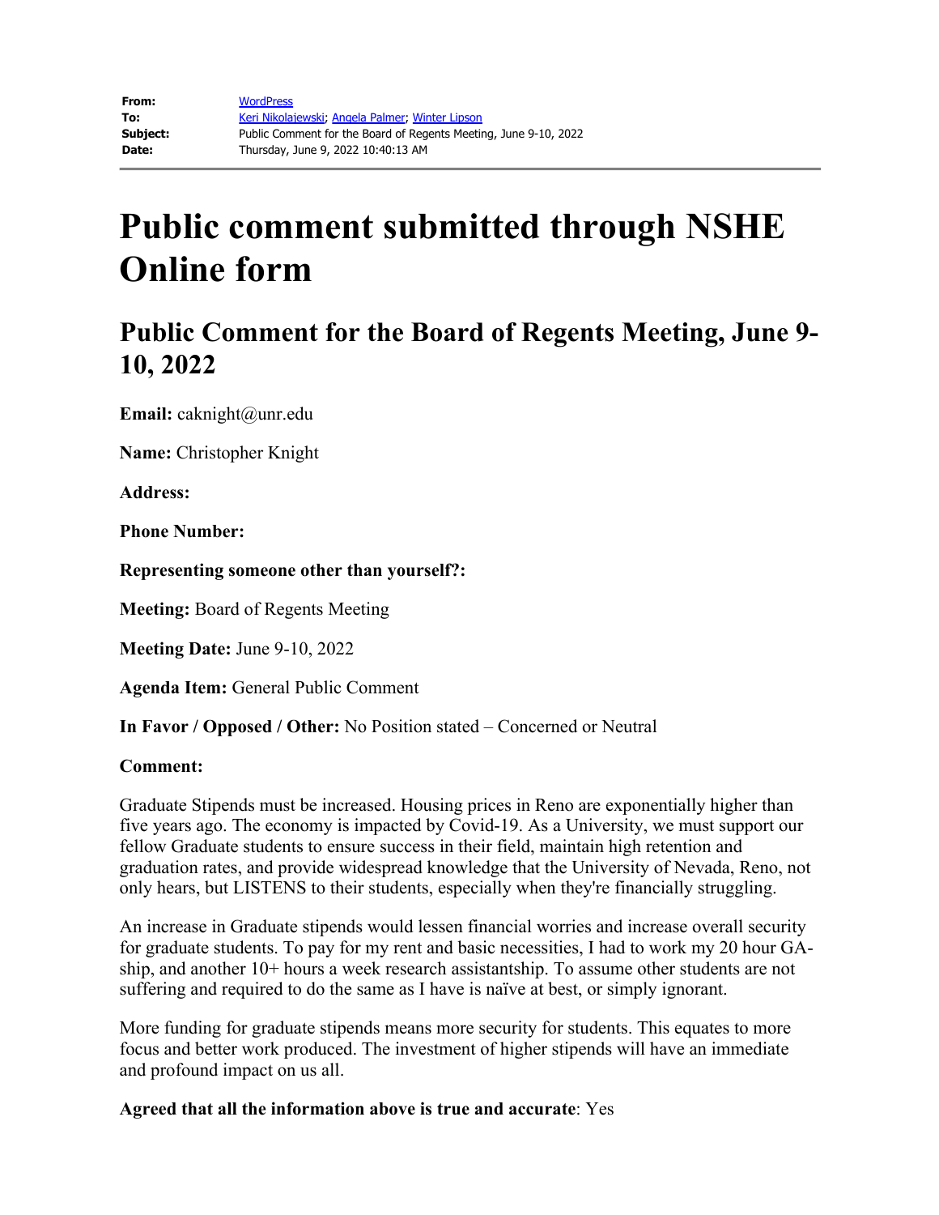| | |
|---|---|
| **From:** | WordPress |
| **To:** | Keri Nikolajewski; Angela Palmer; Winter Lipson |
| **Subject:** | Public Comment for the Board of Regents Meeting, June 9-10, 2022 |
| **Date:** | Thursday, June 9, 2022 10:40:13 AM |

# Public comment submitted through NSHE Online form

## Public Comment for the Board of Regents Meeting, June 9-10, 2022

**Email:** caknight@unr.edu

**Name:** Christopher Knight

**Address:**

**Phone Number:**

**Representing someone other than yourself?:**

**Meeting:** Board of Regents Meeting

**Meeting Date:** June 9-10, 2022

**Agenda Item:** General Public Comment

**In Favor / Opposed / Other:** No Position stated – Concerned or Neutral

**Comment:**

Graduate Stipends must be increased. Housing prices in Reno are exponentially higher than five years ago. The economy is impacted by Covid-19. As a University, we must support our fellow Graduate students to ensure success in their field, maintain high retention and graduation rates, and provide widespread knowledge that the University of Nevada, Reno, not only hears, but LISTENS to their students, especially when they're financially struggling.

An increase in Graduate stipends would lessen financial worries and increase overall security for graduate students. To pay for my rent and basic necessities, I had to work my 20 hour GA-ship, and another 10+ hours a week research assistantship. To assume other students are not suffering and required to do the same as I have is naïve at best, or simply ignorant.

More funding for graduate stipends means more security for students. This equates to more focus and better work produced. The investment of higher stipends will have an immediate and profound impact on us all.

**Agreed that all the information above is true and accurate**: Yes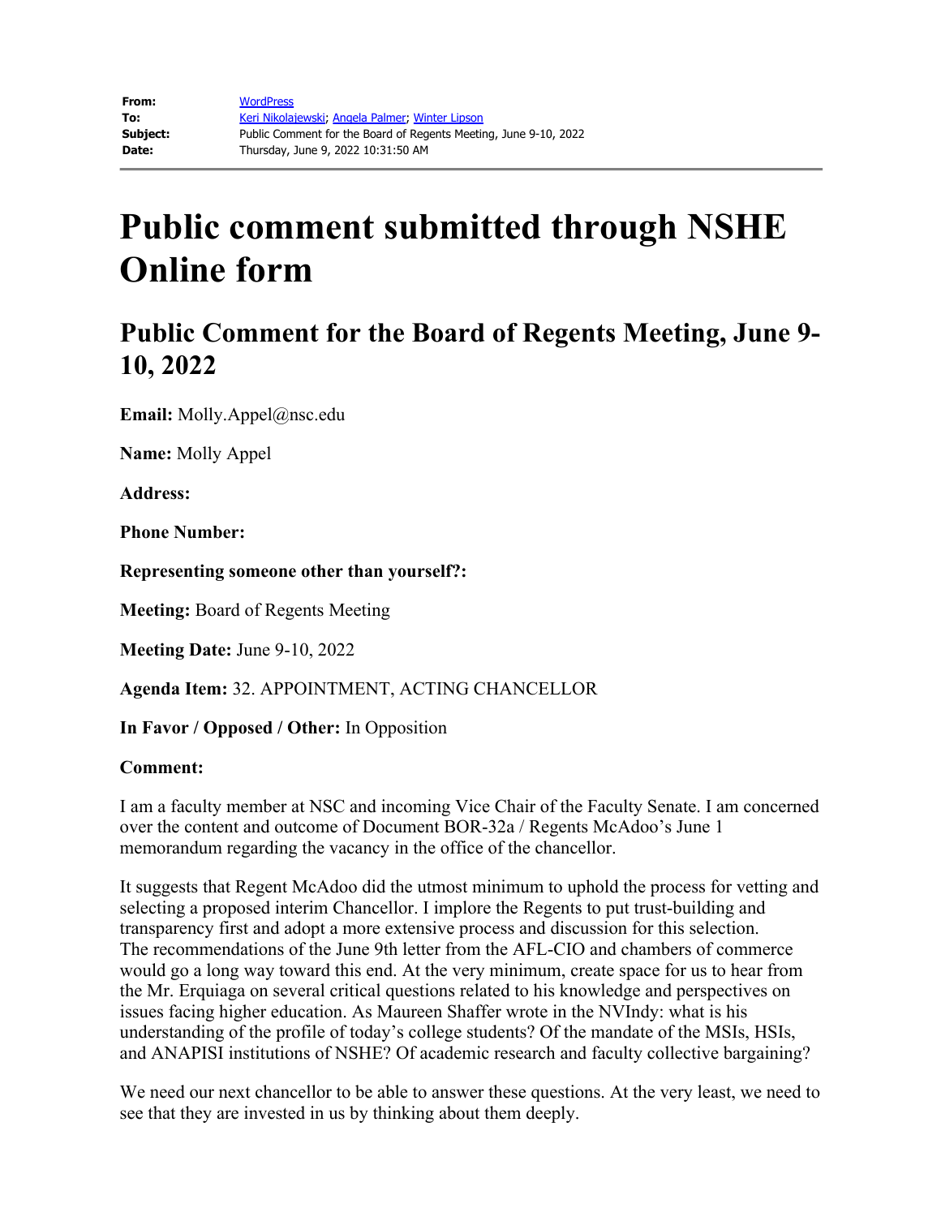| | |
|---|---|
| **From:** | WordPress |
| **To:** | Keri Nikolajewski; Angela Palmer; Winter Lipson |
| **Subject:** | Public Comment for the Board of Regents Meeting, June 9-10, 2022 |
| **Date:** | Thursday, June 9, 2022 10:31:50 AM |

# Public comment submitted through NSHE Online form

## Public Comment for the Board of Regents Meeting, June 9-10, 2022

**Email:** Molly.Appel@nsc.edu

**Name:** Molly Appel

**Address:**

**Phone Number:**

**Representing someone other than yourself?:**

**Meeting:** Board of Regents Meeting

**Meeting Date:** June 9-10, 2022

**Agenda Item:** 32. APPOINTMENT, ACTING CHANCELLOR

**In Favor / Opposed / Other:** In Opposition

**Comment:**

I am a faculty member at NSC and incoming Vice Chair of the Faculty Senate. I am concerned over the content and outcome of Document BOR-32a / Regents McAdoo's June 1 memorandum regarding the vacancy in the office of the chancellor.

It suggests that Regent McAdoo did the utmost minimum to uphold the process for vetting and selecting a proposed interim Chancellor. I implore the Regents to put trust-building and transparency first and adopt a more extensive process and discussion for this selection. The recommendations of the June 9th letter from the AFL-CIO and chambers of commerce would go a long way toward this end. At the very minimum, create space for us to hear from the Mr. Erquiaga on several critical questions related to his knowledge and perspectives on issues facing higher education. As Maureen Shaffer wrote in the NVIndy: what is his understanding of the profile of today's college students? Of the mandate of the MSIs, HSIs, and ANAPISI institutions of NSHE? Of academic research and faculty collective bargaining?

We need our next chancellor to be able to answer these questions. At the very least, we need to see that they are invested in us by thinking about them deeply.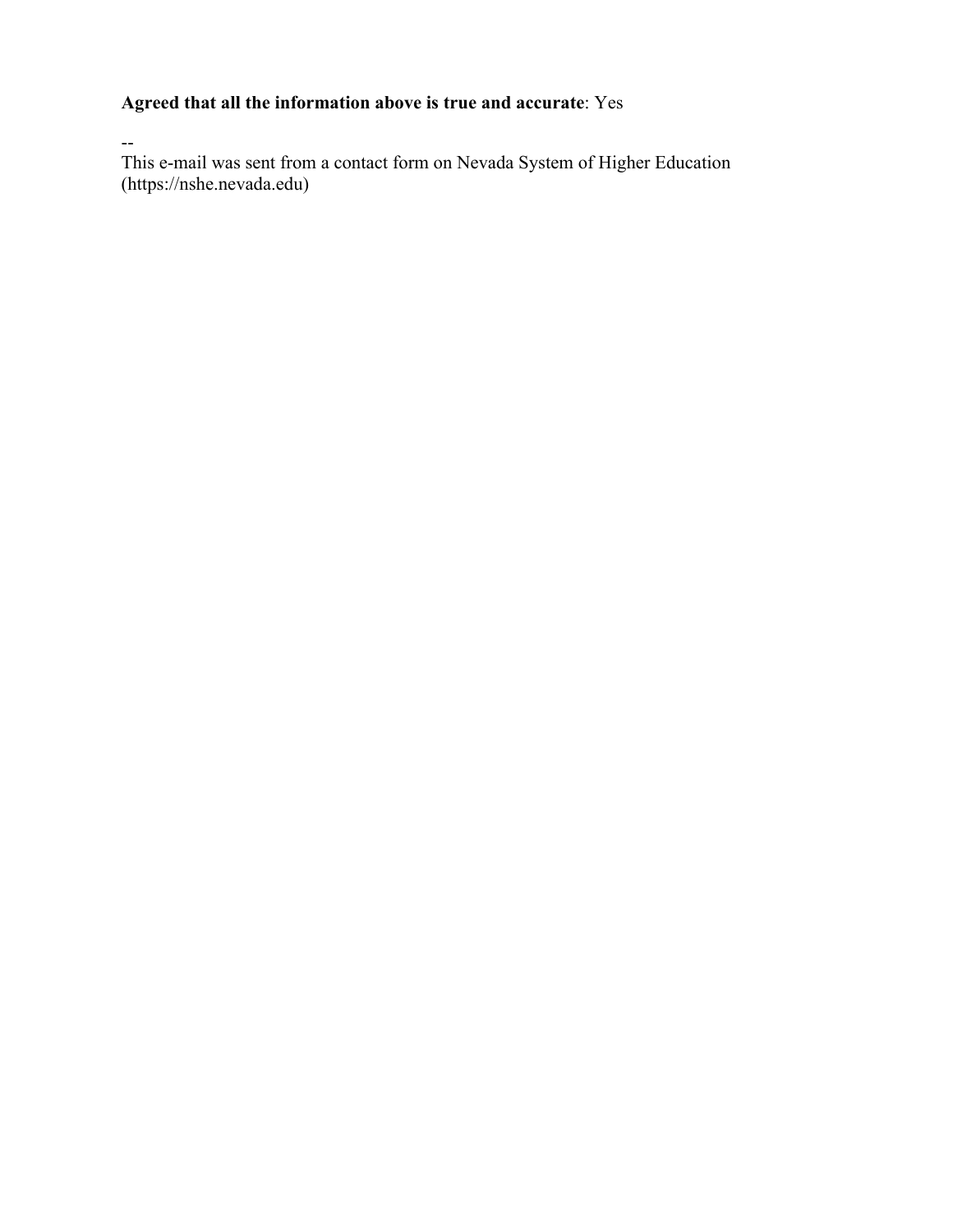**Agreed that all the information above is true and accurate**: Yes

--
This e-mail was sent from a contact form on Nevada System of Higher Education (https://nshe.nevada.edu)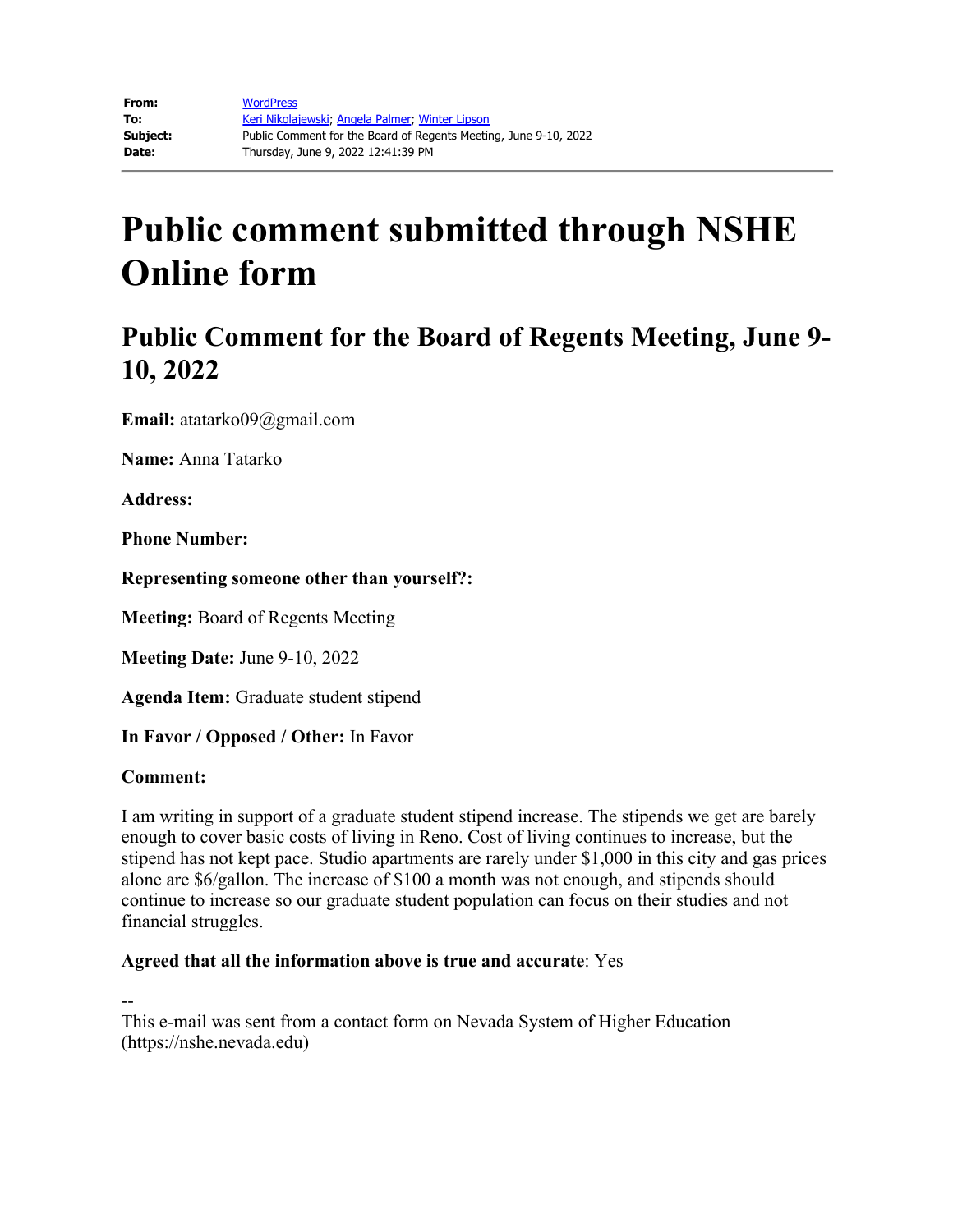| | |
|---|---|
| **From:** | WordPress |
| **To:** | Keri Nikolajewski; Angela Palmer; Winter Lipson |
| **Subject:** | Public Comment for the Board of Regents Meeting, June 9-10, 2022 |
| **Date:** | Thursday, June 9, 2022 12:41:39 PM |

# Public comment submitted through NSHE Online form

## Public Comment for the Board of Regents Meeting, June 9-10, 2022

**Email:** atatarko09@gmail.com

**Name:** Anna Tatarko

**Address:**

**Phone Number:**

**Representing someone other than yourself?:**

**Meeting:** Board of Regents Meeting

**Meeting Date:** June 9-10, 2022

**Agenda Item:** Graduate student stipend

**In Favor / Opposed / Other:** In Favor

**Comment:**

I am writing in support of a graduate student stipend increase. The stipends we get are barely enough to cover basic costs of living in Reno. Cost of living continues to increase, but the stipend has not kept pace. Studio apartments are rarely under $1,000 in this city and gas prices alone are $6/gallon. The increase of $100 a month was not enough, and stipends should continue to increase so our graduate student population can focus on their studies and not financial struggles.

**Agreed that all the information above is true and accurate**: Yes

--
This e-mail was sent from a contact form on Nevada System of Higher Education (https://nshe.nevada.edu)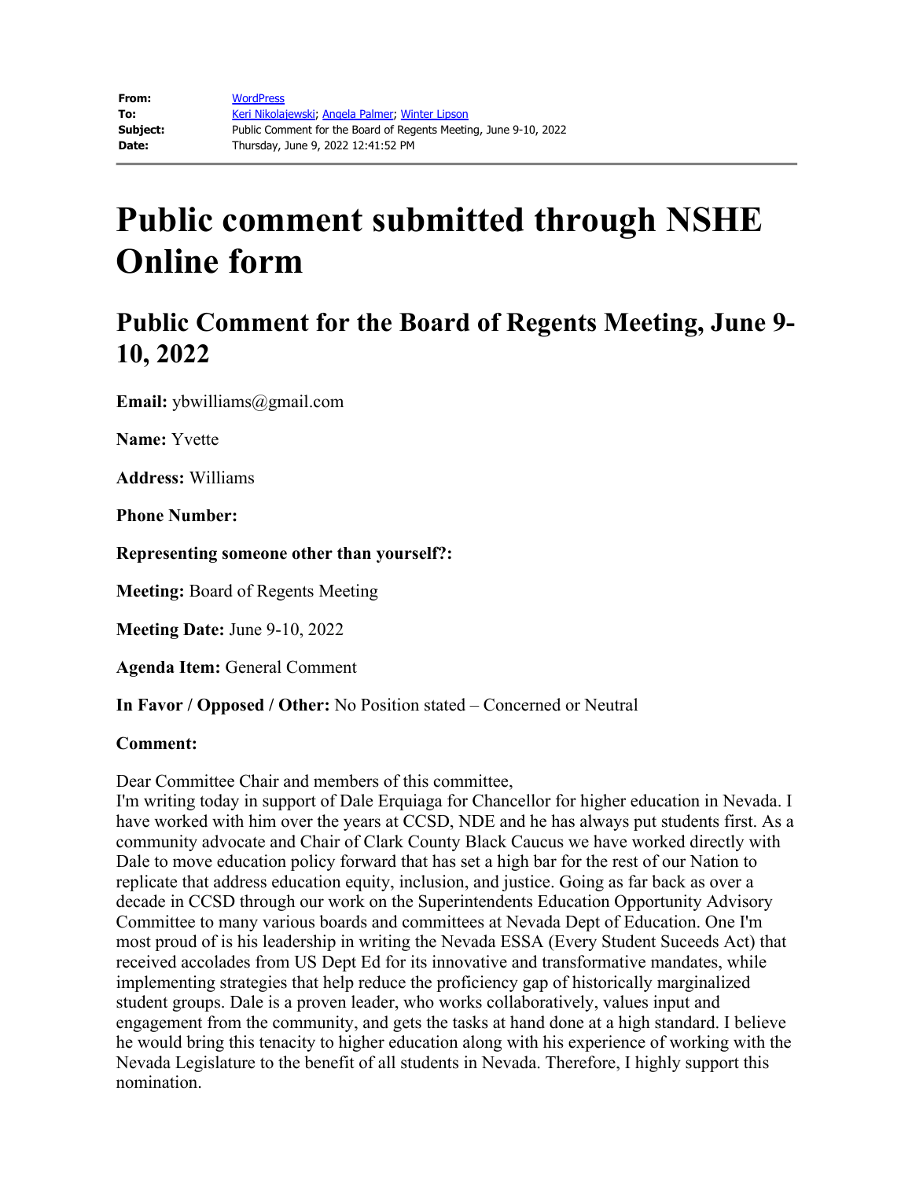| | |
|---|---|
| **From:** | WordPress |
| **To:** | Keri Nikolajewski; Angela Palmer; Winter Lipson |
| **Subject:** | Public Comment for the Board of Regents Meeting, June 9-10, 2022 |
| **Date:** | Thursday, June 9, 2022 12:41:52 PM |

# Public comment submitted through NSHE Online form

## Public Comment for the Board of Regents Meeting, June 9-10, 2022

**Email:** ybwilliams@gmail.com

**Name:** Yvette

**Address:** Williams

**Phone Number:**

**Representing someone other than yourself?:**

**Meeting:** Board of Regents Meeting

**Meeting Date:** June 9-10, 2022

**Agenda Item:** General Comment

**In Favor / Opposed / Other:** No Position stated – Concerned or Neutral

**Comment:**

Dear Committee Chair and members of this committee,
I'm writing today in support of Dale Erquiaga for Chancellor for higher education in Nevada. I have worked with him over the years at CCSD, NDE and he has always put students first. As a community advocate and Chair of Clark County Black Caucus we have worked directly with Dale to move education policy forward that has set a high bar for the rest of our Nation to replicate that address education equity, inclusion, and justice. Going as far back as over a decade in CCSD through our work on the Superintendents Education Opportunity Advisory Committee to many various boards and committees at Nevada Dept of Education. One I'm most proud of is his leadership in writing the Nevada ESSA (Every Student Suceeds Act) that received accolades from US Dept Ed for its innovative and transformative mandates, while implementing strategies that help reduce the proficiency gap of historically marginalized student groups. Dale is a proven leader, who works collaboratively, values input and engagement from the community, and gets the tasks at hand done at a high standard. I believe he would bring this tenacity to higher education along with his experience of working with the Nevada Legislature to the benefit of all students in Nevada. Therefore, I highly support this nomination.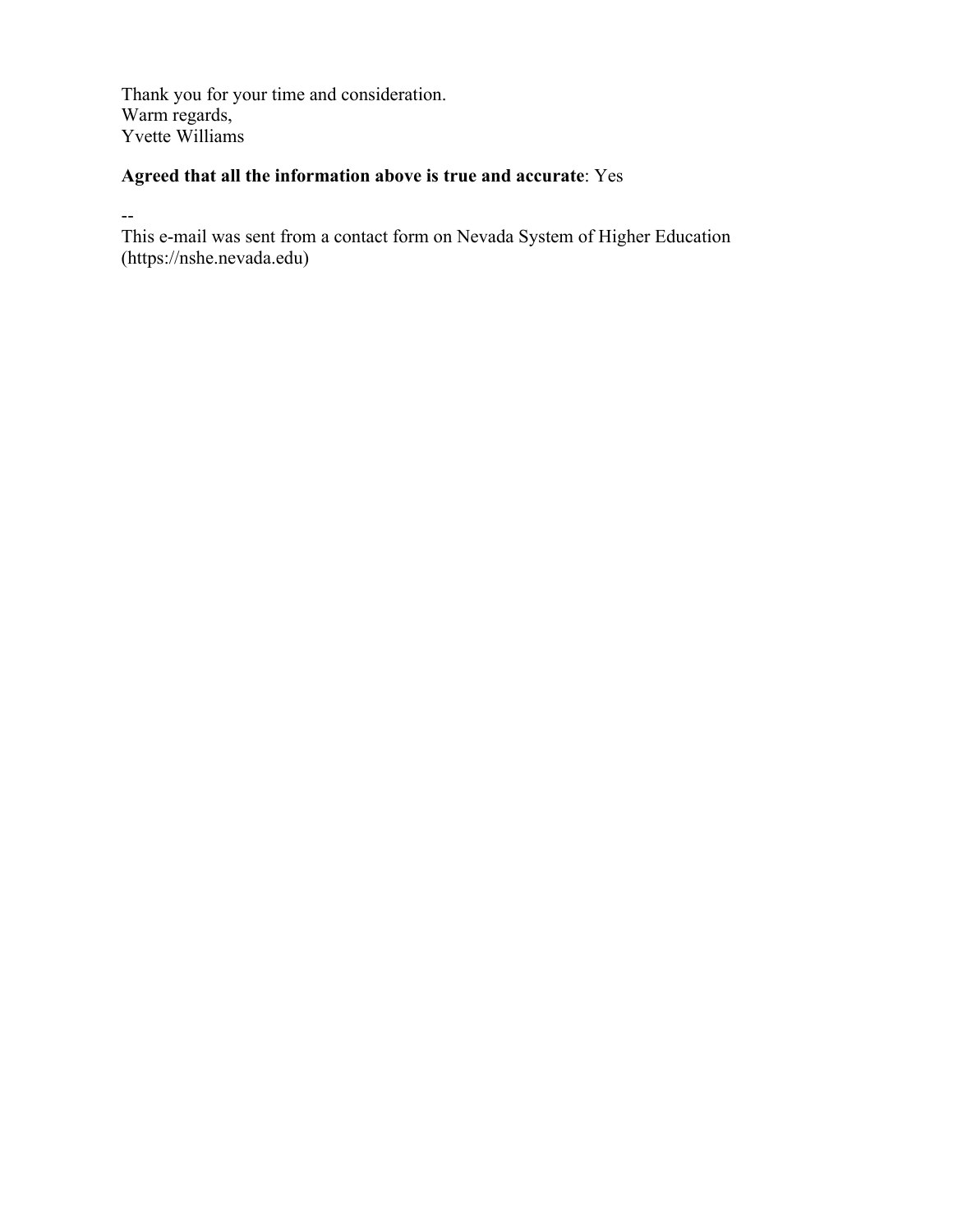Thank you for your time and consideration.
Warm regards,
Yvette Williams

**Agreed that all the information above is true and accurate**: Yes

--
This e-mail was sent from a contact form on Nevada System of Higher Education (https://nshe.nevada.edu)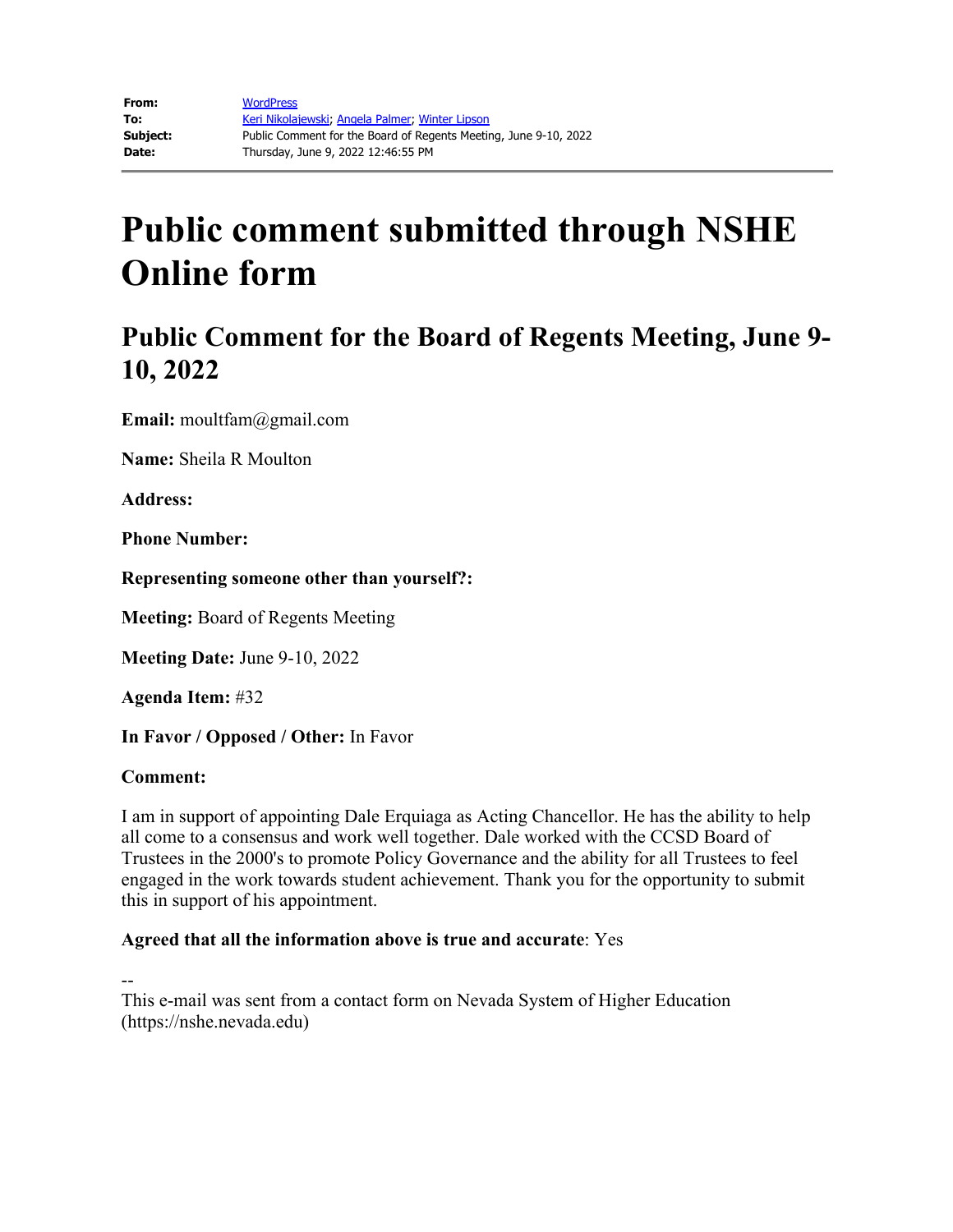| | |
|---|---|
| **From:** | WordPress |
| **To:** | Keri Nikolajewski; Angela Palmer; Winter Lipson |
| **Subject:** | Public Comment for the Board of Regents Meeting, June 9-10, 2022 |
| **Date:** | Thursday, June 9, 2022 12:46:55 PM |

# Public comment submitted through NSHE Online form

## Public Comment for the Board of Regents Meeting, June 9-10, 2022

**Email:** moultfam@gmail.com

**Name:** Sheila R Moulton

**Address:**

**Phone Number:**

**Representing someone other than yourself?:**

**Meeting:** Board of Regents Meeting

**Meeting Date:** June 9-10, 2022

**Agenda Item:** #32

**In Favor / Opposed / Other:** In Favor

**Comment:**

I am in support of appointing Dale Erquiaga as Acting Chancellor. He has the ability to help all come to a consensus and work well together. Dale worked with the CCSD Board of Trustees in the 2000's to promote Policy Governance and the ability for all Trustees to feel engaged in the work towards student achievement. Thank you for the opportunity to submit this in support of his appointment.

**Agreed that all the information above is true and accurate**: Yes

--
This e-mail was sent from a contact form on Nevada System of Higher Education (https://nshe.nevada.edu)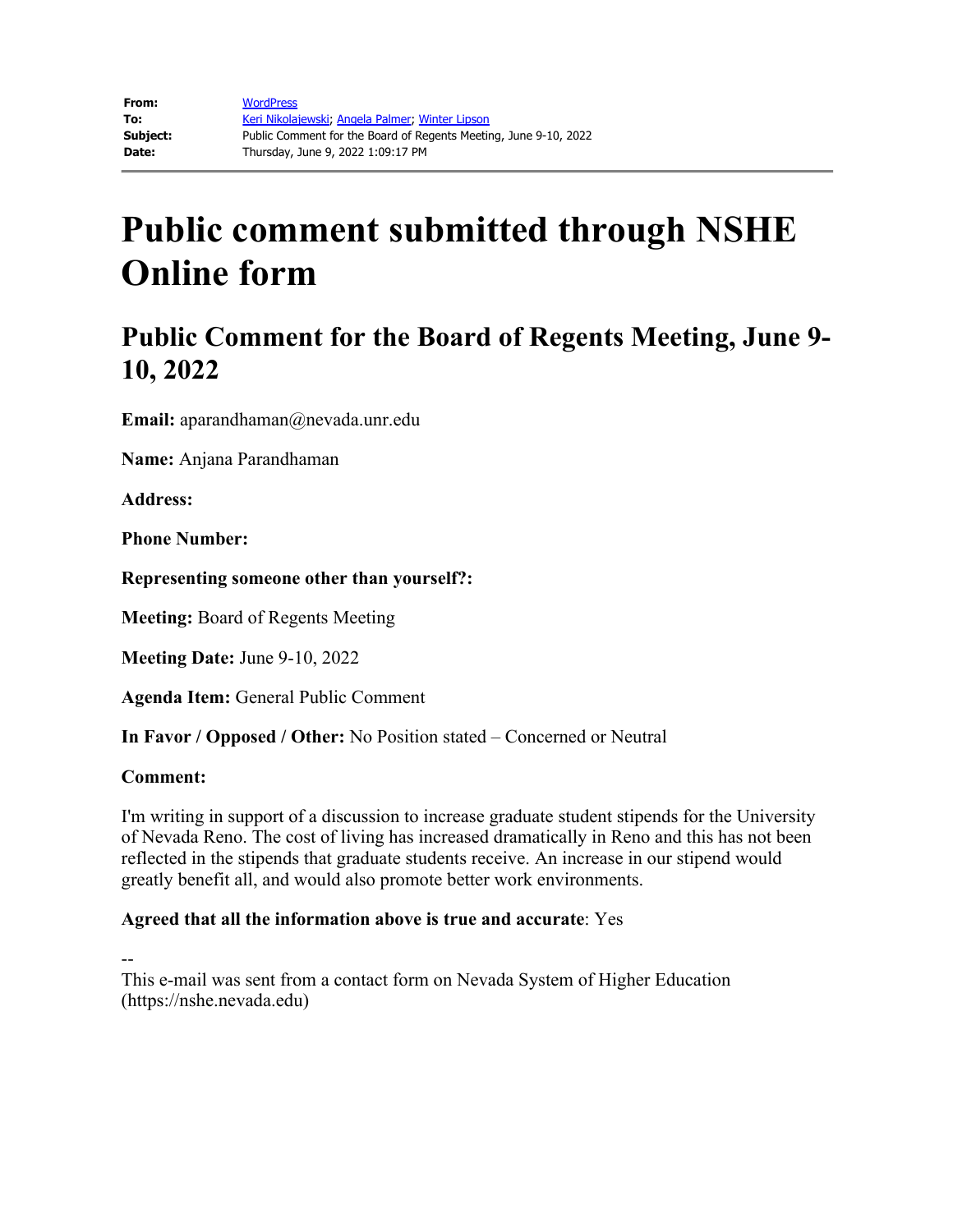| | |
|---|---|
| **From:** | WordPress |
| **To:** | Keri Nikolajewski; Angela Palmer; Winter Lipson |
| **Subject:** | Public Comment for the Board of Regents Meeting, June 9-10, 2022 |
| **Date:** | Thursday, June 9, 2022 1:09:17 PM |

# Public comment submitted through NSHE Online form

## Public Comment for the Board of Regents Meeting, June 9-10, 2022

**Email:** aparandhaman@nevada.unr.edu

**Name:** Anjana Parandhaman

**Address:**

**Phone Number:**

**Representing someone other than yourself?:**

**Meeting:** Board of Regents Meeting

**Meeting Date:** June 9-10, 2022

**Agenda Item:** General Public Comment

**In Favor / Opposed / Other:** No Position stated – Concerned or Neutral

**Comment:**

I'm writing in support of a discussion to increase graduate student stipends for the University of Nevada Reno. The cost of living has increased dramatically in Reno and this has not been reflected in the stipends that graduate students receive. An increase in our stipend would greatly benefit all, and would also promote better work environments.

**Agreed that all the information above is true and accurate**: Yes

--
This e-mail was sent from a contact form on Nevada System of Higher Education (https://nshe.nevada.edu)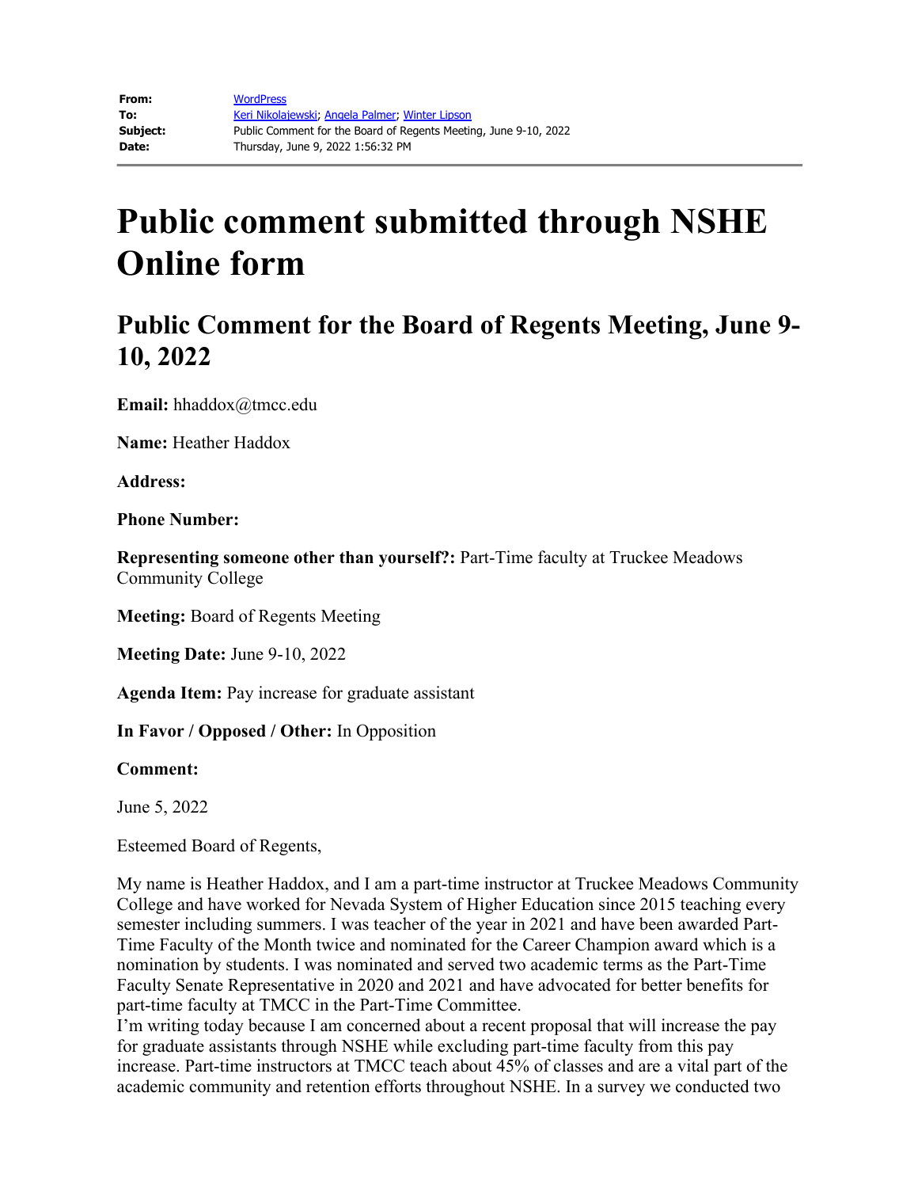**From:** WordPress
**To:** Keri Nikolajewski; Angela Palmer; Winter Lipson
**Subject:** Public Comment for the Board of Regents Meeting, June 9-10, 2022
**Date:** Thursday, June 9, 2022 1:56:32 PM

# Public comment submitted through NSHE Online form

## Public Comment for the Board of Regents Meeting, June 9-10, 2022

**Email:** hhaddox@tmcc.edu

**Name:** Heather Haddox

**Address:**

**Phone Number:**

**Representing someone other than yourself?:** Part-Time faculty at Truckee Meadows Community College

**Meeting:** Board of Regents Meeting

**Meeting Date:** June 9-10, 2022

**Agenda Item:** Pay increase for graduate assistant

**In Favor / Opposed / Other:** In Opposition

**Comment:**

June 5, 2022

Esteemed Board of Regents,

My name is Heather Haddox, and I am a part-time instructor at Truckee Meadows Community College and have worked for Nevada System of Higher Education since 2015 teaching every semester including summers. I was teacher of the year in 2021 and have been awarded Part-Time Faculty of the Month twice and nominated for the Career Champion award which is a nomination by students. I was nominated and served two academic terms as the Part-Time Faculty Senate Representative in 2020 and 2021 and have advocated for better benefits for part-time faculty at TMCC in the Part-Time Committee.
I'm writing today because I am concerned about a recent proposal that will increase the pay for graduate assistants through NSHE while excluding part-time faculty from this pay increase. Part-time instructors at TMCC teach about 45% of classes and are a vital part of the academic community and retention efforts throughout NSHE. In a survey we conducted two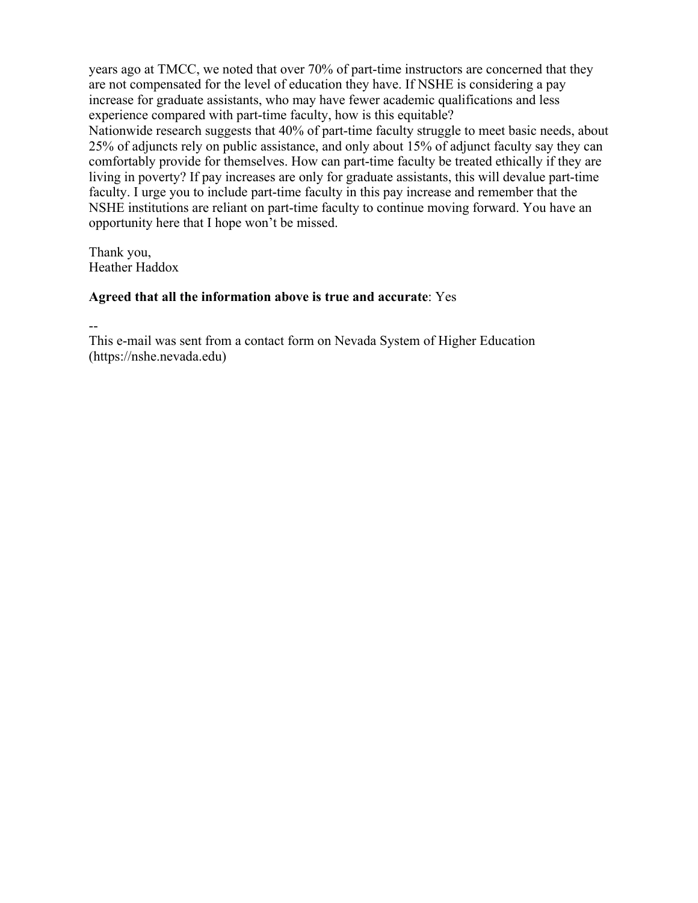years ago at TMCC, we noted that over 70% of part-time instructors are concerned that they are not compensated for the level of education they have. If NSHE is considering a pay increase for graduate assistants, who may have fewer academic qualifications and less experience compared with part-time faculty, how is this equitable?
Nationwide research suggests that 40% of part-time faculty struggle to meet basic needs, about 25% of adjuncts rely on public assistance, and only about 15% of adjunct faculty say they can comfortably provide for themselves. How can part-time faculty be treated ethically if they are living in poverty? If pay increases are only for graduate assistants, this will devalue part-time faculty. I urge you to include part-time faculty in this pay increase and remember that the NSHE institutions are reliant on part-time faculty to continue moving forward. You have an opportunity here that I hope won't be missed.

Thank you,
Heather Haddox

**Agreed that all the information above is true and accurate**: Yes

--
This e-mail was sent from a contact form on Nevada System of Higher Education (https://nshe.nevada.edu)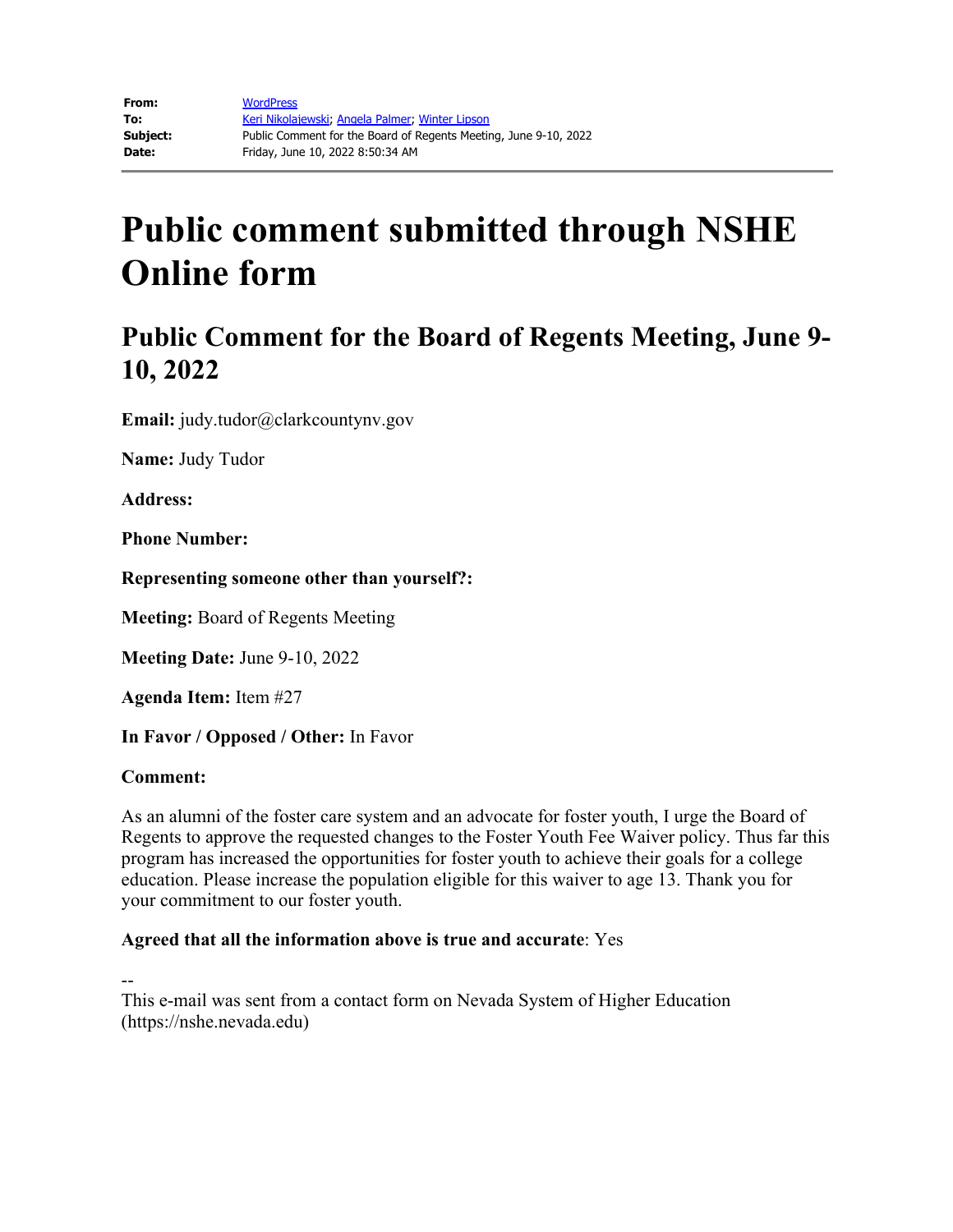| | |
|---|---|
| **From:** | WordPress |
| **To:** | Keri Nikolajewski; Angela Palmer; Winter Lipson |
| **Subject:** | Public Comment for the Board of Regents Meeting, June 9-10, 2022 |
| **Date:** | Friday, June 10, 2022 8:50:34 AM |

# Public comment submitted through NSHE Online form

## Public Comment for the Board of Regents Meeting, June 9-10, 2022

**Email:** judy.tudor@clarkcountynv.gov

**Name:** Judy Tudor

**Address:**

**Phone Number:**

**Representing someone other than yourself?:**

**Meeting:** Board of Regents Meeting

**Meeting Date:** June 9-10, 2022

**Agenda Item:** Item #27

**In Favor / Opposed / Other:** In Favor

**Comment:**

As an alumni of the foster care system and an advocate for foster youth, I urge the Board of Regents to approve the requested changes to the Foster Youth Fee Waiver policy. Thus far this program has increased the opportunities for foster youth to achieve their goals for a college education. Please increase the population eligible for this waiver to age 13. Thank you for your commitment to our foster youth.

**Agreed that all the information above is true and accurate**: Yes

--
This e-mail was sent from a contact form on Nevada System of Higher Education (https://nshe.nevada.edu)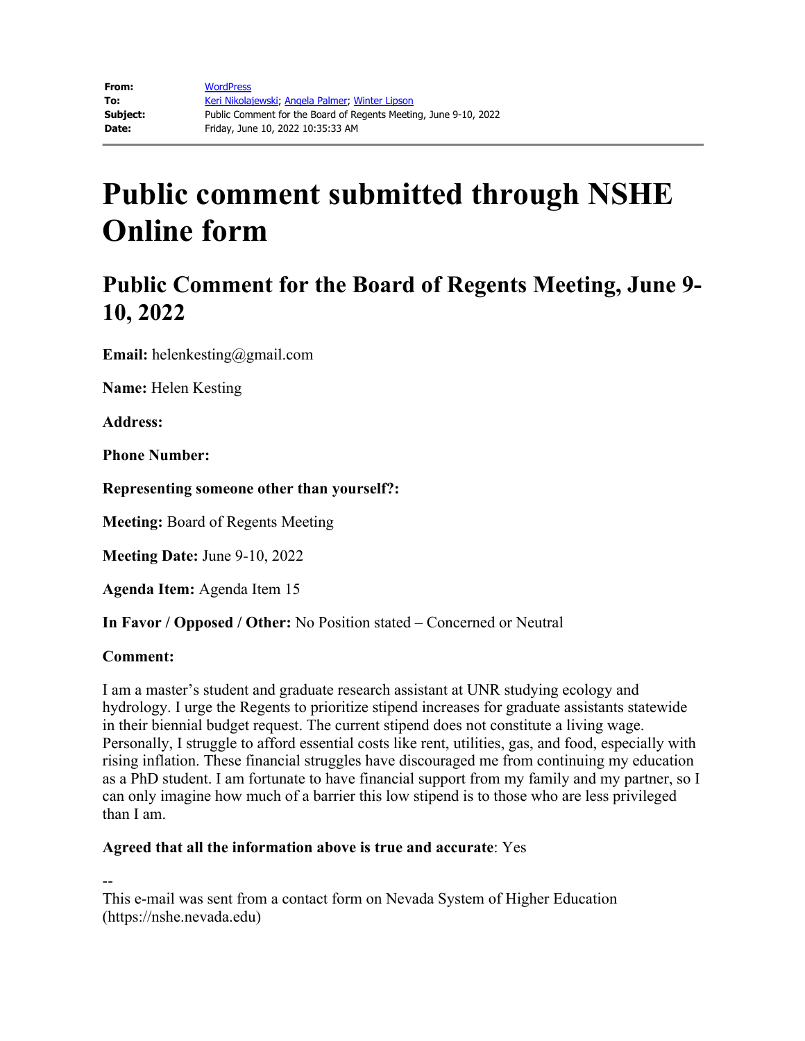**From:** WordPress
**To:** Keri Nikolajewski; Angela Palmer; Winter Lipson
**Subject:** Public Comment for the Board of Regents Meeting, June 9-10, 2022
**Date:** Friday, June 10, 2022 10:35:33 AM

# Public comment submitted through NSHE Online form

## Public Comment for the Board of Regents Meeting, June 9-10, 2022

**Email:** helenkesting@gmail.com

**Name:** Helen Kesting

**Address:**

**Phone Number:**

**Representing someone other than yourself?:**

**Meeting:** Board of Regents Meeting

**Meeting Date:** June 9-10, 2022

**Agenda Item:** Agenda Item 15

**In Favor / Opposed / Other:** No Position stated – Concerned or Neutral

**Comment:**

I am a master's student and graduate research assistant at UNR studying ecology and hydrology. I urge the Regents to prioritize stipend increases for graduate assistants statewide in their biennial budget request. The current stipend does not constitute a living wage. Personally, I struggle to afford essential costs like rent, utilities, gas, and food, especially with rising inflation. These financial struggles have discouraged me from continuing my education as a PhD student. I am fortunate to have financial support from my family and my partner, so I can only imagine how much of a barrier this low stipend is to those who are less privileged than I am.

**Agreed that all the information above is true and accurate**: Yes

--
This e-mail was sent from a contact form on Nevada System of Higher Education (https://nshe.nevada.edu)